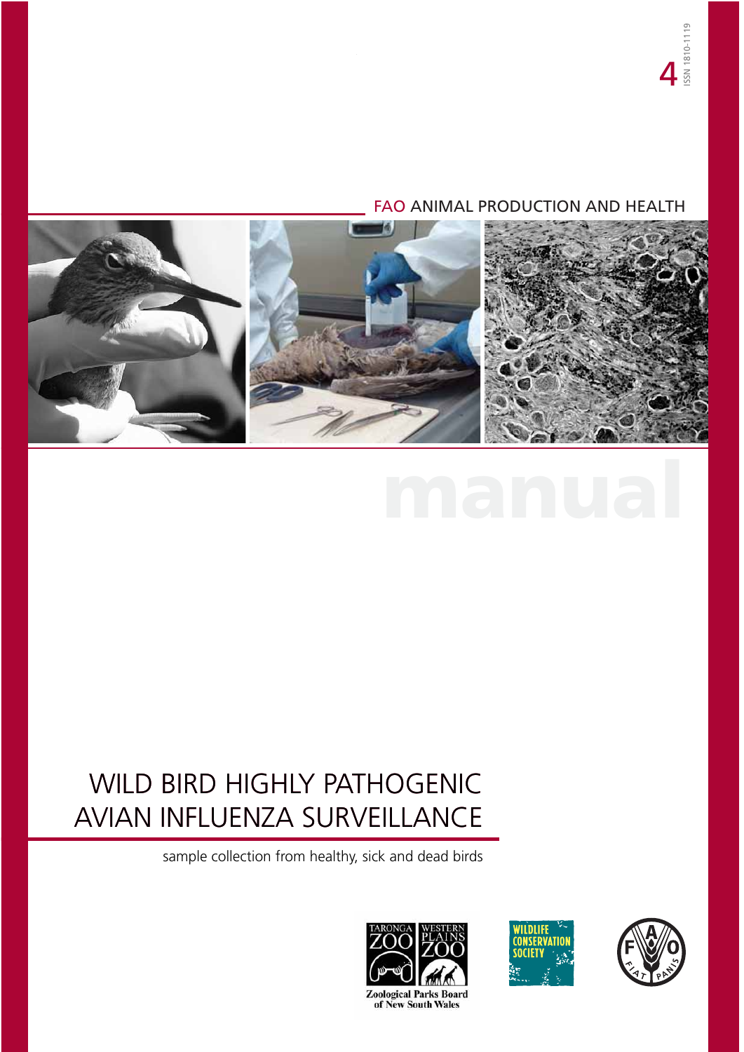4

ISSN 1810-1119

FAO ANIMAL PRODUCTION AND HEALTH

manual

# WILD BIRD HIGHLY PATHOGENIC AVIAN INFLUENZA SURVEILLANCE

sample collection from healthy, sick and dead birds

TARONGA ZOO WESTERN PLAINS ZOO
Zoological Parks Board of New South Wales

WILDLIFE CONSERVATION SOCIETY

FIAT PANIS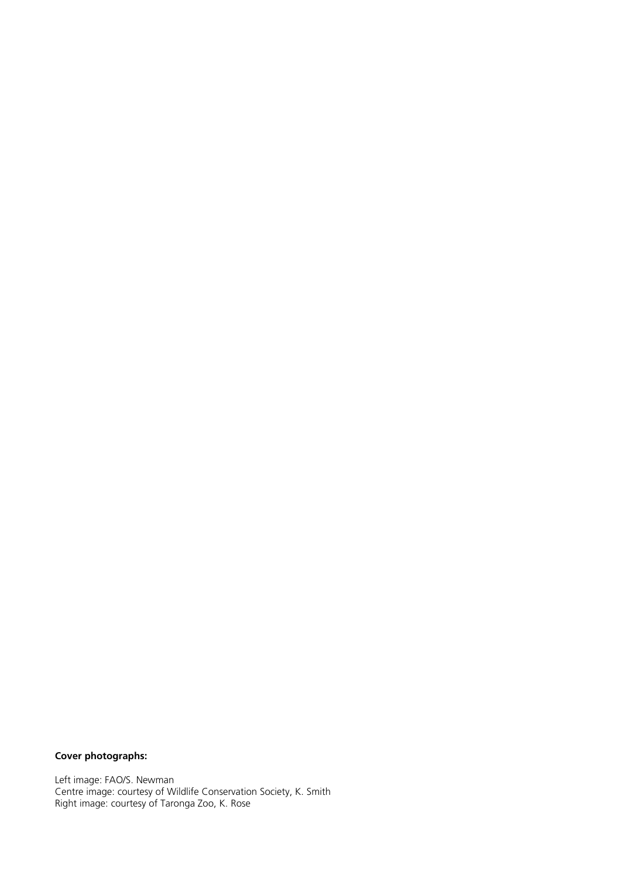**Cover photographs:**

Left image: FAO/S. Newman
Centre image: courtesy of Wildlife Conservation Society, K. Smith
Right image: courtesy of Taronga Zoo, K. Rose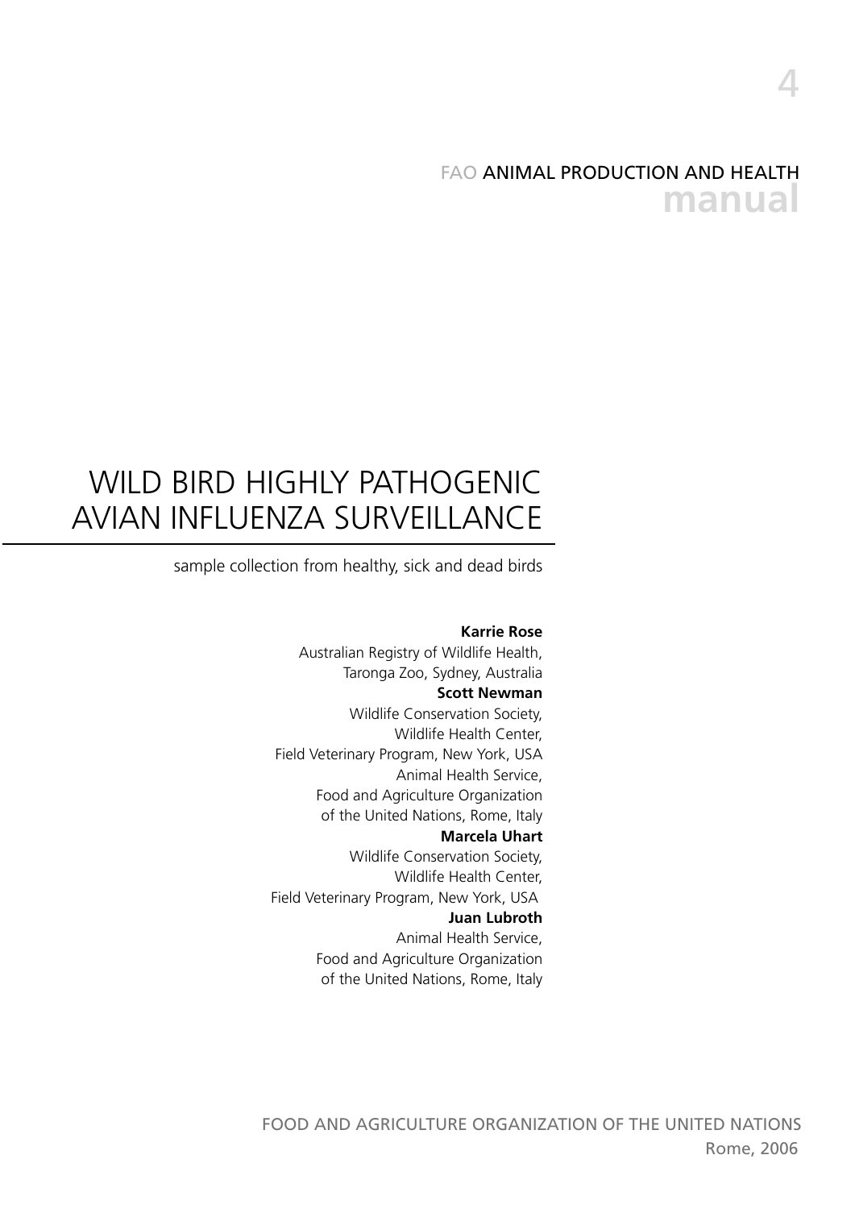4

FAO ANIMAL PRODUCTION AND HEALTH
**manual**

# WILD BIRD HIGHLY PATHOGENIC AVIAN INFLUENZA SURVEILLANCE

sample collection from healthy, sick and dead birds

**Karrie Rose**
Australian Registry of Wildlife Health,
Taronga Zoo, Sydney, Australia

**Scott Newman**
Wildlife Conservation Society,
Wildlife Health Center,
Field Veterinary Program, New York, USA
Animal Health Service,
Food and Agriculture Organization
of the United Nations, Rome, Italy

**Marcela Uhart**
Wildlife Conservation Society,
Wildlife Health Center,
Field Veterinary Program, New York, USA

**Juan Lubroth**
Animal Health Service,
Food and Agriculture Organization
of the United Nations, Rome, Italy

FOOD AND AGRICULTURE ORGANIZATION OF THE UNITED NATIONS
Rome, 2006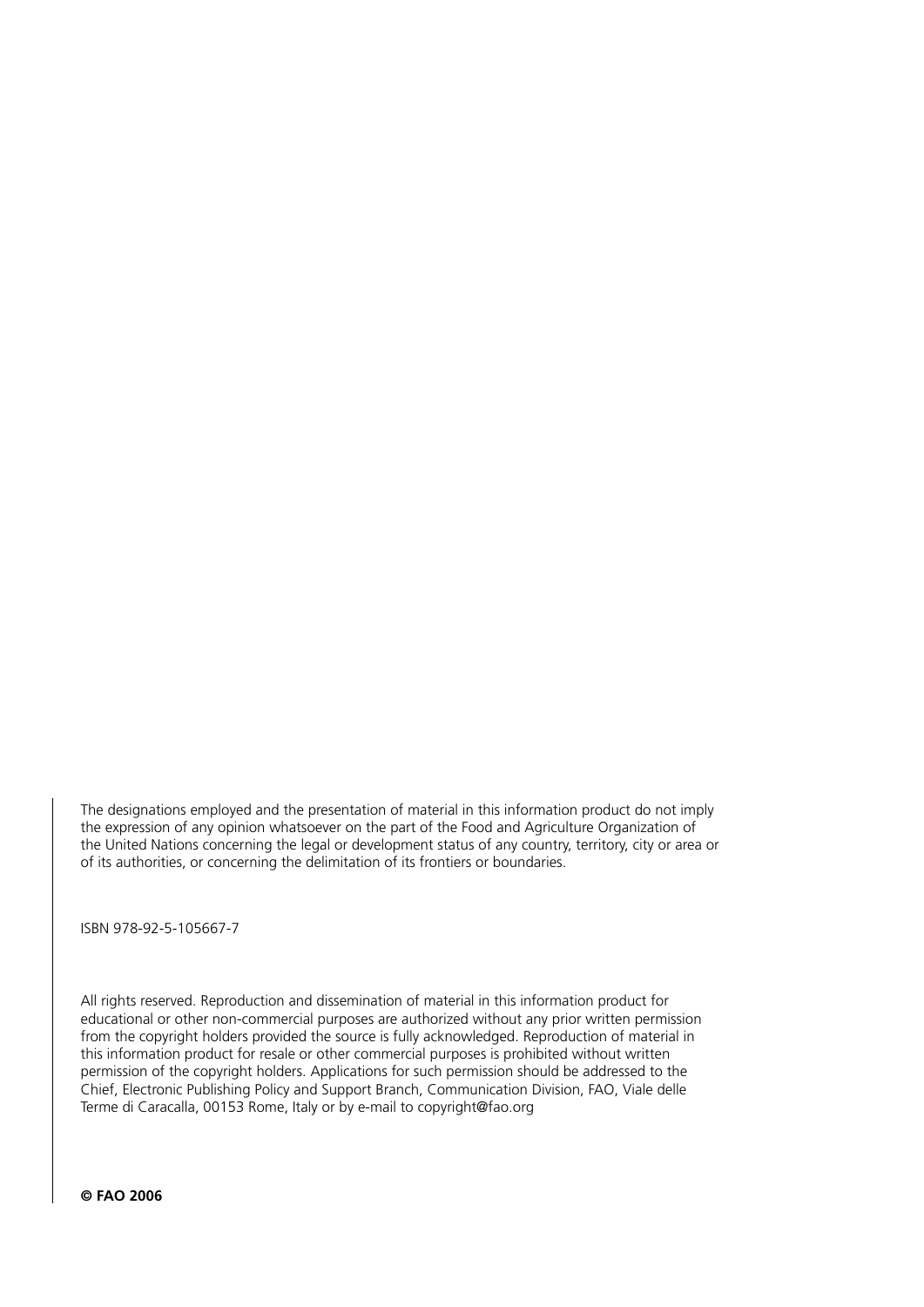The designations employed and the presentation of material in this information product do not imply the expression of any opinion whatsoever on the part of the Food and Agriculture Organization of the United Nations concerning the legal or development status of any country, territory, city or area or of its authorities, or concerning the delimitation of its frontiers or boundaries.

ISBN 978-92-5-105667-7

All rights reserved. Reproduction and dissemination of material in this information product for educational or other non-commercial purposes are authorized without any prior written permission from the copyright holders provided the source is fully acknowledged. Reproduction of material in this information product for resale or other commercial purposes is prohibited without written permission of the copyright holders. Applications for such permission should be addressed to the Chief, Electronic Publishing Policy and Support Branch, Communication Division, FAO, Viale delle Terme di Caracalla, 00153 Rome, Italy or by e-mail to copyright@fao.org

**© FAO 2006**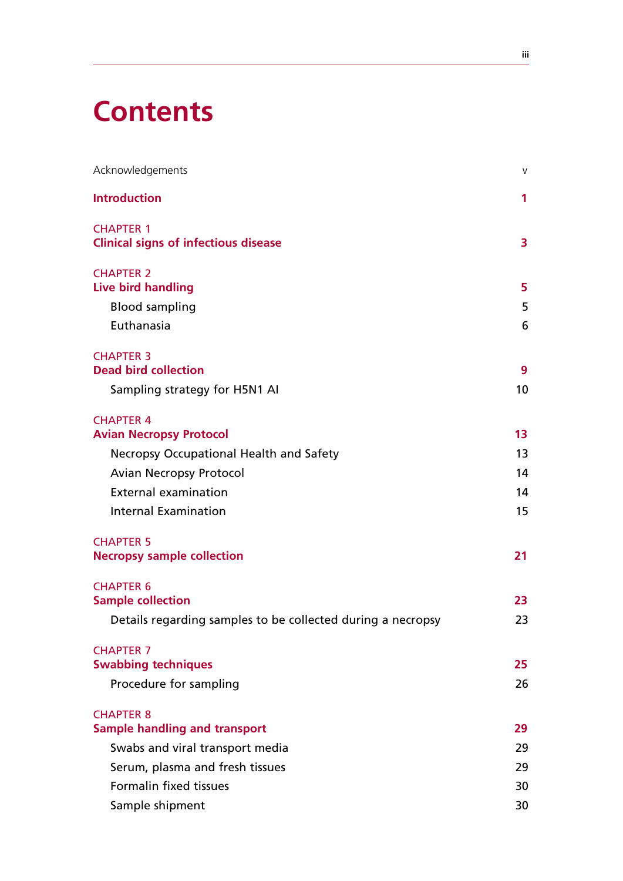# Contents

| | |
|---|---|
| Acknowledgements | v |
| **Introduction** | **1** |
| CHAPTER 1<br>**Clinical signs of infectious disease** | **3** |
| CHAPTER 2<br>**Live bird handling** | **5** |
| Blood sampling | 5 |
| Euthanasia | 6 |
| CHAPTER 3<br>**Dead bird collection** | **9** |
| Sampling strategy for H5N1 AI | 10 |
| CHAPTER 4<br>**Avian Necropsy Protocol** | **13** |
| Necropsy Occupational Health and Safety | 13 |
| Avian Necropsy Protocol | 14 |
| External examination | 14 |
| Internal Examination | 15 |
| CHAPTER 5<br>**Necropsy sample collection** | **21** |
| CHAPTER 6<br>**Sample collection** | **23** |
| Details regarding samples to be collected during a necropsy | 23 |
| CHAPTER 7<br>**Swabbing techniques** | **25** |
| Procedure for sampling | 26 |
| CHAPTER 8<br>**Sample handling and transport** | **29** |
| Swabs and viral transport media | 29 |
| Serum, plasma and fresh tissues | 29 |
| Formalin fixed tissues | 30 |
| Sample shipment | 30 |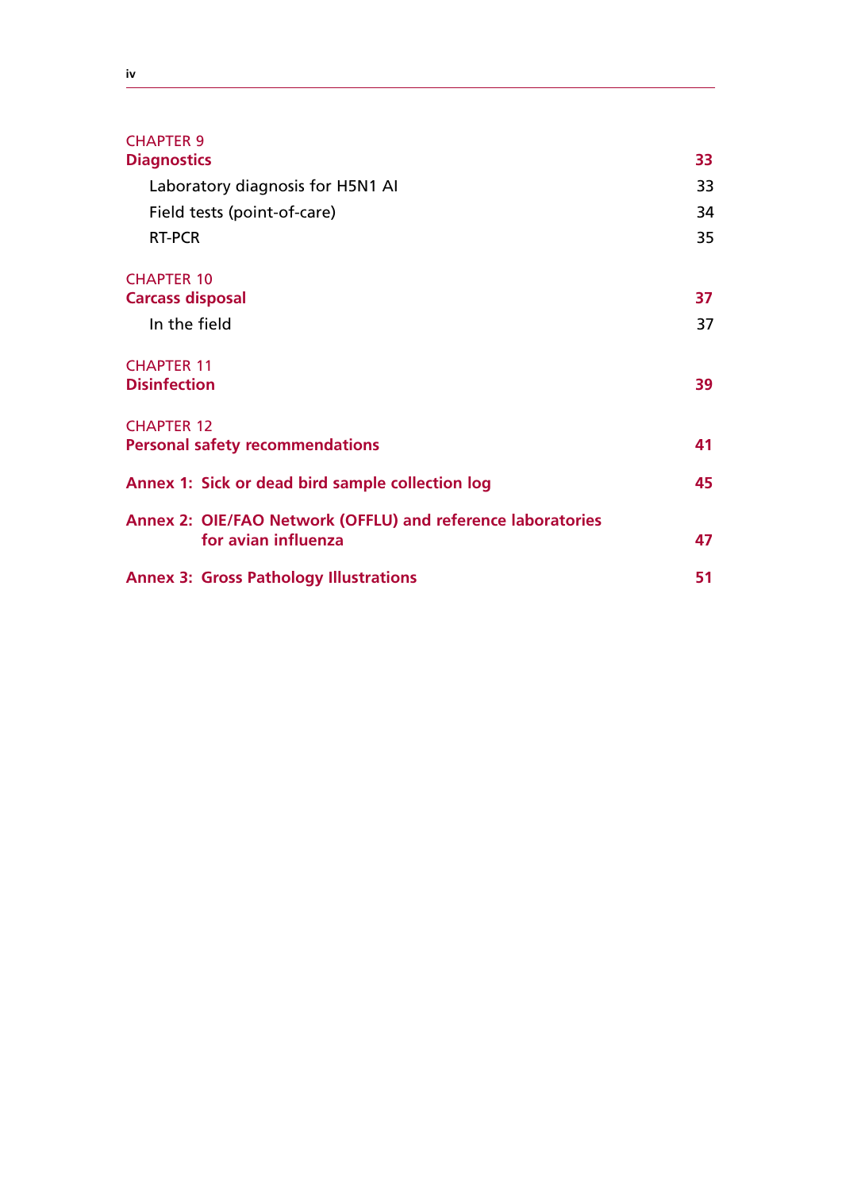CHAPTER 9
**Diagnostics** 33

- Laboratory diagnosis for H5N1 AI 33
- Field tests (point-of-care) 34
- RT-PCR 35

CHAPTER 10
**Carcass disposal** 37

- In the field 37

CHAPTER 11
**Disinfection** 39

CHAPTER 12
**Personal safety recommendations** 41

**Annex 1: Sick or dead bird sample collection log** 45

**Annex 2: OIE/FAO Network (OFFLU) and reference laboratories for avian influenza** 47

**Annex 3: Gross Pathology Illustrations** 51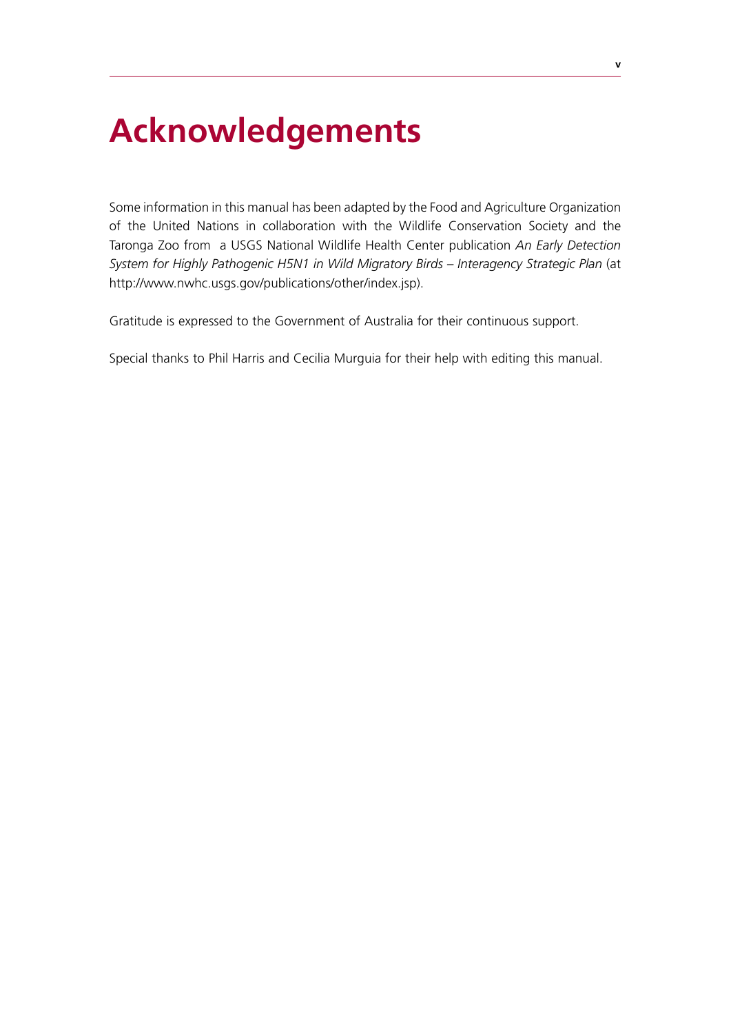# Acknowledgements

Some information in this manual has been adapted by the Food and Agriculture Organization of the United Nations in collaboration with the Wildlife Conservation Society and the Taronga Zoo from a USGS National Wildlife Health Center publication *An Early Detection System for Highly Pathogenic H5N1 in Wild Migratory Birds – Interagency Strategic Plan* (at http://www.nwhc.usgs.gov/publications/other/index.jsp).

Gratitude is expressed to the Government of Australia for their continuous support.

Special thanks to Phil Harris and Cecilia Murguia for their help with editing this manual.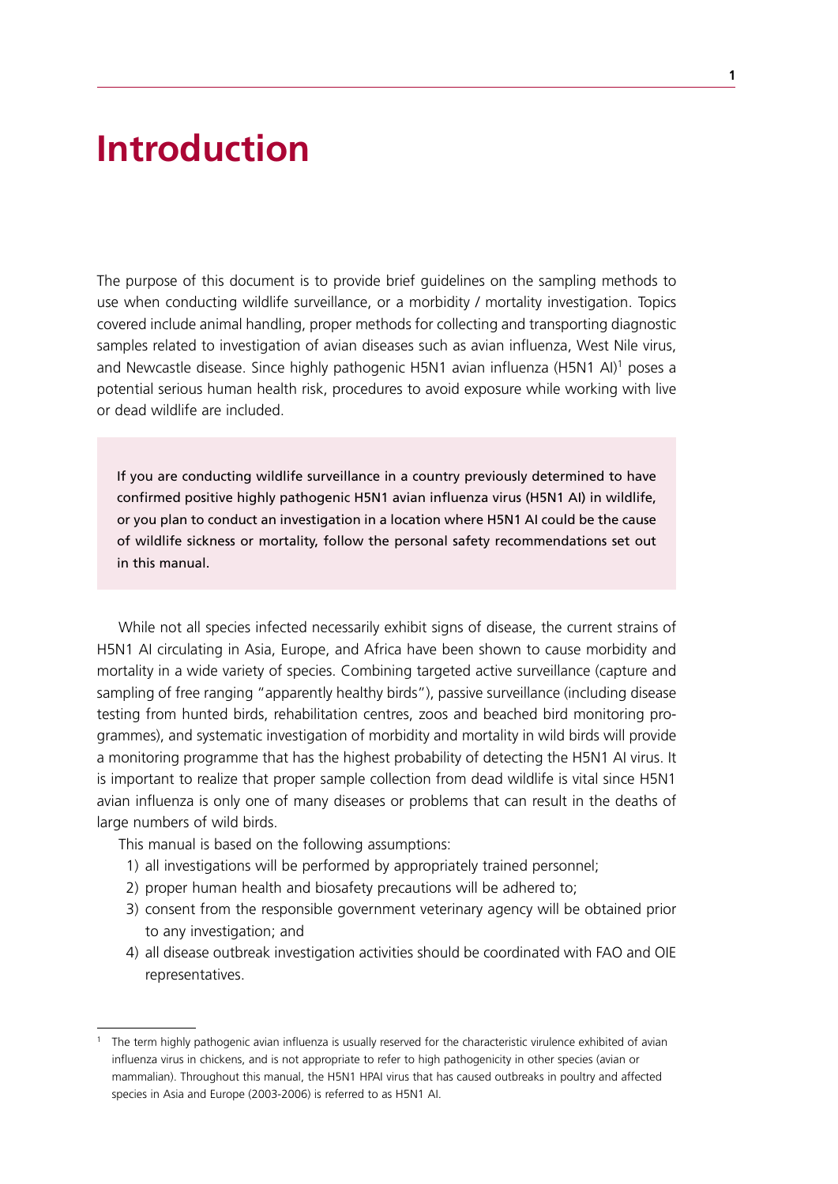# Introduction

The purpose of this document is to provide brief guidelines on the sampling methods to use when conducting wildlife surveillance, or a morbidity / mortality investigation. Topics covered include animal handling, proper methods for collecting and transporting diagnostic samples related to investigation of avian diseases such as avian influenza, West Nile virus, and Newcastle disease. Since highly pathogenic H5N1 avian influenza (H5N1 AI)[1] poses a potential serious human health risk, procedures to avoid exposure while working with live or dead wildlife are included.

> If you are conducting wildlife surveillance in a country previously determined to have confirmed positive highly pathogenic H5N1 avian influenza virus (H5N1 AI) in wildlife, or you plan to conduct an investigation in a location where H5N1 AI could be the cause of wildlife sickness or mortality, follow the personal safety recommendations set out in this manual.

While not all species infected necessarily exhibit signs of disease, the current strains of H5N1 AI circulating in Asia, Europe, and Africa have been shown to cause morbidity and mortality in a wide variety of species. Combining targeted active surveillance (capture and sampling of free ranging "apparently healthy birds"), passive surveillance (including disease testing from hunted birds, rehabilitation centres, zoos and beached bird monitoring programmes), and systematic investigation of morbidity and mortality in wild birds will provide a monitoring programme that has the highest probability of detecting the H5N1 AI virus. It is important to realize that proper sample collection from dead wildlife is vital since H5N1 avian influenza is only one of many diseases or problems that can result in the deaths of large numbers of wild birds.

This manual is based on the following assumptions:

1) all investigations will be performed by appropriately trained personnel;
2) proper human health and biosafety precautions will be adhered to;
3) consent from the responsible government veterinary agency will be obtained prior to any investigation; and
4) all disease outbreak investigation activities should be coordinated with FAO and OIE representatives.

---

[1] The term highly pathogenic avian influenza is usually reserved for the characteristic virulence exhibited of avian influenza virus in chickens, and is not appropriate to refer to high pathogenicity in other species (avian or mammalian). Throughout this manual, the H5N1 HPAI virus that has caused outbreaks in poultry and affected species in Asia and Europe (2003-2006) is referred to as H5N1 AI.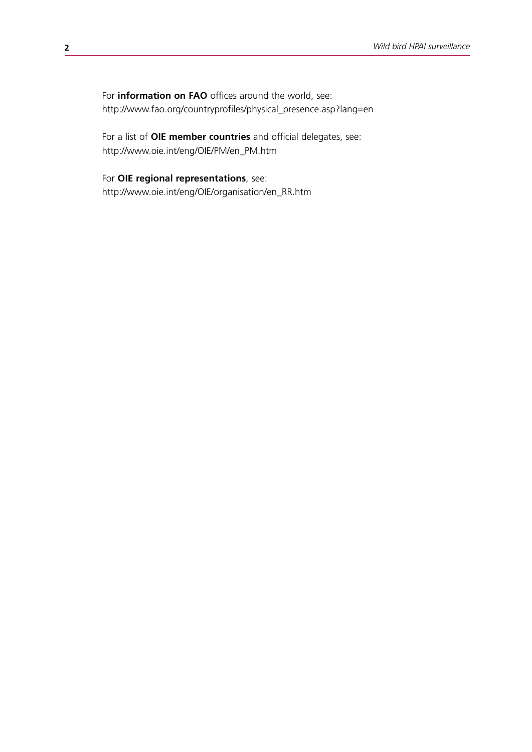For **information on FAO** offices around the world, see:
http://www.fao.org/countryprofiles/physical_presence.asp?lang=en

For a list of **OIE member countries** and official delegates, see:
http://www.oie.int/eng/OIE/PM/en_PM.htm

For **OIE regional representations**, see:
http://www.oie.int/eng/OIE/organisation/en_RR.htm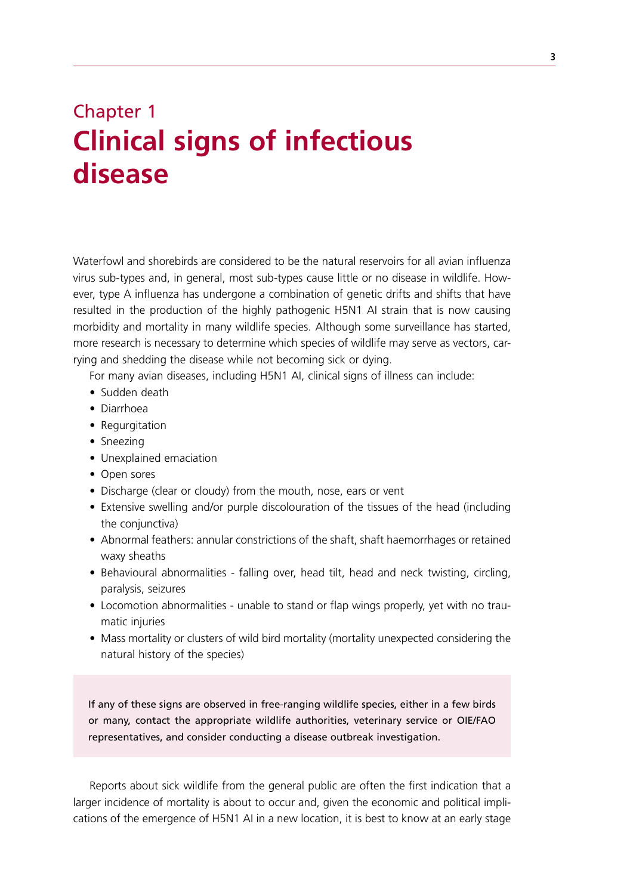# Chapter 1
# Clinical signs of infectious disease

Waterfowl and shorebirds are considered to be the natural reservoirs for all avian influenza virus sub-types and, in general, most sub-types cause little or no disease in wildlife. However, type A influenza has undergone a combination of genetic drifts and shifts that have resulted in the production of the highly pathogenic H5N1 AI strain that is now causing morbidity and mortality in many wildlife species. Although some surveillance has started, more research is necessary to determine which species of wildlife may serve as vectors, carrying and shedding the disease while not becoming sick or dying.

For many avian diseases, including H5N1 AI, clinical signs of illness can include:

- Sudden death
- Diarrhoea
- Regurgitation
- Sneezing
- Unexplained emaciation
- Open sores
- Discharge (clear or cloudy) from the mouth, nose, ears or vent
- Extensive swelling and/or purple discolouration of the tissues of the head (including the conjunctiva)
- Abnormal feathers: annular constrictions of the shaft, shaft haemorrhages or retained waxy sheaths
- Behavioural abnormalities - falling over, head tilt, head and neck twisting, circling, paralysis, seizures
- Locomotion abnormalities - unable to stand or flap wings properly, yet with no traumatic injuries
- Mass mortality or clusters of wild bird mortality (mortality unexpected considering the natural history of the species)

If any of these signs are observed in free-ranging wildlife species, either in a few birds or many, contact the appropriate wildlife authorities, veterinary service or OIE/FAO representatives, and consider conducting a disease outbreak investigation.

Reports about sick wildlife from the general public are often the first indication that a larger incidence of mortality is about to occur and, given the economic and political implications of the emergence of H5N1 AI in a new location, it is best to know at an early stage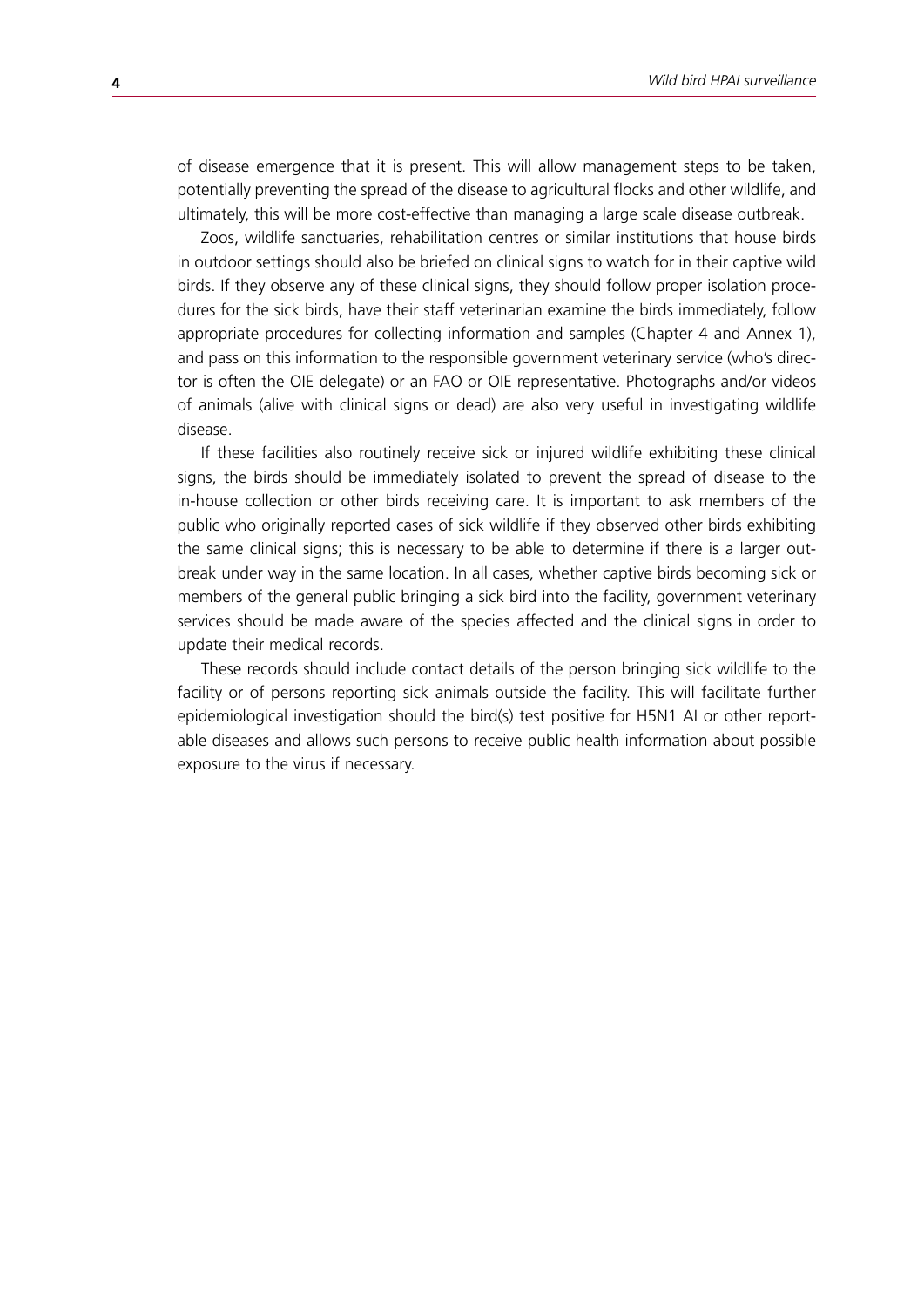of disease emergence that it is present. This will allow management steps to be taken, potentially preventing the spread of the disease to agricultural flocks and other wildlife, and ultimately, this will be more cost-effective than managing a large scale disease outbreak.

Zoos, wildlife sanctuaries, rehabilitation centres or similar institutions that house birds in outdoor settings should also be briefed on clinical signs to watch for in their captive wild birds. If they observe any of these clinical signs, they should follow proper isolation procedures for the sick birds, have their staff veterinarian examine the birds immediately, follow appropriate procedures for collecting information and samples (Chapter 4 and Annex 1), and pass on this information to the responsible government veterinary service (who's director is often the OIE delegate) or an FAO or OIE representative. Photographs and/or videos of animals (alive with clinical signs or dead) are also very useful in investigating wildlife disease.

If these facilities also routinely receive sick or injured wildlife exhibiting these clinical signs, the birds should be immediately isolated to prevent the spread of disease to the in-house collection or other birds receiving care. It is important to ask members of the public who originally reported cases of sick wildlife if they observed other birds exhibiting the same clinical signs; this is necessary to be able to determine if there is a larger outbreak under way in the same location. In all cases, whether captive birds becoming sick or members of the general public bringing a sick bird into the facility, government veterinary services should be made aware of the species affected and the clinical signs in order to update their medical records.

These records should include contact details of the person bringing sick wildlife to the facility or of persons reporting sick animals outside the facility. This will facilitate further epidemiological investigation should the bird(s) test positive for H5N1 AI or other reportable diseases and allows such persons to receive public health information about possible exposure to the virus if necessary.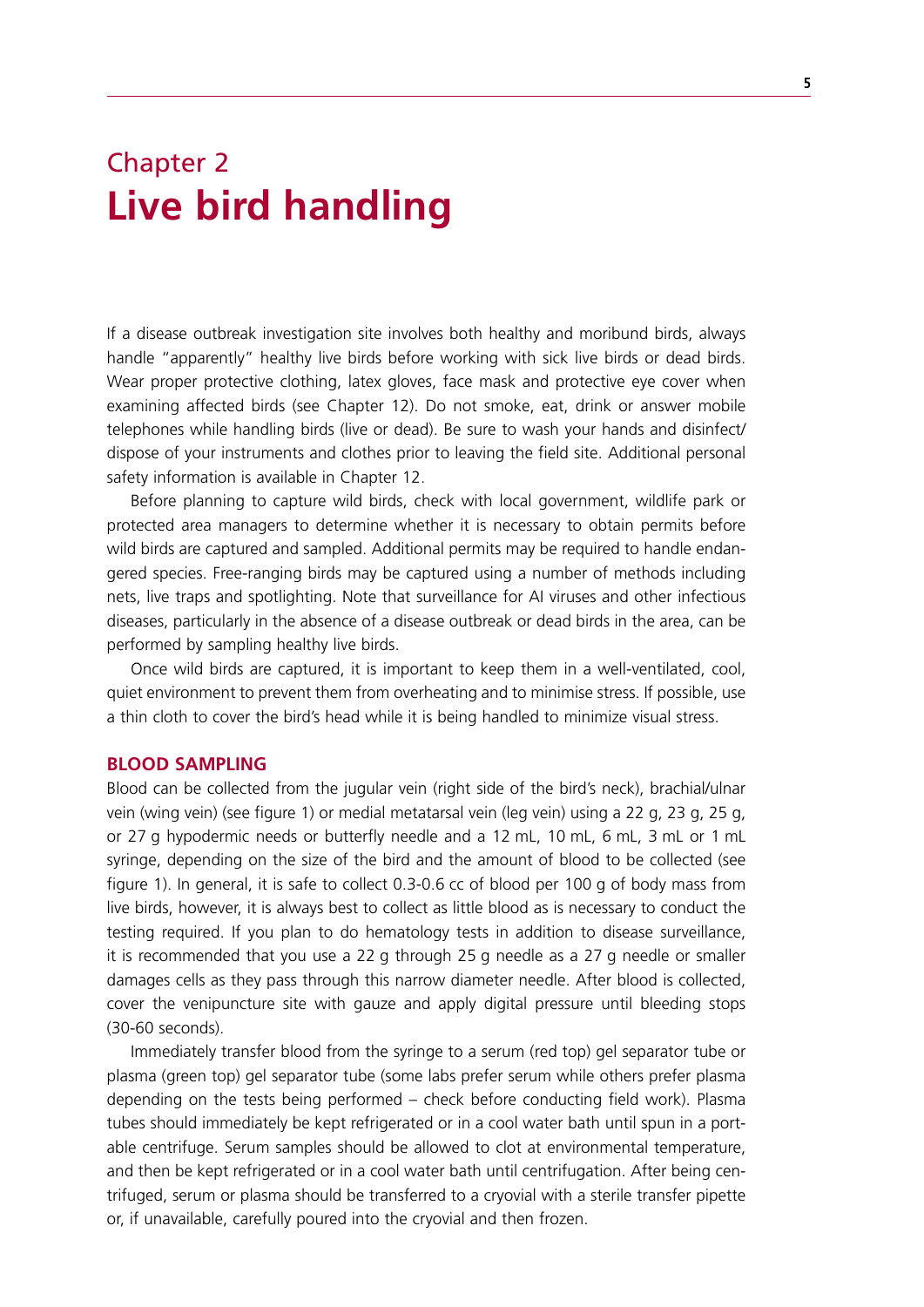# Chapter 2
# Live bird handling

If a disease outbreak investigation site involves both healthy and moribund birds, always handle "apparently" healthy live birds before working with sick live birds or dead birds. Wear proper protective clothing, latex gloves, face mask and protective eye cover when examining affected birds (see Chapter 12). Do not smoke, eat, drink or answer mobile telephones while handling birds (live or dead). Be sure to wash your hands and disinfect/dispose of your instruments and clothes prior to leaving the field site. Additional personal safety information is available in Chapter 12.

Before planning to capture wild birds, check with local government, wildlife park or protected area managers to determine whether it is necessary to obtain permits before wild birds are captured and sampled. Additional permits may be required to handle endangered species. Free-ranging birds may be captured using a number of methods including nets, live traps and spotlighting. Note that surveillance for AI viruses and other infectious diseases, particularly in the absence of a disease outbreak or dead birds in the area, can be performed by sampling healthy live birds.

Once wild birds are captured, it is important to keep them in a well-ventilated, cool, quiet environment to prevent them from overheating and to minimise stress. If possible, use a thin cloth to cover the bird's head while it is being handled to minimize visual stress.

## BLOOD SAMPLING

Blood can be collected from the jugular vein (right side of the bird's neck), brachial/ulnar vein (wing vein) (see figure 1) or medial metatarsal vein (leg vein) using a 22 g, 23 g, 25 g, or 27 g hypodermic needs or butterfly needle and a 12 mL, 10 mL, 6 mL, 3 mL or 1 mL syringe, depending on the size of the bird and the amount of blood to be collected (see figure 1). In general, it is safe to collect 0.3-0.6 cc of blood per 100 g of body mass from live birds, however, it is always best to collect as little blood as is necessary to conduct the testing required. If you plan to do hematology tests in addition to disease surveillance, it is recommended that you use a 22 g through 25 g needle as a 27 g needle or smaller damages cells as they pass through this narrow diameter needle. After blood is collected, cover the venipuncture site with gauze and apply digital pressure until bleeding stops (30-60 seconds).

Immediately transfer blood from the syringe to a serum (red top) gel separator tube or plasma (green top) gel separator tube (some labs prefer serum while others prefer plasma depending on the tests being performed – check before conducting field work). Plasma tubes should immediately be kept refrigerated or in a cool water bath until spun in a portable centrifuge. Serum samples should be allowed to clot at environmental temperature, and then be kept refrigerated or in a cool water bath until centrifugation. After being centrifuged, serum or plasma should be transferred to a cryovial with a sterile transfer pipette or, if unavailable, carefully poured into the cryovial and then frozen.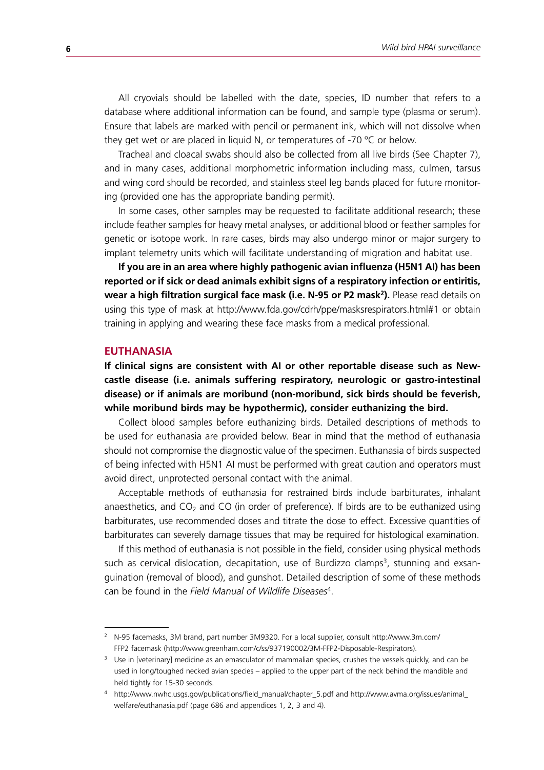All cryovials should be labelled with the date, species, ID number that refers to a database where additional information can be found, and sample type (plasma or serum). Ensure that labels are marked with pencil or permanent ink, which will not dissolve when they get wet or are placed in liquid N, or temperatures of -70 ºC or below.

Tracheal and cloacal swabs should also be collected from all live birds (See Chapter 7), and in many cases, additional morphometric information including mass, culmen, tarsus and wing cord should be recorded, and stainless steel leg bands placed for future monitoring (provided one has the appropriate banding permit).

In some cases, other samples may be requested to facilitate additional research; these include feather samples for heavy metal analyses, or additional blood or feather samples for genetic or isotope work. In rare cases, birds may also undergo minor or major surgery to implant telemetry units which will facilitate understanding of migration and habitat use.

**If you are in an area where highly pathogenic avian influenza (H5N1 AI) has been reported or if sick or dead animals exhibit signs of a respiratory infection or entiritis, wear a high filtration surgical face mask (i.e. N-95 or P2 mask[2]).** Please read details on using this type of mask at http://www.fda.gov/cdrh/ppe/masksrespirators.html#1 or obtain training in applying and wearing these face masks from a medical professional.

## EUTHANASIA

**If clinical signs are consistent with AI or other reportable disease such as Newcastle disease (i.e. animals suffering respiratory, neurologic or gastro-intestinal disease) or if animals are moribund (non-moribund, sick birds should be feverish, while moribund birds may be hypothermic), consider euthanizing the bird.**

Collect blood samples before euthanizing birds. Detailed descriptions of methods to be used for euthanasia are provided below. Bear in mind that the method of euthanasia should not compromise the diagnostic value of the specimen. Euthanasia of birds suspected of being infected with H5N1 AI must be performed with great caution and operators must avoid direct, unprotected personal contact with the animal.

Acceptable methods of euthanasia for restrained birds include barbiturates, inhalant anaesthetics, and $CO_2$ and CO (in order of preference). If birds are to be euthanized using barbiturates, use recommended doses and titrate the dose to effect. Excessive quantities of barbiturates can severely damage tissues that may be required for histological examination.

If this method of euthanasia is not possible in the field, consider using physical methods such as cervical dislocation, decapitation, use of Burdizzo clamps[3], stunning and exsanguination (removal of blood), and gunshot. Detailed description of some of these methods can be found in the *Field Manual of Wildlife Diseases*[4].

---

[2] N-95 facemasks, 3M brand, part number 3M9320. For a local supplier, consult http://www.3m.com/ FFP2 facemask (http://www.greenham.com/c/ss/937190002/3M-FFP2-Disposable-Respirators).

[3] Use in [veterinary] medicine as an emasculator of mammalian species, crushes the vessels quickly, and can be used in long/toughed necked avian species – applied to the upper part of the neck behind the mandible and held tightly for 15-30 seconds.

[4] http://www.nwhc.usgs.gov/publications/field_manual/chapter_5.pdf and http://www.avma.org/issues/animal_welfare/euthanasia.pdf (page 686 and appendices 1, 2, 3 and 4).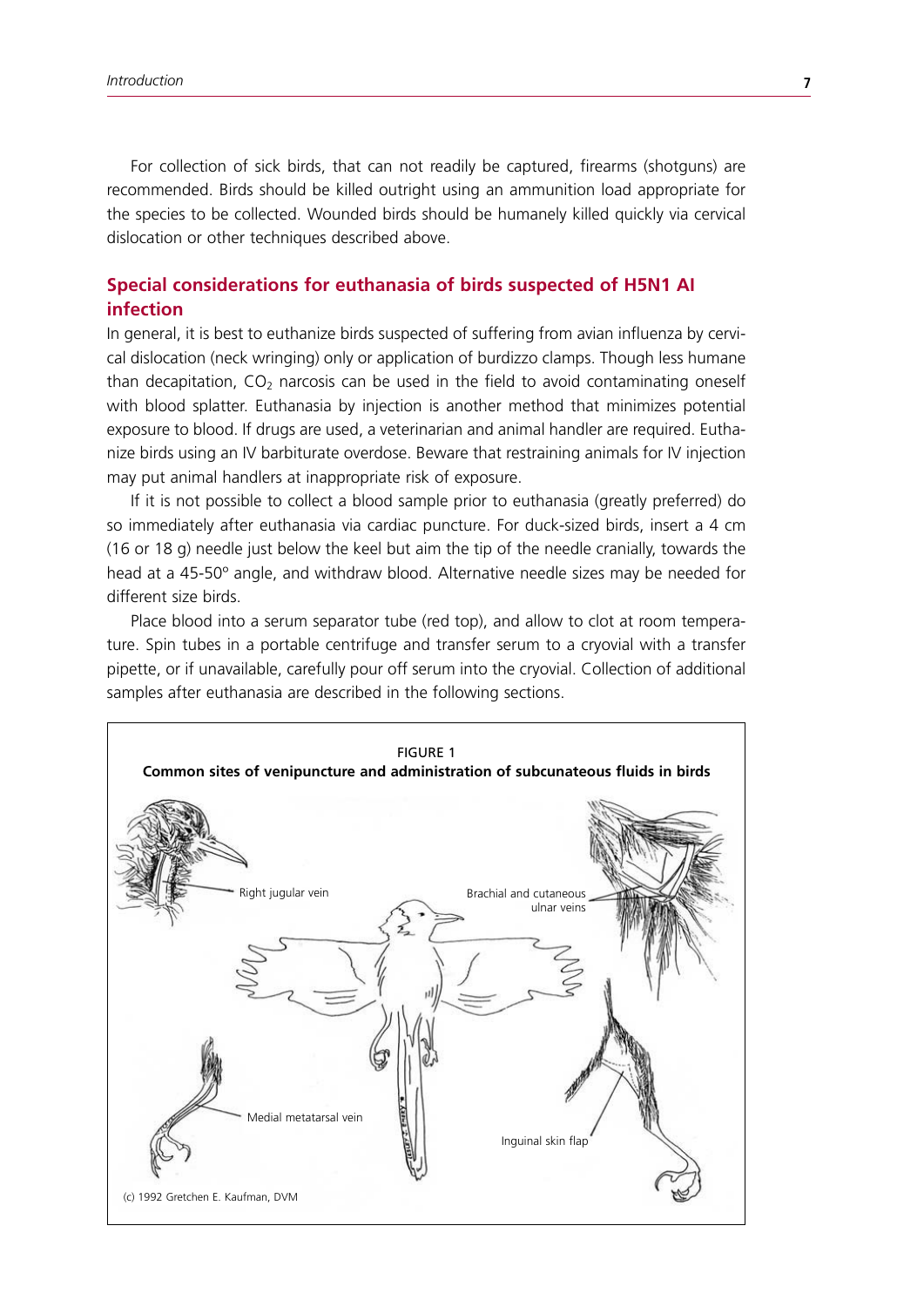For collection of sick birds, that can not readily be captured, firearms (shotguns) are recommended. Birds should be killed outright using an ammunition load appropriate for the species to be collected. Wounded birds should be humanely killed quickly via cervical dislocation or other techniques described above.

## Special considerations for euthanasia of birds suspected of H5N1 AI infection

In general, it is best to euthanize birds suspected of suffering from avian influenza by cervical dislocation (neck wringing) only or application of burdizzo clamps. Though less humane than decapitation, $CO_2$ narcosis can be used in the field to avoid contaminating oneself with blood splatter. Euthanasia by injection is another method that minimizes potential exposure to blood. If drugs are used, a veterinarian and animal handler are required. Euthanize birds using an IV barbiturate overdose. Beware that restraining animals for IV injection may put animal handlers at inappropriate risk of exposure.

If it is not possible to collect a blood sample prior to euthanasia (greatly preferred) do so immediately after euthanasia via cardiac puncture. For duck-sized birds, insert a 4 cm (16 or 18 g) needle just below the keel but aim the tip of the needle cranially, towards the head at a 45-50º angle, and withdraw blood. Alternative needle sizes may be needed for different size birds.

Place blood into a serum separator tube (red top), and allow to clot at room temperature. Spin tubes in a portable centrifuge and transfer serum to a cryovial with a transfer pipette, or if unavailable, carefully pour off serum into the cryovial. Collection of additional samples after euthanasia are described in the following sections.

FIGURE 1
**Common sites of venipuncture and administration of subcunateous fluids in birds**

Right jugular vein

Brachial and cutaneous ulnar veins

Medial metatarsal vein

Inguinal skin flap

(c) 1992 Gretchen E. Kaufman, DVM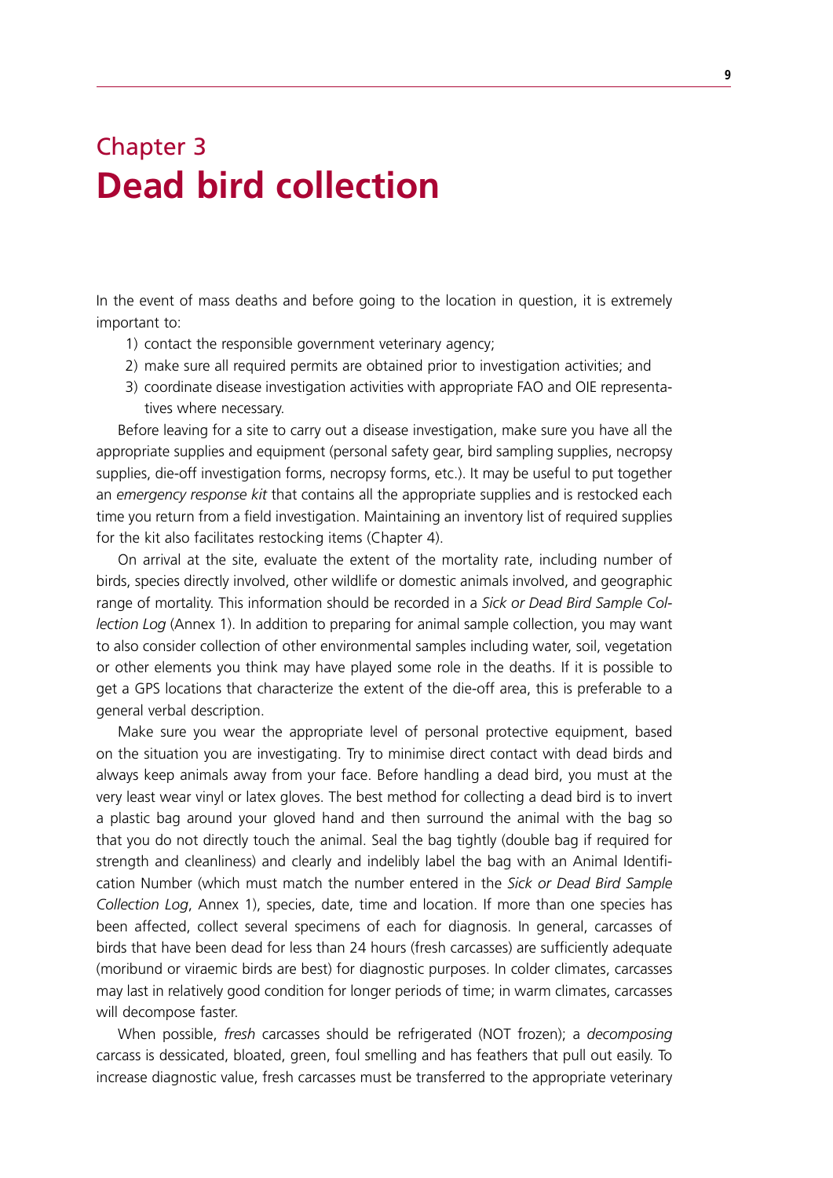# Chapter 3
# Dead bird collection

In the event of mass deaths and before going to the location in question, it is extremely important to:

1) contact the responsible government veterinary agency;
2) make sure all required permits are obtained prior to investigation activities; and
3) coordinate disease investigation activities with appropriate FAO and OIE representatives where necessary.

Before leaving for a site to carry out a disease investigation, make sure you have all the appropriate supplies and equipment (personal safety gear, bird sampling supplies, necropsy supplies, die-off investigation forms, necropsy forms, etc.). It may be useful to put together an *emergency response kit* that contains all the appropriate supplies and is restocked each time you return from a field investigation. Maintaining an inventory list of required supplies for the kit also facilitates restocking items (Chapter 4).

On arrival at the site, evaluate the extent of the mortality rate, including number of birds, species directly involved, other wildlife or domestic animals involved, and geographic range of mortality. This information should be recorded in a *Sick or Dead Bird Sample Collection Log* (Annex 1). In addition to preparing for animal sample collection, you may want to also consider collection of other environmental samples including water, soil, vegetation or other elements you think may have played some role in the deaths. If it is possible to get a GPS locations that characterize the extent of the die-off area, this is preferable to a general verbal description.

Make sure you wear the appropriate level of personal protective equipment, based on the situation you are investigating. Try to minimise direct contact with dead birds and always keep animals away from your face. Before handling a dead bird, you must at the very least wear vinyl or latex gloves. The best method for collecting a dead bird is to invert a plastic bag around your gloved hand and then surround the animal with the bag so that you do not directly touch the animal. Seal the bag tightly (double bag if required for strength and cleanliness) and clearly and indelibly label the bag with an Animal Identification Number (which must match the number entered in the *Sick or Dead Bird Sample Collection Log*, Annex 1), species, date, time and location. If more than one species has been affected, collect several specimens of each for diagnosis. In general, carcasses of birds that have been dead for less than 24 hours (fresh carcasses) are sufficiently adequate (moribund or viraemic birds are best) for diagnostic purposes. In colder climates, carcasses may last in relatively good condition for longer periods of time; in warm climates, carcasses will decompose faster.

When possible, *fresh* carcasses should be refrigerated (NOT frozen); a *decomposing* carcass is dessicated, bloated, green, foul smelling and has feathers that pull out easily. To increase diagnostic value, fresh carcasses must be transferred to the appropriate veterinary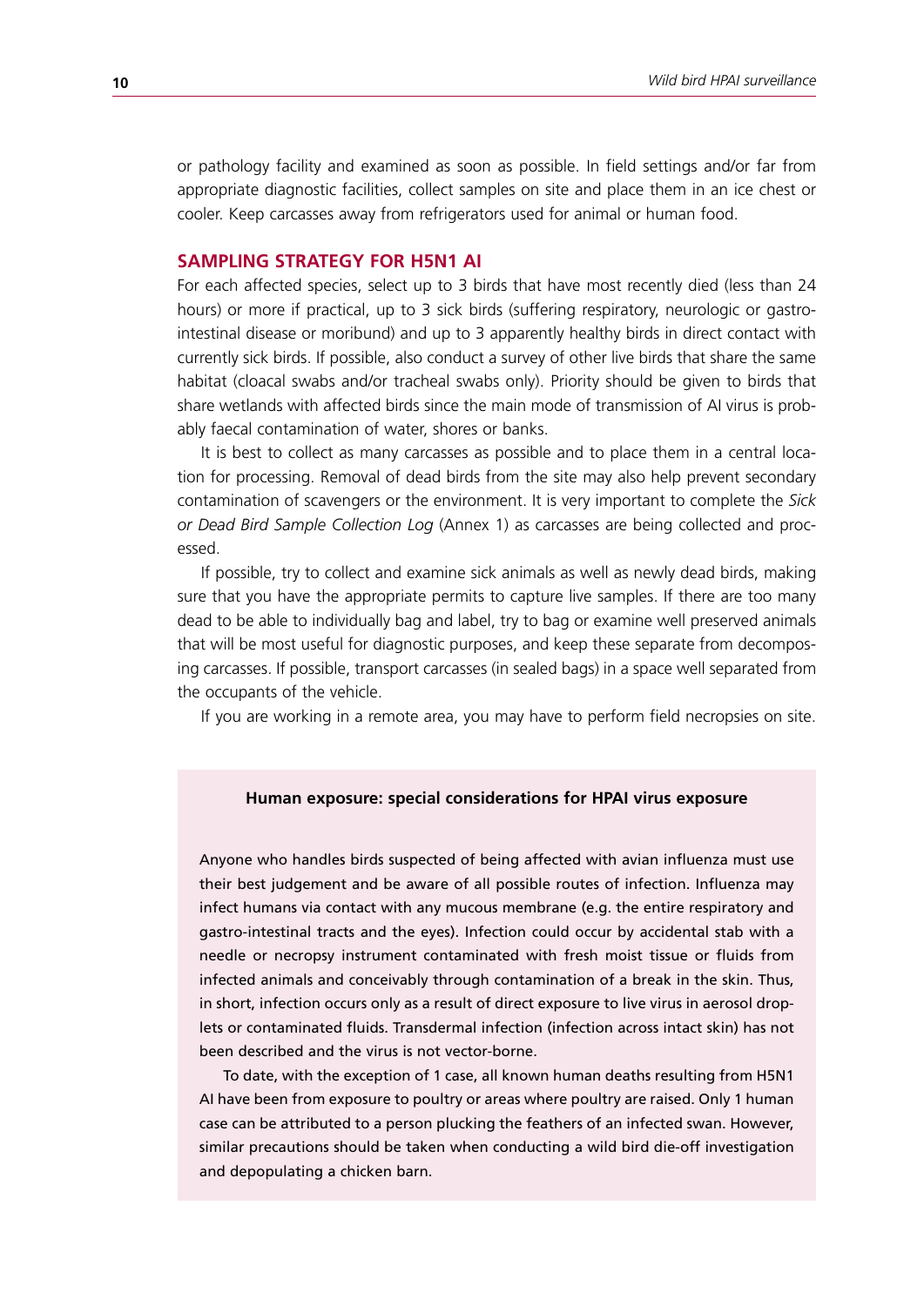or pathology facility and examined as soon as possible. In field settings and/or far from appropriate diagnostic facilities, collect samples on site and place them in an ice chest or cooler. Keep carcasses away from refrigerators used for animal or human food.

## SAMPLING STRATEGY FOR H5N1 AI

For each affected species, select up to 3 birds that have most recently died (less than 24 hours) or more if practical, up to 3 sick birds (suffering respiratory, neurologic or gastro-intestinal disease or moribund) and up to 3 apparently healthy birds in direct contact with currently sick birds. If possible, also conduct a survey of other live birds that share the same habitat (cloacal swabs and/or tracheal swabs only). Priority should be given to birds that share wetlands with affected birds since the main mode of transmission of AI virus is probably faecal contamination of water, shores or banks.

It is best to collect as many carcasses as possible and to place them in a central location for processing. Removal of dead birds from the site may also help prevent secondary contamination of scavengers or the environment. It is very important to complete the *Sick or Dead Bird Sample Collection Log* (Annex 1) as carcasses are being collected and processed.

If possible, try to collect and examine sick animals as well as newly dead birds, making sure that you have the appropriate permits to capture live samples. If there are too many dead to be able to individually bag and label, try to bag or examine well preserved animals that will be most useful for diagnostic purposes, and keep these separate from decomposing carcasses. If possible, transport carcasses (in sealed bags) in a space well separated from the occupants of the vehicle.

If you are working in a remote area, you may have to perform field necropsies on site.

**Human exposure: special considerations for HPAI virus exposure**

Anyone who handles birds suspected of being affected with avian influenza must use their best judgement and be aware of all possible routes of infection. Influenza may infect humans via contact with any mucous membrane (e.g. the entire respiratory and gastro-intestinal tracts and the eyes). Infection could occur by accidental stab with a needle or necropsy instrument contaminated with fresh moist tissue or fluids from infected animals and conceivably through contamination of a break in the skin. Thus, in short, infection occurs only as a result of direct exposure to live virus in aerosol droplets or contaminated fluids. Transdermal infection (infection across intact skin) has not been described and the virus is not vector-borne.

To date, with the exception of 1 case, all known human deaths resulting from H5N1 AI have been from exposure to poultry or areas where poultry are raised. Only 1 human case can be attributed to a person plucking the feathers of an infected swan. However, similar precautions should be taken when conducting a wild bird die-off investigation and depopulating a chicken barn.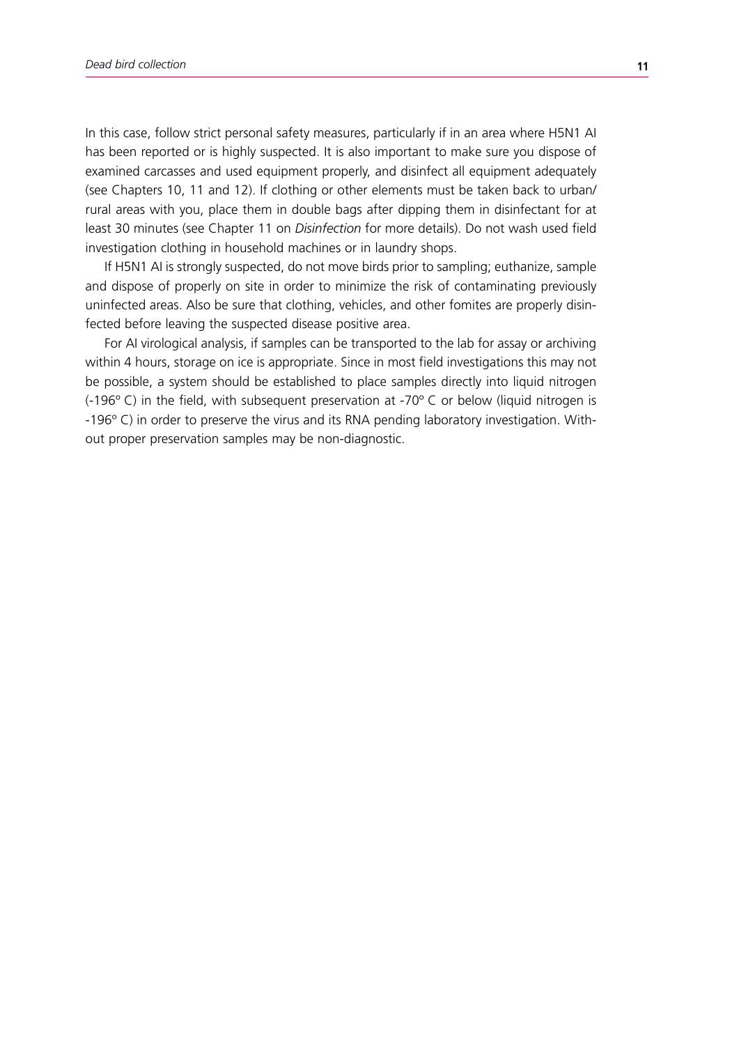In this case, follow strict personal safety measures, particularly if in an area where H5N1 AI has been reported or is highly suspected. It is also important to make sure you dispose of examined carcasses and used equipment properly, and disinfect all equipment adequately (see Chapters 10, 11 and 12). If clothing or other elements must be taken back to urban/ rural areas with you, place them in double bags after dipping them in disinfectant for at least 30 minutes (see Chapter 11 on *Disinfection* for more details). Do not wash used field investigation clothing in household machines or in laundry shops.

If H5N1 AI is strongly suspected, do not move birds prior to sampling; euthanize, sample and dispose of properly on site in order to minimize the risk of contaminating previously uninfected areas. Also be sure that clothing, vehicles, and other fomites are properly disinfected before leaving the suspected disease positive area.

For AI virological analysis, if samples can be transported to the lab for assay or archiving within 4 hours, storage on ice is appropriate. Since in most field investigations this may not be possible, a system should be established to place samples directly into liquid nitrogen (-196º C) in the field, with subsequent preservation at -70º C or below (liquid nitrogen is -196º C) in order to preserve the virus and its RNA pending laboratory investigation. Without proper preservation samples may be non-diagnostic.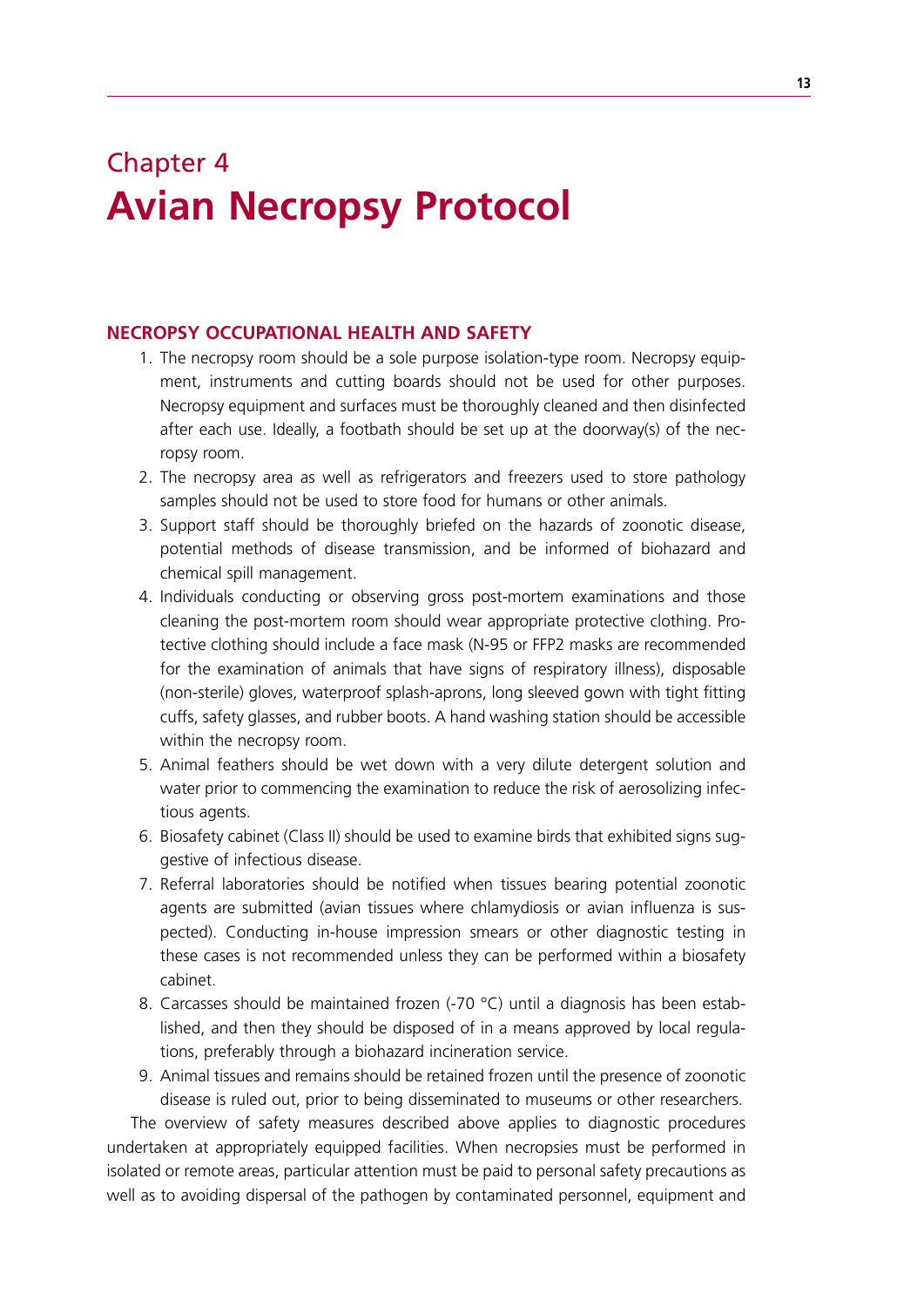# Chapter 4
# Avian Necropsy Protocol

## NECROPSY OCCUPATIONAL HEALTH AND SAFETY

1. The necropsy room should be a sole purpose isolation-type room. Necropsy equipment, instruments and cutting boards should not be used for other purposes. Necropsy equipment and surfaces must be thoroughly cleaned and then disinfected after each use. Ideally, a footbath should be set up at the doorway(s) of the necropsy room.
2. The necropsy area as well as refrigerators and freezers used to store pathology samples should not be used to store food for humans or other animals.
3. Support staff should be thoroughly briefed on the hazards of zoonotic disease, potential methods of disease transmission, and be informed of biohazard and chemical spill management.
4. Individuals conducting or observing gross post-mortem examinations and those cleaning the post-mortem room should wear appropriate protective clothing. Protective clothing should include a face mask (N-95 or FFP2 masks are recommended for the examination of animals that have signs of respiratory illness), disposable (non-sterile) gloves, waterproof splash-aprons, long sleeved gown with tight fitting cuffs, safety glasses, and rubber boots. A hand washing station should be accessible within the necropsy room.
5. Animal feathers should be wet down with a very dilute detergent solution and water prior to commencing the examination to reduce the risk of aerosolizing infectious agents.
6. Biosafety cabinet (Class II) should be used to examine birds that exhibited signs suggestive of infectious disease.
7. Referral laboratories should be notified when tissues bearing potential zoonotic agents are submitted (avian tissues where chlamydiosis or avian influenza is suspected). Conducting in-house impression smears or other diagnostic testing in these cases is not recommended unless they can be performed within a biosafety cabinet.
8. Carcasses should be maintained frozen (-70 °C) until a diagnosis has been established, and then they should be disposed of in a means approved by local regulations, preferably through a biohazard incineration service.
9. Animal tissues and remains should be retained frozen until the presence of zoonotic disease is ruled out, prior to being disseminated to museums or other researchers.

The overview of safety measures described above applies to diagnostic procedures undertaken at appropriately equipped facilities. When necropsies must be performed in isolated or remote areas, particular attention must be paid to personal safety precautions as well as to avoiding dispersal of the pathogen by contaminated personnel, equipment and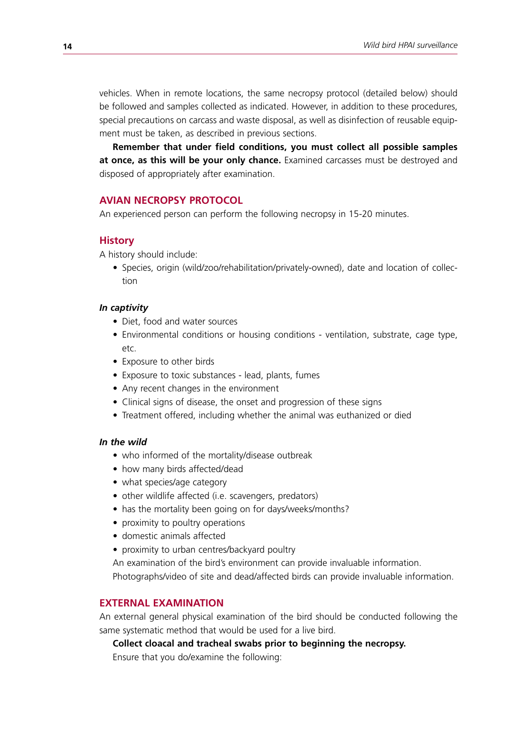vehicles. When in remote locations, the same necropsy protocol (detailed below) should be followed and samples collected as indicated. However, in addition to these procedures, special precautions on carcass and waste disposal, as well as disinfection of reusable equipment must be taken, as described in previous sections.

**Remember that under field conditions, you must collect all possible samples at once, as this will be your only chance.** Examined carcasses must be destroyed and disposed of appropriately after examination.

## AVIAN NECROPSY PROTOCOL

An experienced person can perform the following necropsy in 15-20 minutes.

### History

A history should include:

- Species, origin (wild/zoo/rehabilitation/privately-owned), date and location of collection

#### *In captivity*

- Diet, food and water sources
- Environmental conditions or housing conditions - ventilation, substrate, cage type, etc.
- Exposure to other birds
- Exposure to toxic substances - lead, plants, fumes
- Any recent changes in the environment
- Clinical signs of disease, the onset and progression of these signs
- Treatment offered, including whether the animal was euthanized or died

#### *In the wild*

- who informed of the mortality/disease outbreak
- how many birds affected/dead
- what species/age category
- other wildlife affected (i.e. scavengers, predators)
- has the mortality been going on for days/weeks/months?
- proximity to poultry operations
- domestic animals affected
- proximity to urban centres/backyard poultry

An examination of the bird's environment can provide invaluable information.

Photographs/video of site and dead/affected birds can provide invaluable information.

## EXTERNAL EXAMINATION

An external general physical examination of the bird should be conducted following the same systematic method that would be used for a live bird.

**Collect cloacal and tracheal swabs prior to beginning the necropsy.**

Ensure that you do/examine the following: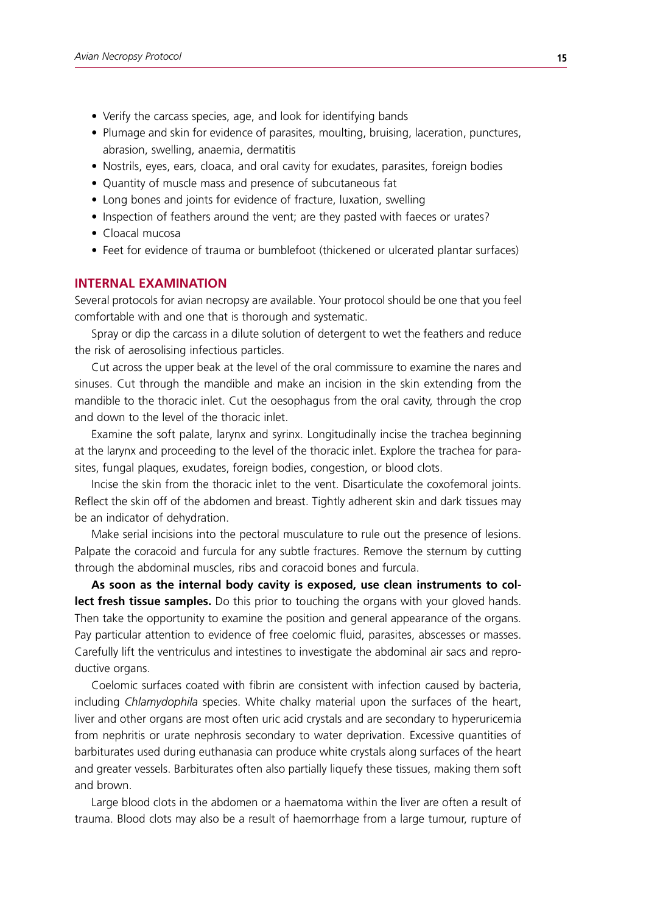- Verify the carcass species, age, and look for identifying bands
- Plumage and skin for evidence of parasites, moulting, bruising, laceration, punctures, abrasion, swelling, anaemia, dermatitis
- Nostrils, eyes, ears, cloaca, and oral cavity for exudates, parasites, foreign bodies
- Quantity of muscle mass and presence of subcutaneous fat
- Long bones and joints for evidence of fracture, luxation, swelling
- Inspection of feathers around the vent; are they pasted with faeces or urates?
- Cloacal mucosa
- Feet for evidence of trauma or bumblefoot (thickened or ulcerated plantar surfaces)

## INTERNAL EXAMINATION

Several protocols for avian necropsy are available. Your protocol should be one that you feel comfortable with and one that is thorough and systematic.

Spray or dip the carcass in a dilute solution of detergent to wet the feathers and reduce the risk of aerosolising infectious particles.

Cut across the upper beak at the level of the oral commissure to examine the nares and sinuses. Cut through the mandible and make an incision in the skin extending from the mandible to the thoracic inlet. Cut the oesophagus from the oral cavity, through the crop and down to the level of the thoracic inlet.

Examine the soft palate, larynx and syrinx. Longitudinally incise the trachea beginning at the larynx and proceeding to the level of the thoracic inlet. Explore the trachea for parasites, fungal plaques, exudates, foreign bodies, congestion, or blood clots.

Incise the skin from the thoracic inlet to the vent. Disarticulate the coxofemoral joints. Reflect the skin off of the abdomen and breast. Tightly adherent skin and dark tissues may be an indicator of dehydration.

Make serial incisions into the pectoral musculature to rule out the presence of lesions. Palpate the coracoid and furcula for any subtle fractures. Remove the sternum by cutting through the abdominal muscles, ribs and coracoid bones and furcula.

**As soon as the internal body cavity is exposed, use clean instruments to collect fresh tissue samples.** Do this prior to touching the organs with your gloved hands. Then take the opportunity to examine the position and general appearance of the organs. Pay particular attention to evidence of free coelomic fluid, parasites, abscesses or masses. Carefully lift the ventriculus and intestines to investigate the abdominal air sacs and reproductive organs.

Coelomic surfaces coated with fibrin are consistent with infection caused by bacteria, including *Chlamydophila* species. White chalky material upon the surfaces of the heart, liver and other organs are most often uric acid crystals and are secondary to hyperuricemia from nephritis or urate nephrosis secondary to water deprivation. Excessive quantities of barbiturates used during euthanasia can produce white crystals along surfaces of the heart and greater vessels. Barbiturates often also partially liquefy these tissues, making them soft and brown.

Large blood clots in the abdomen or a haematoma within the liver are often a result of trauma. Blood clots may also be a result of haemorrhage from a large tumour, rupture of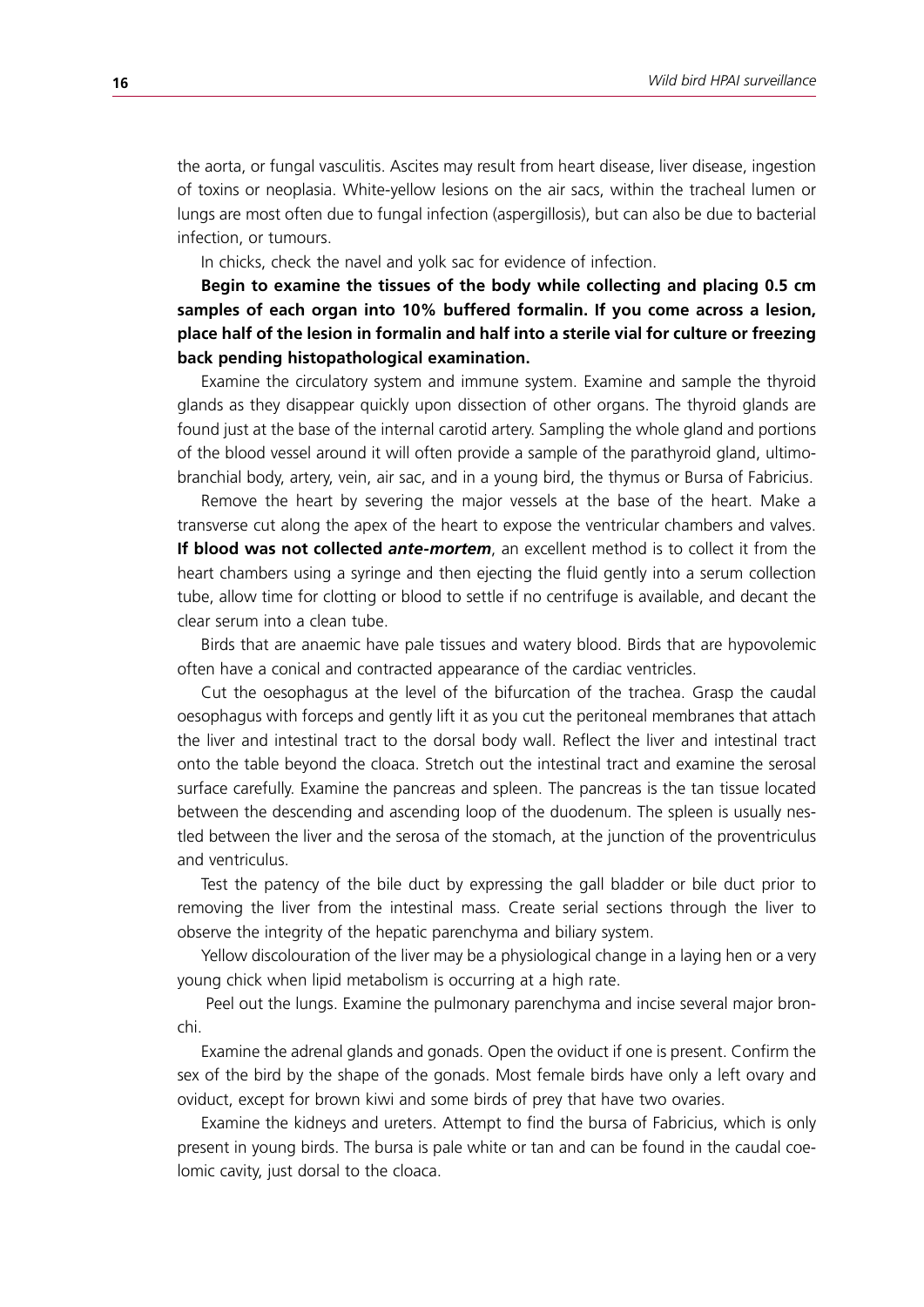the aorta, or fungal vasculitis. Ascites may result from heart disease, liver disease, ingestion of toxins or neoplasia. White-yellow lesions on the air sacs, within the tracheal lumen or lungs are most often due to fungal infection (aspergillosis), but can also be due to bacterial infection, or tumours.

In chicks, check the navel and yolk sac for evidence of infection.

**Begin to examine the tissues of the body while collecting and placing 0.5 cm samples of each organ into 10% buffered formalin. If you come across a lesion, place half of the lesion in formalin and half into a sterile vial for culture or freezing back pending histopathological examination.**

Examine the circulatory system and immune system. Examine and sample the thyroid glands as they disappear quickly upon dissection of other organs. The thyroid glands are found just at the base of the internal carotid artery. Sampling the whole gland and portions of the blood vessel around it will often provide a sample of the parathyroid gland, ultimobranchial body, artery, vein, air sac, and in a young bird, the thymus or Bursa of Fabricius.

Remove the heart by severing the major vessels at the base of the heart. Make a transverse cut along the apex of the heart to expose the ventricular chambers and valves. **If blood was not collected *ante-mortem***, an excellent method is to collect it from the heart chambers using a syringe and then ejecting the fluid gently into a serum collection tube, allow time for clotting or blood to settle if no centrifuge is available, and decant the clear serum into a clean tube.

Birds that are anaemic have pale tissues and watery blood. Birds that are hypovolemic often have a conical and contracted appearance of the cardiac ventricles.

Cut the oesophagus at the level of the bifurcation of the trachea. Grasp the caudal oesophagus with forceps and gently lift it as you cut the peritoneal membranes that attach the liver and intestinal tract to the dorsal body wall. Reflect the liver and intestinal tract onto the table beyond the cloaca. Stretch out the intestinal tract and examine the serosal surface carefully. Examine the pancreas and spleen. The pancreas is the tan tissue located between the descending and ascending loop of the duodenum. The spleen is usually nestled between the liver and the serosa of the stomach, at the junction of the proventriculus and ventriculus.

Test the patency of the bile duct by expressing the gall bladder or bile duct prior to removing the liver from the intestinal mass. Create serial sections through the liver to observe the integrity of the hepatic parenchyma and biliary system.

Yellow discolouration of the liver may be a physiological change in a laying hen or a very young chick when lipid metabolism is occurring at a high rate.

Peel out the lungs. Examine the pulmonary parenchyma and incise several major bronchi.

Examine the adrenal glands and gonads. Open the oviduct if one is present. Confirm the sex of the bird by the shape of the gonads. Most female birds have only a left ovary and oviduct, except for brown kiwi and some birds of prey that have two ovaries.

Examine the kidneys and ureters. Attempt to find the bursa of Fabricius, which is only present in young birds. The bursa is pale white or tan and can be found in the caudal coelomic cavity, just dorsal to the cloaca.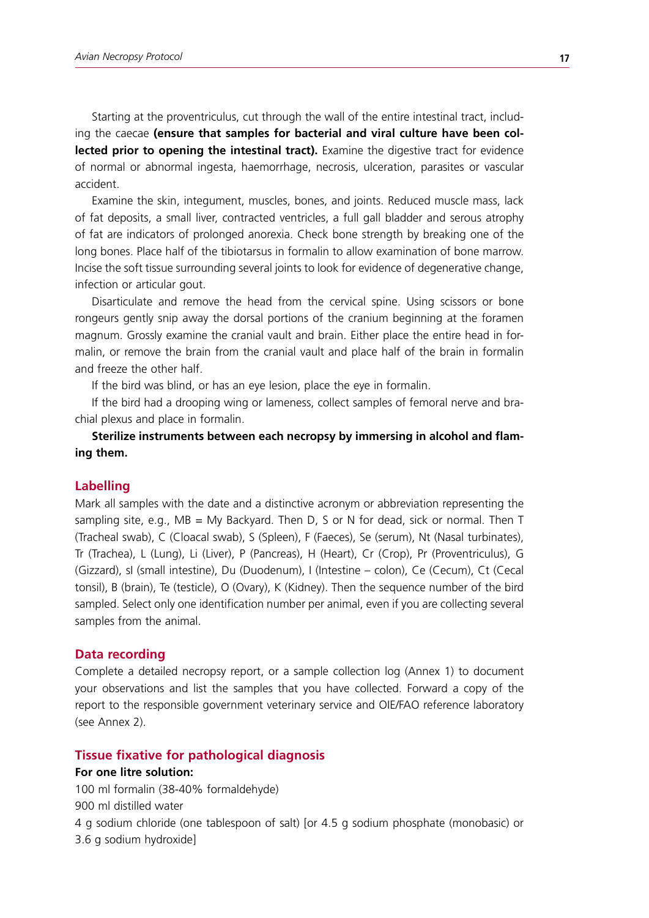Starting at the proventriculus, cut through the wall of the entire intestinal tract, including the caecae **(ensure that samples for bacterial and viral culture have been collected prior to opening the intestinal tract).** Examine the digestive tract for evidence of normal or abnormal ingesta, haemorrhage, necrosis, ulceration, parasites or vascular accident.

Examine the skin, integument, muscles, bones, and joints. Reduced muscle mass, lack of fat deposits, a small liver, contracted ventricles, a full gall bladder and serous atrophy of fat are indicators of prolonged anorexia. Check bone strength by breaking one of the long bones. Place half of the tibiotarsus in formalin to allow examination of bone marrow. Incise the soft tissue surrounding several joints to look for evidence of degenerative change, infection or articular gout.

Disarticulate and remove the head from the cervical spine. Using scissors or bone rongeurs gently snip away the dorsal portions of the cranium beginning at the foramen magnum. Grossly examine the cranial vault and brain. Either place the entire head in formalin, or remove the brain from the cranial vault and place half of the brain in formalin and freeze the other half.

If the bird was blind, or has an eye lesion, place the eye in formalin.

If the bird had a drooping wing or lameness, collect samples of femoral nerve and brachial plexus and place in formalin.

**Sterilize instruments between each necropsy by immersing in alcohol and flaming them.**

## Labelling

Mark all samples with the date and a distinctive acronym or abbreviation representing the sampling site, e.g., MB = My Backyard. Then D, S or N for dead, sick or normal. Then T (Tracheal swab), C (Cloacal swab), S (Spleen), F (Faeces), Se (serum), Nt (Nasal turbinates), Tr (Trachea), L (Lung), Li (Liver), P (Pancreas), H (Heart), Cr (Crop), Pr (Proventriculus), G (Gizzard), sI (small intestine), Du (Duodenum), I (Intestine – colon), Ce (Cecum), Ct (Cecal tonsil), B (brain), Te (testicle), O (Ovary), K (Kidney). Then the sequence number of the bird sampled. Select only one identification number per animal, even if you are collecting several samples from the animal.

## Data recording

Complete a detailed necropsy report, or a sample collection log (Annex 1) to document your observations and list the samples that you have collected. Forward a copy of the report to the responsible government veterinary service and OIE/FAO reference laboratory (see Annex 2).

## Tissue fixative for pathological diagnosis

**For one litre solution:**

100 ml formalin (38-40% formaldehyde)

900 ml distilled water

4 g sodium chloride (one tablespoon of salt) [or 4.5 g sodium phosphate (monobasic) or 3.6 g sodium hydroxide]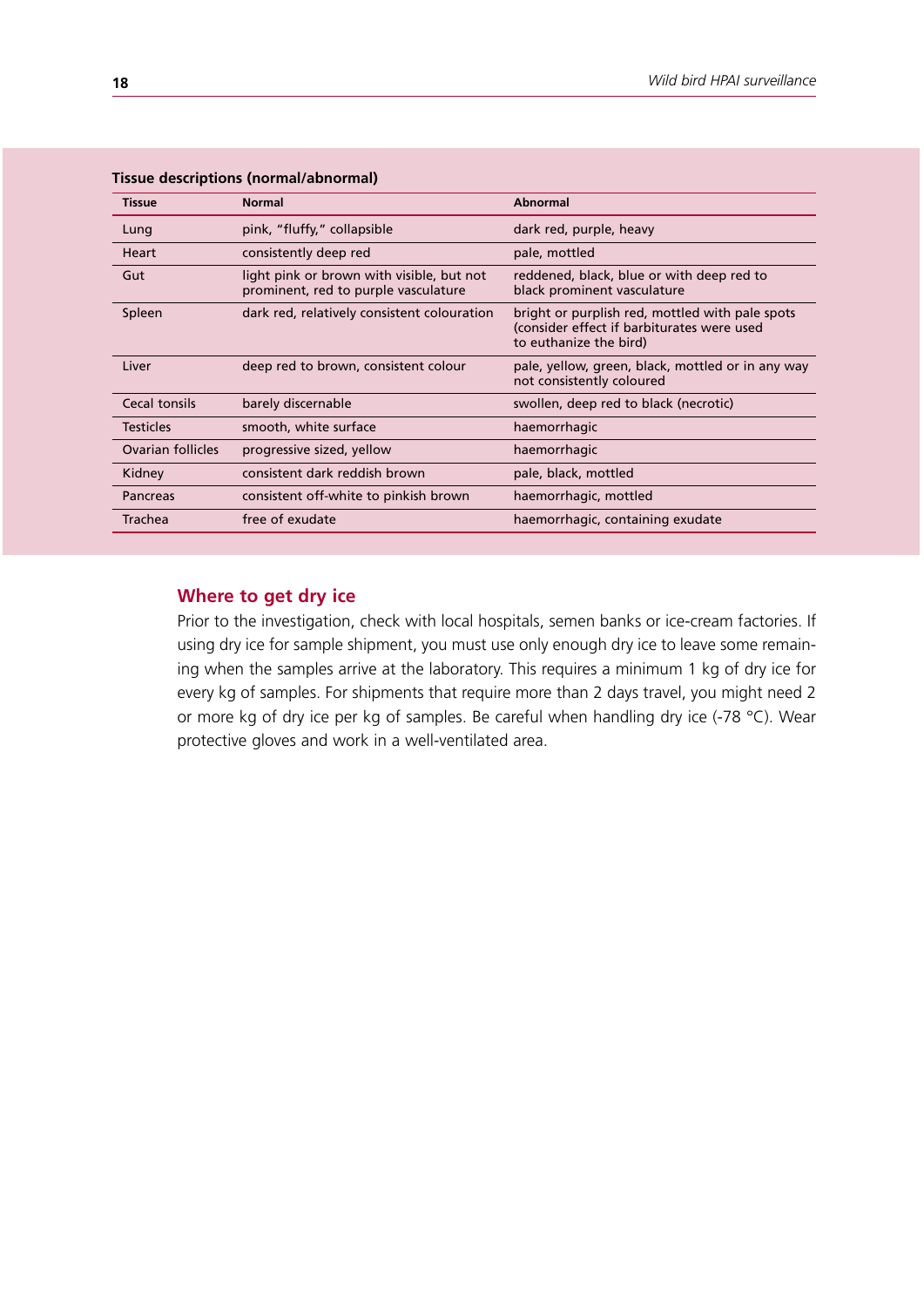**Tissue descriptions (normal/abnormal)**

| Tissue | Normal | Abnormal |
|---|---|---|
| Lung | pink, "fluffy," collapsible | dark red, purple, heavy |
| Heart | consistently deep red | pale, mottled |
| Gut | light pink or brown with visible, but not prominent, red to purple vasculature | reddened, black, blue or with deep red to black prominent vasculature |
| Spleen | dark red, relatively consistent colouration | bright or purplish red, mottled with pale spots (consider effect if barbiturates were used to euthanize the bird) |
| Liver | deep red to brown, consistent colour | pale, yellow, green, black, mottled or in any way not consistently coloured |
| Cecal tonsils | barely discernable | swollen, deep red to black (necrotic) |
| Testicles | smooth, white surface | haemorrhagic |
| Ovarian follicles | progressive sized, yellow | haemorrhagic |
| Kidney | consistent dark reddish brown | pale, black, mottled |
| Pancreas | consistent off-white to pinkish brown | haemorrhagic, mottled |
| Trachea | free of exudate | haemorrhagic, containing exudate |

## Where to get dry ice

Prior to the investigation, check with local hospitals, semen banks or ice-cream factories. If using dry ice for sample shipment, you must use only enough dry ice to leave some remaining when the samples arrive at the laboratory. This requires a minimum 1 kg of dry ice for every kg of samples. For shipments that require more than 2 days travel, you might need 2 or more kg of dry ice per kg of samples. Be careful when handling dry ice (-78 °C). Wear protective gloves and work in a well-ventilated area.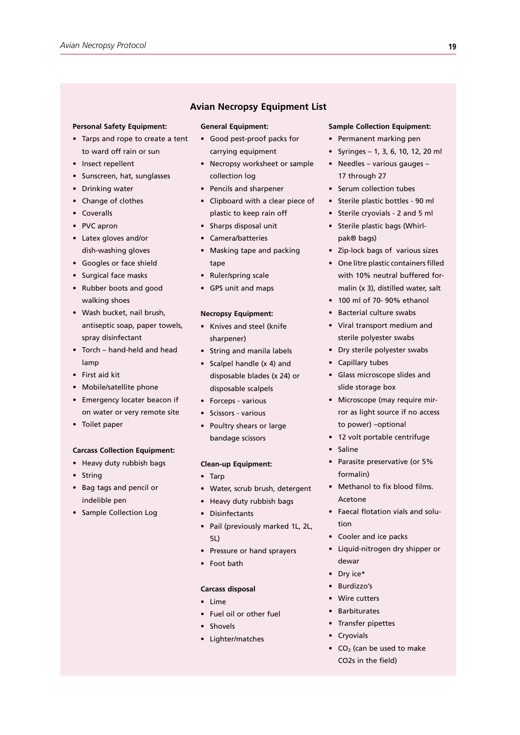## Avian Necropsy Equipment List

**Personal Safety Equipment:**

- Tarps and rope to create a tent to ward off rain or sun
- Insect repellent
- Sunscreen, hat, sunglasses
- Drinking water
- Change of clothes
- Coveralls
- PVC apron
- Latex gloves and/or dish-washing gloves
- Googles or face shield
- Surgical face masks
- Rubber boots and good walking shoes
- Wash bucket, nail brush, antiseptic soap, paper towels, spray disinfectant
- Torch – hand-held and head lamp
- First aid kit
- Mobile/satellite phone
- Emergency locater beacon if on water or very remote site
- Toilet paper

**Carcass Collection Equipment:**

- Heavy duty rubbish bags
- String
- Bag tags and pencil or indelible pen
- Sample Collection Log

**General Equipment:**

- Good pest-proof packs for carrying equipment
- Necropsy worksheet or sample collection log
- Pencils and sharpener
- Clipboard with a clear piece of plastic to keep rain off
- Sharps disposal unit
- Camera/batteries
- Masking tape and packing tape
- Ruler/spring scale
- GPS unit and maps

**Necropsy Equipment:**

- Knives and steel (knife sharpener)
- String and manila labels
- Scalpel handle (x 4) and disposable blades (x 24) or disposable scalpels
- Forceps - various
- Scissors - various
- Poultry shears or large bandage scissors

**Clean-up Equipment:**

- Tarp
- Water, scrub brush, detergent
- Heavy duty rubbish bags
- Disinfectants
- Pail (previously marked 1L, 2L, 5L)
- Pressure or hand sprayers
- Foot bath

**Carcass disposal**

- Lime
- Fuel oil or other fuel
- Shovels
- Lighter/matches

**Sample Collection Equipment:**

- Permanent marking pen
- Syringes – 1, 3, 6, 10, 12, 20 ml
- Needles – various gauges – 17 through 27
- Serum collection tubes
- Sterile plastic bottles - 90 ml
- Sterile cryovials - 2 and 5 ml
- Sterile plastic bags (Whirl-pak® bags)
- Zip-lock bags of various sizes
- One litre plastic containers filled with 10% neutral buffered formalin (x 3), distilled water, salt
- 100 ml of 70- 90% ethanol
- Bacterial culture swabs
- Viral transport medium and sterile polyester swabs
- Dry sterile polyester swabs
- Capillary tubes
- Glass microscope slides and slide storage box
- Microscope (may require mirror as light source if no access to power) –optional
- 12 volt portable centrifuge
- Saline
- Parasite preservative (or 5% formalin)
- Methanol to fix blood films. Acetone
- Faecal flotation vials and solution
- Cooler and ice packs
- Liquid-nitrogen dry shipper or dewar
- Dry ice*
- Burdizzo's
- Wire cutters
- Barbiturates
- Transfer pipettes
- Cryovials
- $CO_2$ (can be used to make CO2s in the field)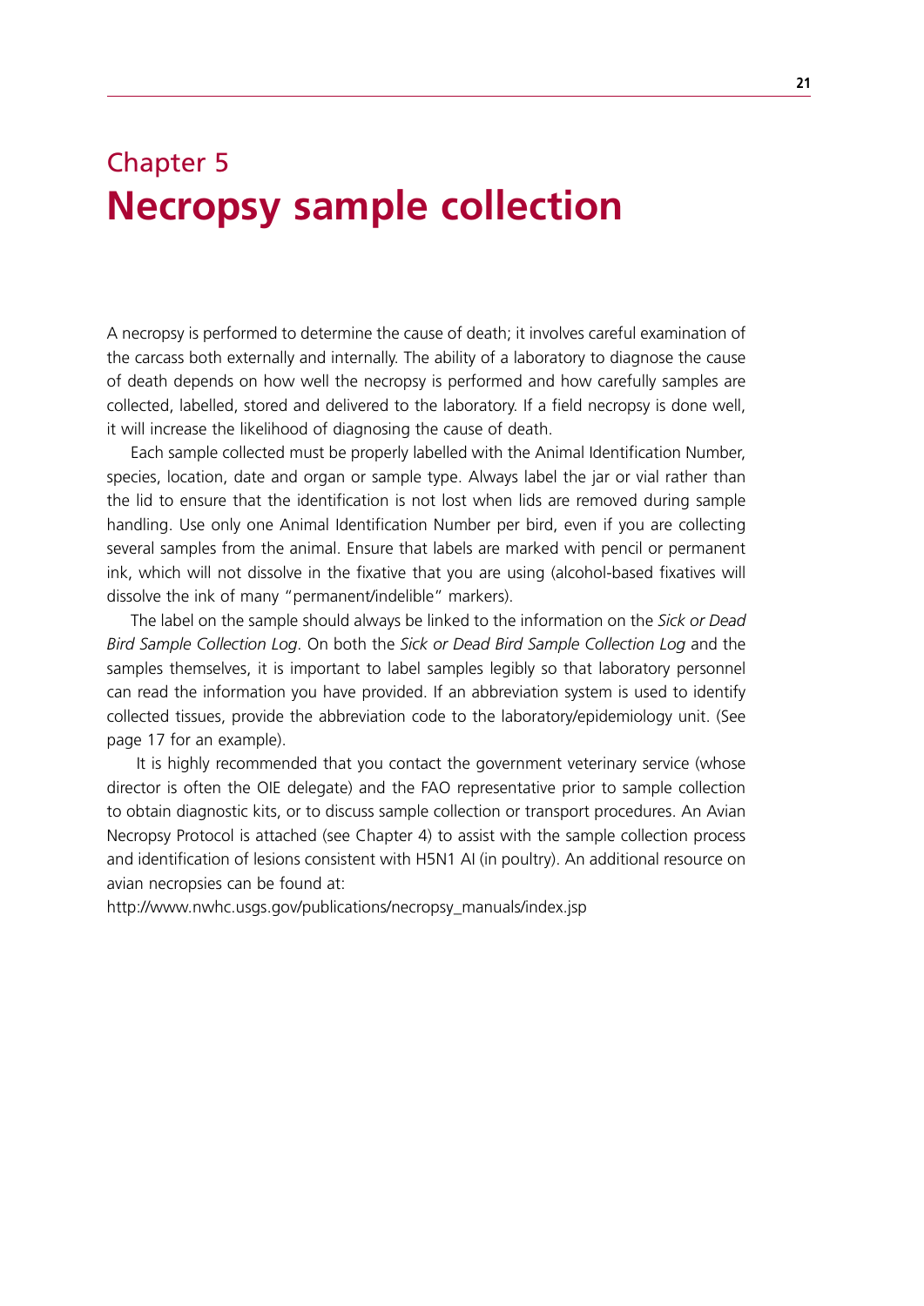# Chapter 5
# Necropsy sample collection

A necropsy is performed to determine the cause of death; it involves careful examination of the carcass both externally and internally. The ability of a laboratory to diagnose the cause of death depends on how well the necropsy is performed and how carefully samples are collected, labelled, stored and delivered to the laboratory. If a field necropsy is done well, it will increase the likelihood of diagnosing the cause of death.

Each sample collected must be properly labelled with the Animal Identification Number, species, location, date and organ or sample type. Always label the jar or vial rather than the lid to ensure that the identification is not lost when lids are removed during sample handling. Use only one Animal Identification Number per bird, even if you are collecting several samples from the animal. Ensure that labels are marked with pencil or permanent ink, which will not dissolve in the fixative that you are using (alcohol-based fixatives will dissolve the ink of many "permanent/indelible" markers).

The label on the sample should always be linked to the information on the *Sick or Dead Bird Sample Collection Log*. On both the *Sick or Dead Bird Sample Collection Log* and the samples themselves, it is important to label samples legibly so that laboratory personnel can read the information you have provided. If an abbreviation system is used to identify collected tissues, provide the abbreviation code to the laboratory/epidemiology unit. (See page 17 for an example).

It is highly recommended that you contact the government veterinary service (whose director is often the OIE delegate) and the FAO representative prior to sample collection to obtain diagnostic kits, or to discuss sample collection or transport procedures. An Avian Necropsy Protocol is attached (see Chapter 4) to assist with the sample collection process and identification of lesions consistent with H5N1 AI (in poultry). An additional resource on avian necropsies can be found at:
http://www.nwhc.usgs.gov/publications/necropsy_manuals/index.jsp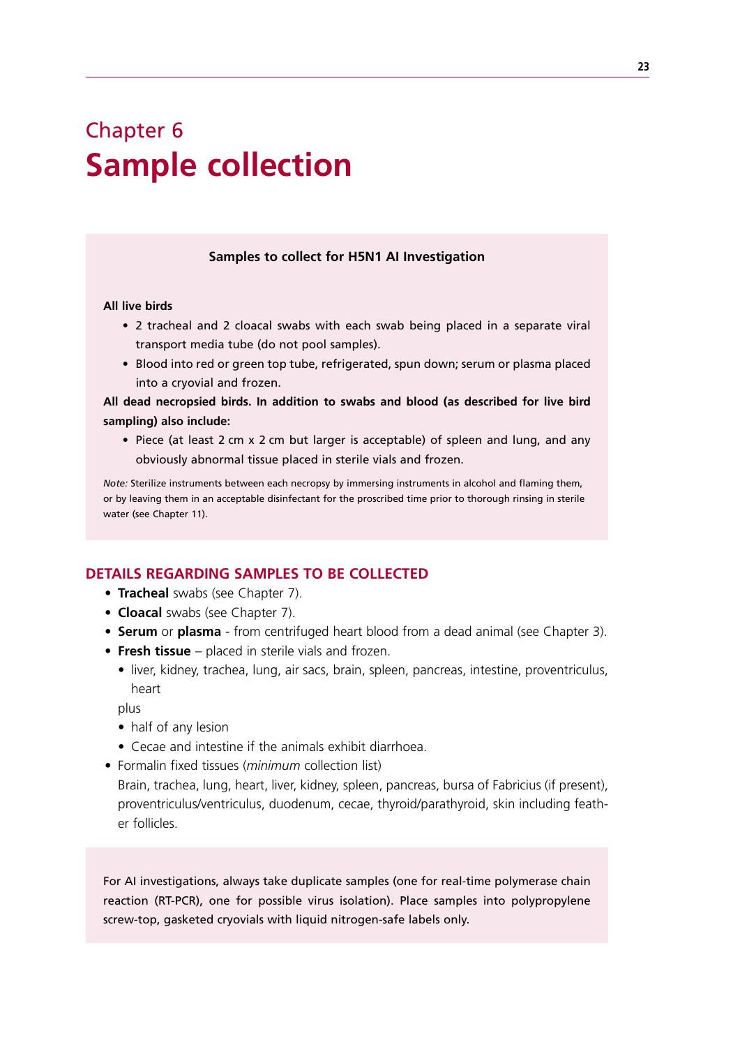# Chapter 6
# Sample collection

**Samples to collect for H5N1 AI Investigation**

**All live birds**

- 2 tracheal and 2 cloacal swabs with each swab being placed in a separate viral transport media tube (do not pool samples).
- Blood into red or green top tube, refrigerated, spun down; serum or plasma placed into a cryovial and frozen.

**All dead necropsied birds. In addition to swabs and blood (as described for live bird sampling) also include:**

- Piece (at least 2 cm x 2 cm but larger is acceptable) of spleen and lung, and any obviously abnormal tissue placed in sterile vials and frozen.

*Note:* Sterilize instruments between each necropsy by immersing instruments in alcohol and flaming them, or by leaving them in an acceptable disinfectant for the proscribed time prior to thorough rinsing in sterile water (see Chapter 11).

## DETAILS REGARDING SAMPLES TO BE COLLECTED

- **Tracheal** swabs (see Chapter 7).
- **Cloacal** swabs (see Chapter 7).
- **Serum** or **plasma** - from centrifuged heart blood from a dead animal (see Chapter 3).
- **Fresh tissue** – placed in sterile vials and frozen.
  - liver, kidney, trachea, lung, air sacs, brain, spleen, pancreas, intestine, proventriculus, heart

  plus
  - half of any lesion
  - Cecae and intestine if the animals exhibit diarrhoea.
- Formalin fixed tissues (*minimum* collection list)

  Brain, trachea, lung, heart, liver, kidney, spleen, pancreas, bursa of Fabricius (if present), proventriculus/ventriculus, duodenum, cecae, thyroid/parathyroid, skin including feather follicles.

For AI investigations, always take duplicate samples (one for real-time polymerase chain reaction (RT-PCR), one for possible virus isolation). Place samples into polypropylene screw-top, gasketed cryovials with liquid nitrogen-safe labels only.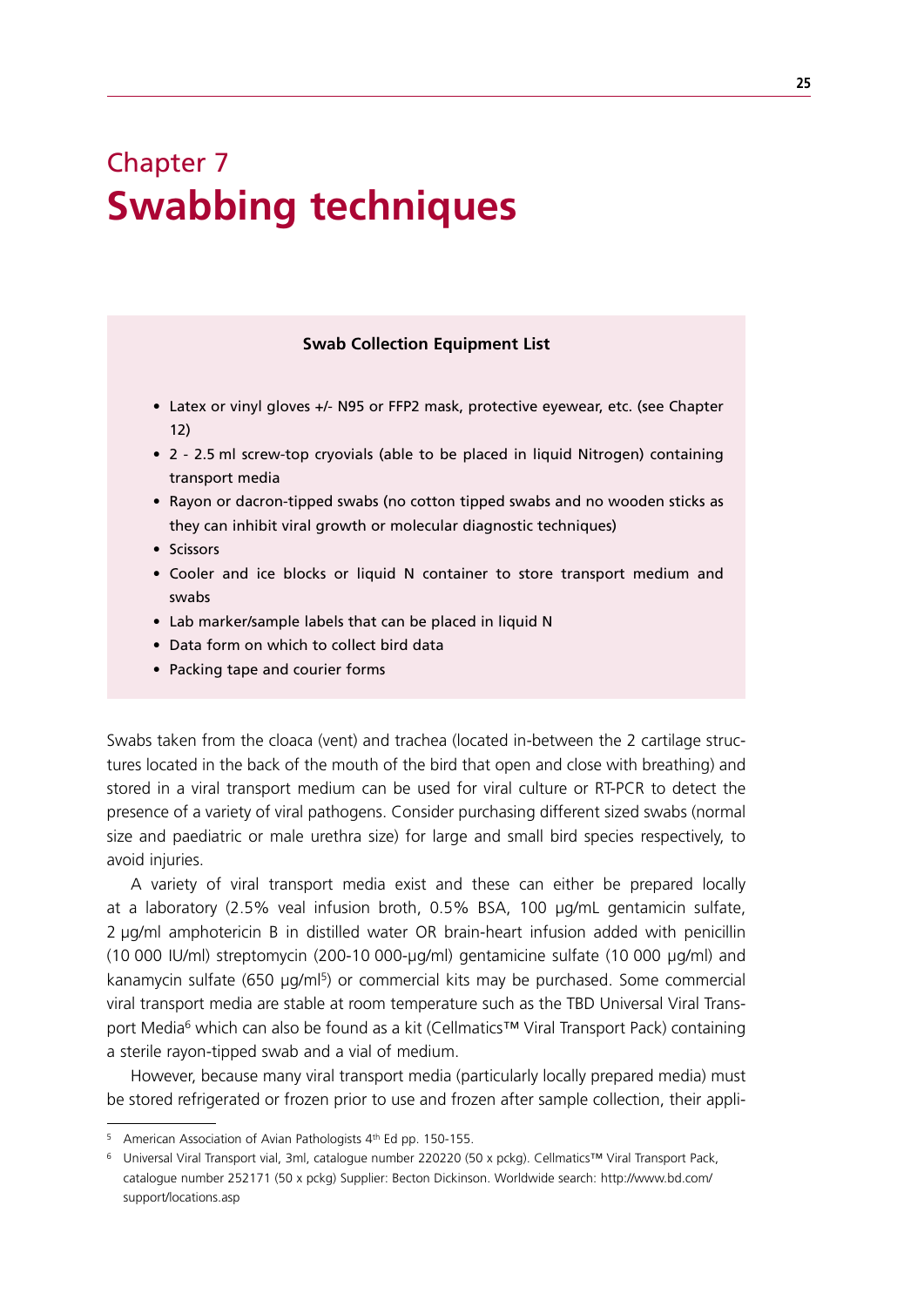# Chapter 7
# Swabbing techniques

**Swab Collection Equipment List**

- Latex or vinyl gloves +/- N95 or FFP2 mask, protective eyewear, etc. (see Chapter 12)
- 2 - 2.5 ml screw-top cryovials (able to be placed in liquid Nitrogen) containing transport media
- Rayon or dacron-tipped swabs (no cotton tipped swabs and no wooden sticks as they can inhibit viral growth or molecular diagnostic techniques)
- Scissors
- Cooler and ice blocks or liquid N container to store transport medium and swabs
- Lab marker/sample labels that can be placed in liquid N
- Data form on which to collect bird data
- Packing tape and courier forms

Swabs taken from the cloaca (vent) and trachea (located in-between the 2 cartilage structures located in the back of the mouth of the bird that open and close with breathing) and stored in a viral transport medium can be used for viral culture or RT-PCR to detect the presence of a variety of viral pathogens. Consider purchasing different sized swabs (normal size and paediatric or male urethra size) for large and small bird species respectively, to avoid injuries.

A variety of viral transport media exist and these can either be prepared locally at a laboratory (2.5% veal infusion broth, 0.5% BSA, 100 µg/mL gentamicin sulfate, 2 µg/ml amphotericin B in distilled water OR brain-heart infusion added with penicillin (10 000 IU/ml) streptomycin (200-10 000-µg/ml) gentamicine sulfate (10 000 µg/ml) and kanamycin sulfate (650 µg/ml[5]) or commercial kits may be purchased. Some commercial viral transport media are stable at room temperature such as the TBD Universal Viral Transport Media[6] which can also be found as a kit (Cellmatics™ Viral Transport Pack) containing a sterile rayon-tipped swab and a vial of medium.

However, because many viral transport media (particularly locally prepared media) must be stored refrigerated or frozen prior to use and frozen after sample collection, their appli-

---

[5] American Association of Avian Pathologists 4th Ed pp. 150-155.

[6] Universal Viral Transport vial, 3ml, catalogue number 220220 (50 x pckg). Cellmatics™ Viral Transport Pack, catalogue number 252171 (50 x pckg) Supplier: Becton Dickinson. Worldwide search: http://www.bd.com/support/locations.asp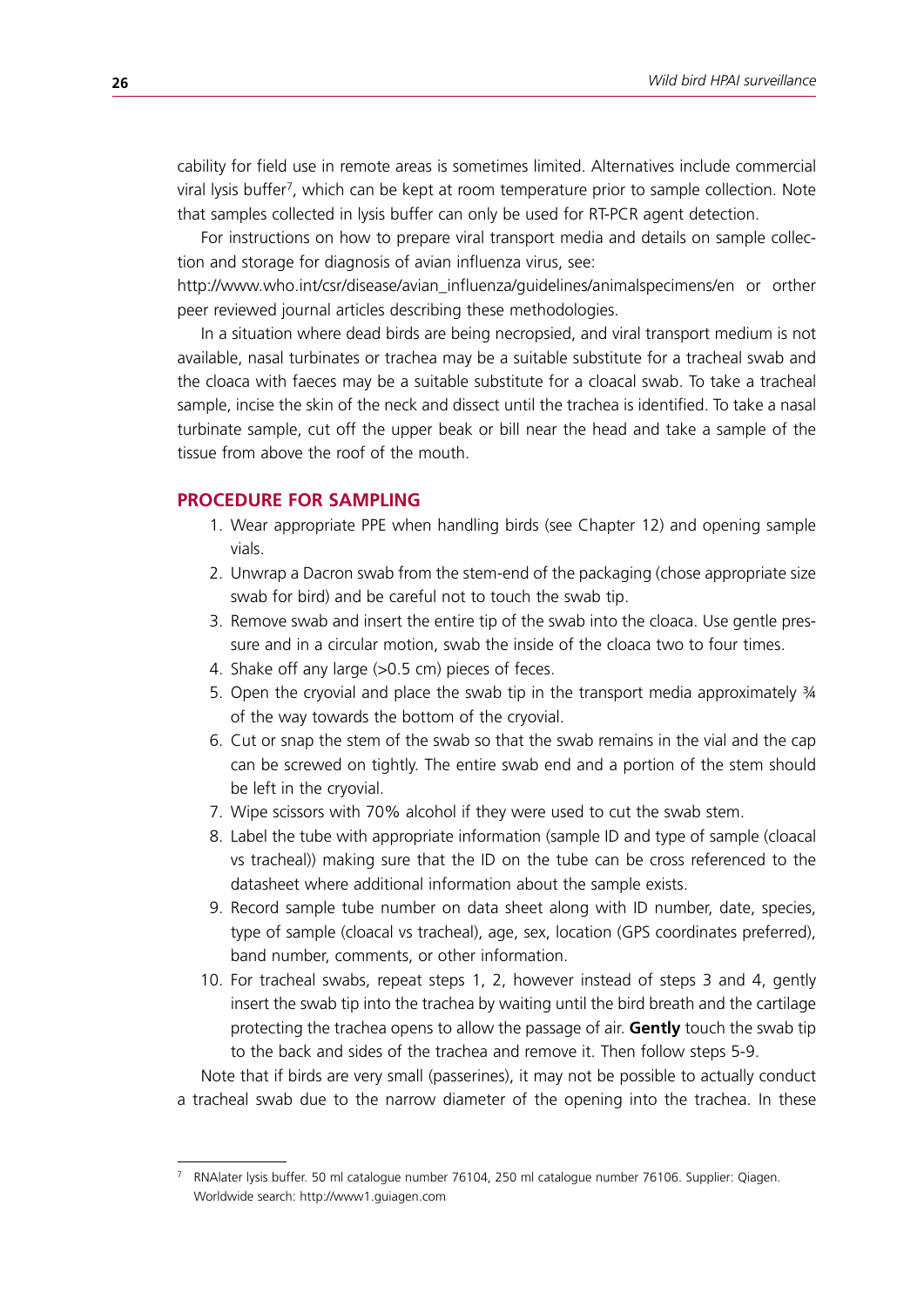cability for field use in remote areas is sometimes limited. Alternatives include commercial viral lysis buffer[7], which can be kept at room temperature prior to sample collection. Note that samples collected in lysis buffer can only be used for RT-PCR agent detection.

For instructions on how to prepare viral transport media and details on sample collection and storage for diagnosis of avian influenza virus, see: http://www.who.int/csr/disease/avian_influenza/guidelines/animalspecimens/en or orther peer reviewed journal articles describing these methodologies.

In a situation where dead birds are being necropsied, and viral transport medium is not available, nasal turbinates or trachea may be a suitable substitute for a tracheal swab and the cloaca with faeces may be a suitable substitute for a cloacal swab. To take a tracheal sample, incise the skin of the neck and dissect until the trachea is identified. To take a nasal turbinate sample, cut off the upper beak or bill near the head and take a sample of the tissue from above the roof of the mouth.

## PROCEDURE FOR SAMPLING

1. Wear appropriate PPE when handling birds (see Chapter 12) and opening sample vials.
2. Unwrap a Dacron swab from the stem-end of the packaging (chose appropriate size swab for bird) and be careful not to touch the swab tip.
3. Remove swab and insert the entire tip of the swab into the cloaca. Use gentle pressure and in a circular motion, swab the inside of the cloaca two to four times.
4. Shake off any large (>0.5 cm) pieces of feces.
5. Open the cryovial and place the swab tip in the transport media approximately ¾ of the way towards the bottom of the cryovial.
6. Cut or snap the stem of the swab so that the swab remains in the vial and the cap can be screwed on tightly. The entire swab end and a portion of the stem should be left in the cryovial.
7. Wipe scissors with 70% alcohol if they were used to cut the swab stem.
8. Label the tube with appropriate information (sample ID and type of sample (cloacal vs tracheal)) making sure that the ID on the tube can be cross referenced to the datasheet where additional information about the sample exists.
9. Record sample tube number on data sheet along with ID number, date, species, type of sample (cloacal vs tracheal), age, sex, location (GPS coordinates preferred), band number, comments, or other information.
10. For tracheal swabs, repeat steps 1, 2, however instead of steps 3 and 4, gently insert the swab tip into the trachea by waiting until the bird breath and the cartilage protecting the trachea opens to allow the passage of air. **Gently** touch the swab tip to the back and sides of the trachea and remove it. Then follow steps 5-9.

Note that if birds are very small (passerines), it may not be possible to actually conduct a tracheal swab due to the narrow diameter of the opening into the trachea. In these

---

[7] RNAlater lysis buffer. 50 ml catalogue number 76104, 250 ml catalogue number 76106. Supplier: Qiagen. Worldwide search: http://www1.guiagen.com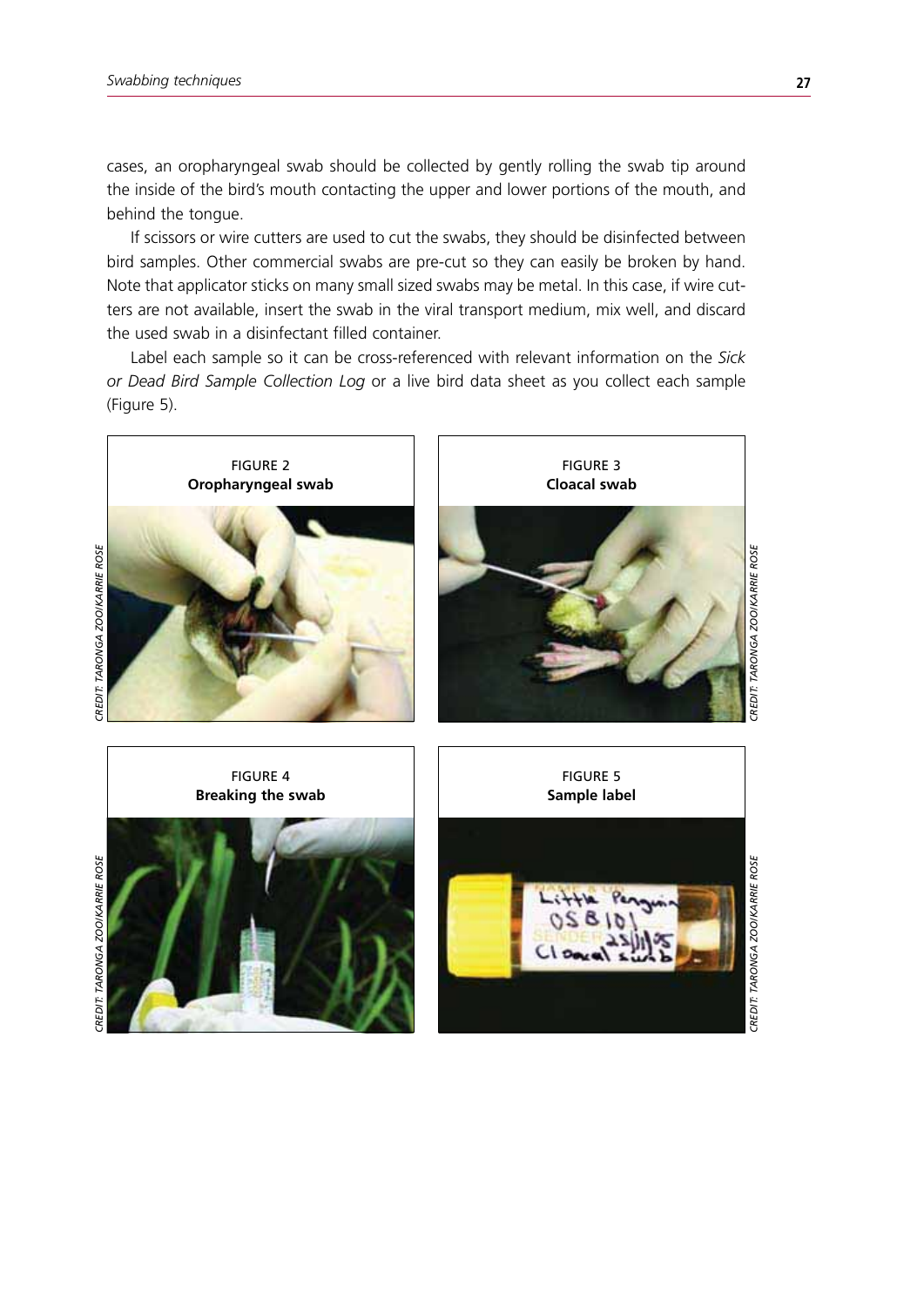cases, an oropharyngeal swab should be collected by gently rolling the swab tip around the inside of the bird's mouth contacting the upper and lower portions of the mouth, and behind the tongue.

If scissors or wire cutters are used to cut the swabs, they should be disinfected between bird samples. Other commercial swabs are pre-cut so they can easily be broken by hand. Note that applicator sticks on many small sized swabs may be metal. In this case, if wire cutters are not available, insert the swab in the viral transport medium, mix well, and discard the used swab in a disinfectant filled container.

Label each sample so it can be cross-referenced with relevant information on the *Sick or Dead Bird Sample Collection Log* or a live bird data sheet as you collect each sample (Figure 5).

FIGURE 2
**Oropharyngeal swab**

*CREDIT: TARONGA ZOO/KARRIE ROSE*

FIGURE 3
**Cloacal swab**

*CREDIT: TARONGA ZOO/KARRIE ROSE*

FIGURE 4
**Breaking the swab**

*CREDIT: TARONGA ZOO/KARRIE ROSE*

FIGURE 5
**Sample label**

*CREDIT: TARONGA ZOO/KARRIE ROSE*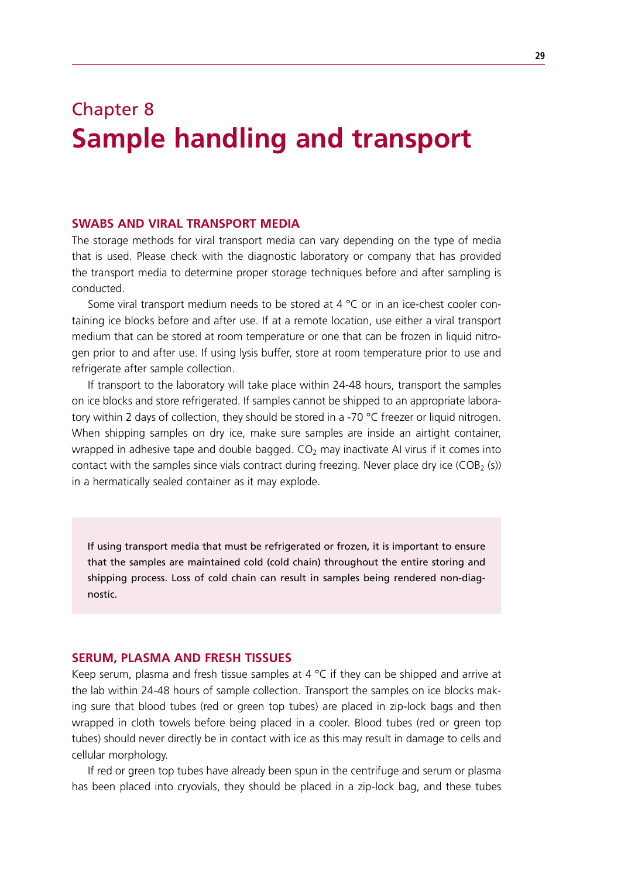# Chapter 8
# Sample handling and transport

## SWABS AND VIRAL TRANSPORT MEDIA

The storage methods for viral transport media can vary depending on the type of media that is used. Please check with the diagnostic laboratory or company that has provided the transport media to determine proper storage techniques before and after sampling is conducted.

Some viral transport medium needs to be stored at 4 °C or in an ice-chest cooler containing ice blocks before and after use. If at a remote location, use either a viral transport medium that can be stored at room temperature or one that can be frozen in liquid nitrogen prior to and after use. If using lysis buffer, store at room temperature prior to use and refrigerate after sample collection.

If transport to the laboratory will take place within 24-48 hours, transport the samples on ice blocks and store refrigerated. If samples cannot be shipped to an appropriate laboratory within 2 days of collection, they should be stored in a -70 °C freezer or liquid nitrogen. When shipping samples on dry ice, make sure samples are inside an airtight container, wrapped in adhesive tape and double bagged. $CO_2$ may inactivate AI virus if it comes into contact with the samples since vials contract during freezing. Never place dry ice ($COB_2$ (s)) in a hermatically sealed container as it may explode.

> If using transport media that must be refrigerated or frozen, it is important to ensure that the samples are maintained cold (cold chain) throughout the entire storing and shipping process. Loss of cold chain can result in samples being rendered non-diagnostic.

## SERUM, PLASMA AND FRESH TISSUES

Keep serum, plasma and fresh tissue samples at 4 °C if they can be shipped and arrive at the lab within 24-48 hours of sample collection. Transport the samples on ice blocks making sure that blood tubes (red or green top tubes) are placed in zip-lock bags and then wrapped in cloth towels before being placed in a cooler. Blood tubes (red or green top tubes) should never directly be in contact with ice as this may result in damage to cells and cellular morphology.

If red or green top tubes have already been spun in the centrifuge and serum or plasma has been placed into cryovials, they should be placed in a zip-lock bag, and these tubes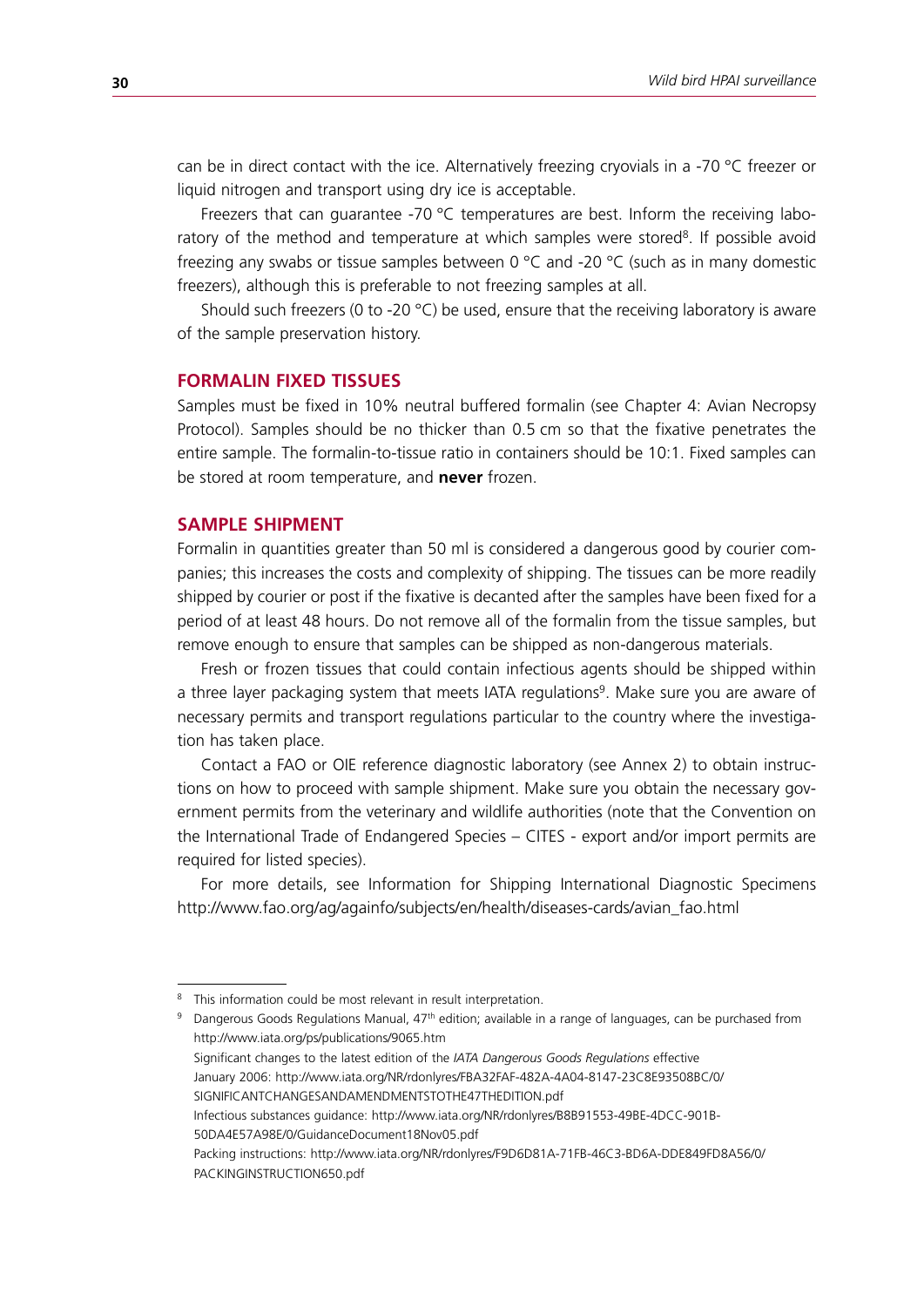can be in direct contact with the ice. Alternatively freezing cryovials in a -70 °C freezer or liquid nitrogen and transport using dry ice is acceptable.

Freezers that can guarantee -70 °C temperatures are best. Inform the receiving laboratory of the method and temperature at which samples were stored[8]. If possible avoid freezing any swabs or tissue samples between 0 °C and -20 °C (such as in many domestic freezers), although this is preferable to not freezing samples at all.

Should such freezers (0 to -20 °C) be used, ensure that the receiving laboratory is aware of the sample preservation history.

## FORMALIN FIXED TISSUES

Samples must be fixed in 10% neutral buffered formalin (see Chapter 4: Avian Necropsy Protocol). Samples should be no thicker than 0.5 cm so that the fixative penetrates the entire sample. The formalin-to-tissue ratio in containers should be 10:1. Fixed samples can be stored at room temperature, and **never** frozen.

## SAMPLE SHIPMENT

Formalin in quantities greater than 50 ml is considered a dangerous good by courier companies; this increases the costs and complexity of shipping. The tissues can be more readily shipped by courier or post if the fixative is decanted after the samples have been fixed for a period of at least 48 hours. Do not remove all of the formalin from the tissue samples, but remove enough to ensure that samples can be shipped as non-dangerous materials.

Fresh or frozen tissues that could contain infectious agents should be shipped within a three layer packaging system that meets IATA regulations[9]. Make sure you are aware of necessary permits and transport regulations particular to the country where the investigation has taken place.

Contact a FAO or OIE reference diagnostic laboratory (see Annex 2) to obtain instructions on how to proceed with sample shipment. Make sure you obtain the necessary government permits from the veterinary and wildlife authorities (note that the Convention on the International Trade of Endangered Species – CITES - export and/or import permits are required for listed species).

For more details, see Information for Shipping International Diagnostic Specimens http://www.fao.org/ag/againfo/subjects/en/health/diseases-cards/avian_fao.html

---

[8] This information could be most relevant in result interpretation.

[9] Dangerous Goods Regulations Manual, 47th edition; available in a range of languages, can be purchased from http://www.iata.org/ps/publications/9065.htm
Significant changes to the latest edition of the *IATA Dangerous Goods Regulations* effective January 2006: http://www.iata.org/NR/rdonlyres/FBA32FAF-482A-4A04-8147-23C8E93508BC/0/SIGNIFICANTCHANGESANDAMENDMENTSTOTHE47THEDITION.pdf
Infectious substances guidance: http://www.iata.org/NR/rdonlyres/B8B91553-49BE-4DCC-901B-50DA4E57A98E/0/GuidanceDocument18Nov05.pdf
Packing instructions: http://www.iata.org/NR/rdonlyres/F9D6D81A-71FB-46C3-BD6A-DDE849FD8A56/0/PACKINGINSTRUCTION650.pdf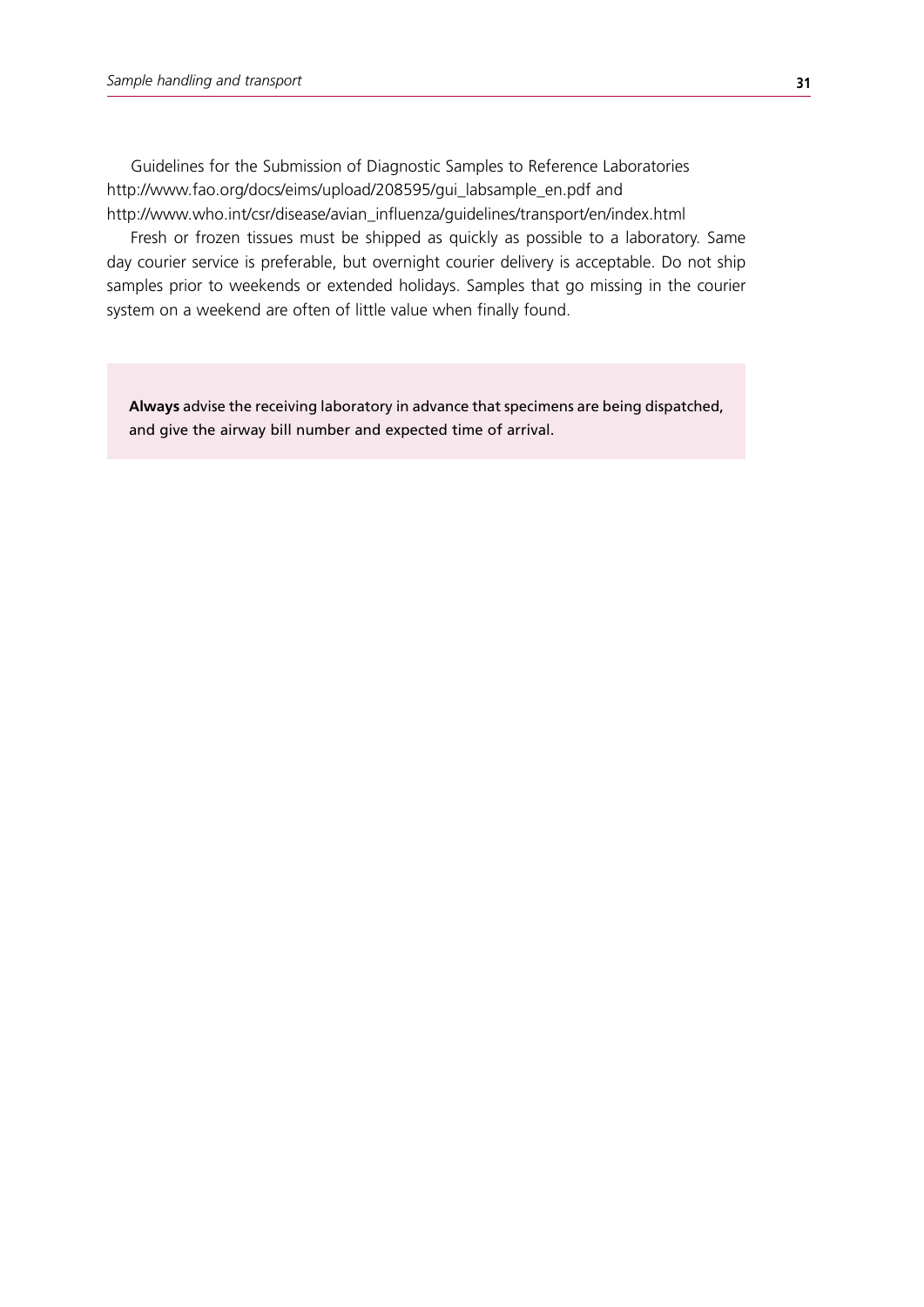Guidelines for the Submission of Diagnostic Samples to Reference Laboratories
http://www.fao.org/docs/eims/upload/208595/gui_labsample_en.pdf and
http://www.who.int/csr/disease/avian_influenza/guidelines/transport/en/index.html

Fresh or frozen tissues must be shipped as quickly as possible to a laboratory. Same day courier service is preferable, but overnight courier delivery is acceptable. Do not ship samples prior to weekends or extended holidays. Samples that go missing in the courier system on a weekend are often of little value when finally found.

> **Always** advise the receiving laboratory in advance that specimens are being dispatched, and give the airway bill number and expected time of arrival.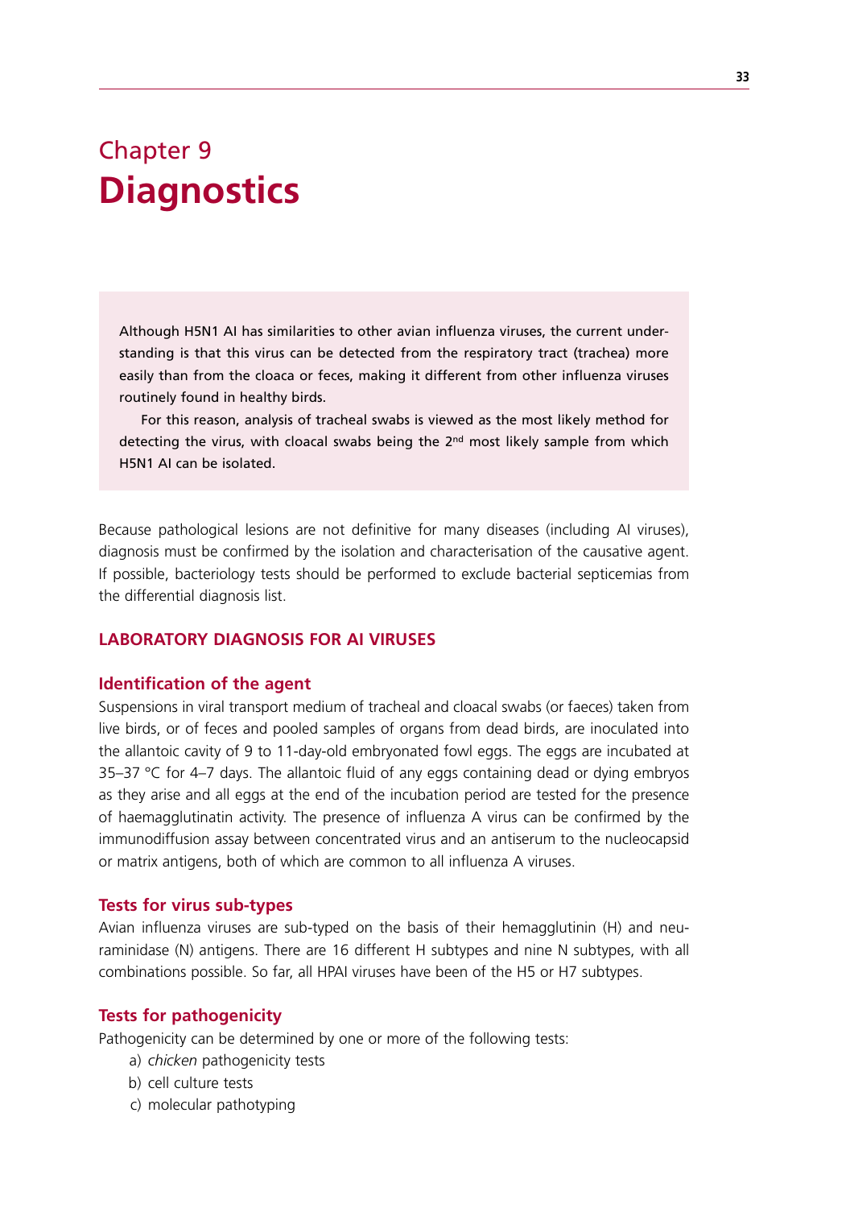Chapter 9

# Diagnostics

Although H5N1 AI has similarities to other avian influenza viruses, the current understanding is that this virus can be detected from the respiratory tract (trachea) more easily than from the cloaca or feces, making it different from other influenza viruses routinely found in healthy birds.

For this reason, analysis of tracheal swabs is viewed as the most likely method for detecting the virus, with cloacal swabs being the 2nd most likely sample from which H5N1 AI can be isolated.

Because pathological lesions are not definitive for many diseases (including AI viruses), diagnosis must be confirmed by the isolation and characterisation of the causative agent. If possible, bacteriology tests should be performed to exclude bacterial septicemias from the differential diagnosis list.

## LABORATORY DIAGNOSIS FOR AI VIRUSES

### Identification of the agent

Suspensions in viral transport medium of tracheal and cloacal swabs (or faeces) taken from live birds, or of feces and pooled samples of organs from dead birds, are inoculated into the allantoic cavity of 9 to 11-day-old embryonated fowl eggs. The eggs are incubated at 35–37 °C for 4–7 days. The allantoic fluid of any eggs containing dead or dying embryos as they arise and all eggs at the end of the incubation period are tested for the presence of haemagglutinatin activity. The presence of influenza A virus can be confirmed by the immunodiffusion assay between concentrated virus and an antiserum to the nucleocapsid or matrix antigens, both of which are common to all influenza A viruses.

### Tests for virus sub-types

Avian influenza viruses are sub-typed on the basis of their hemagglutinin (H) and neuraminidase (N) antigens. There are 16 different H subtypes and nine N subtypes, with all combinations possible. So far, all HPAI viruses have been of the H5 or H7 subtypes.

### Tests for pathogenicity

Pathogenicity can be determined by one or more of the following tests:

a) *chicken* pathogenicity tests
b) cell culture tests
c) molecular pathotyping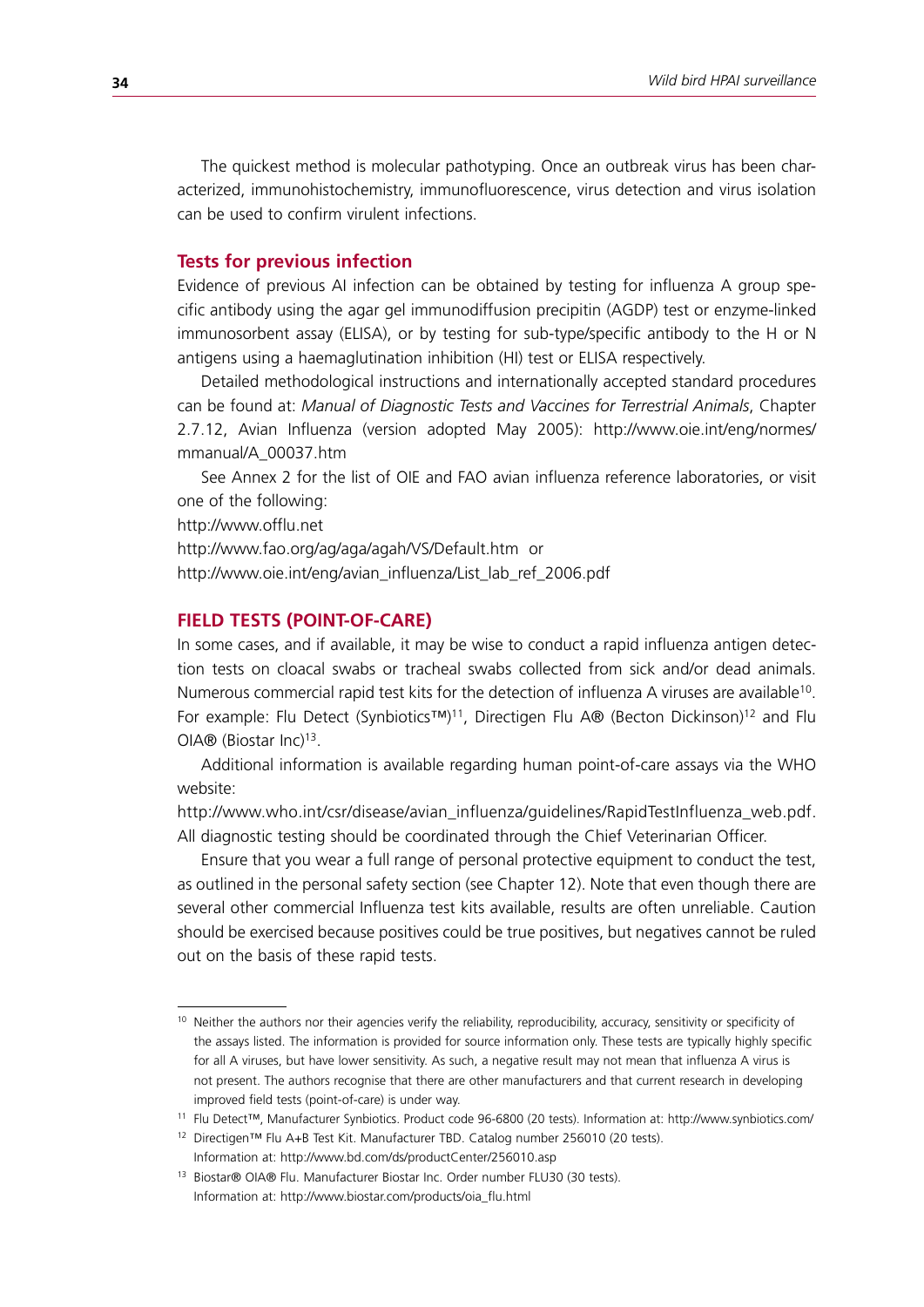The quickest method is molecular pathotyping. Once an outbreak virus has been characterized, immunohistochemistry, immunofluorescence, virus detection and virus isolation can be used to confirm virulent infections.

### Tests for previous infection

Evidence of previous AI infection can be obtained by testing for influenza A group specific antibody using the agar gel immunodiffusion precipitin (AGDP) test or enzyme-linked immunosorbent assay (ELISA), or by testing for sub-type/specific antibody to the H or N antigens using a haemaglutination inhibition (HI) test or ELISA respectively.

Detailed methodological instructions and internationally accepted standard procedures can be found at: *Manual of Diagnostic Tests and Vaccines for Terrestrial Animals*, Chapter 2.7.12, Avian Influenza (version adopted May 2005): http://www.oie.int/eng/normes/mmanual/A_00037.htm

See Annex 2 for the list of OIE and FAO avian influenza reference laboratories, or visit one of the following:

http://www.offlu.net

http://www.fao.org/ag/aga/agah/VS/Default.htm or

http://www.oie.int/eng/avian_influenza/List_lab_ref_2006.pdf

## FIELD TESTS (POINT-OF-CARE)

In some cases, and if available, it may be wise to conduct a rapid influenza antigen detection tests on cloacal swabs or tracheal swabs collected from sick and/or dead animals. Numerous commercial rapid test kits for the detection of influenza A viruses are available[10]. For example: Flu Detect (Synbiotics™)[11], Directigen Flu A® (Becton Dickinson)[12] and Flu OIA® (Biostar Inc)[13].

Additional information is available regarding human point-of-care assays via the WHO website:

http://www.who.int/csr/disease/avian_influenza/guidelines/RapidTestInfluenza_web.pdf. All diagnostic testing should be coordinated through the Chief Veterinarian Officer.

Ensure that you wear a full range of personal protective equipment to conduct the test, as outlined in the personal safety section (see Chapter 12). Note that even though there are several other commercial Influenza test kits available, results are often unreliable. Caution should be exercised because positives could be true positives, but negatives cannot be ruled out on the basis of these rapid tests.

---

[10] Neither the authors nor their agencies verify the reliability, reproducibility, accuracy, sensitivity or specificity of the assays listed. The information is provided for source information only. These tests are typically highly specific for all A viruses, but have lower sensitivity. As such, a negative result may not mean that influenza A virus is not present. The authors recognise that there are other manufacturers and that current research in developing improved field tests (point-of-care) is under way.

[11] Flu Detect™, Manufacturer Synbiotics. Product code 96-6800 (20 tests). Information at: http://www.synbiotics.com/

[12] Directigen™ Flu A+B Test Kit. Manufacturer TBD. Catalog number 256010 (20 tests). Information at: http://www.bd.com/ds/productCenter/256010.asp

[13] Biostar® OIA® Flu. Manufacturer Biostar Inc. Order number FLU30 (30 tests). Information at: http://www.biostar.com/products/oia_flu.html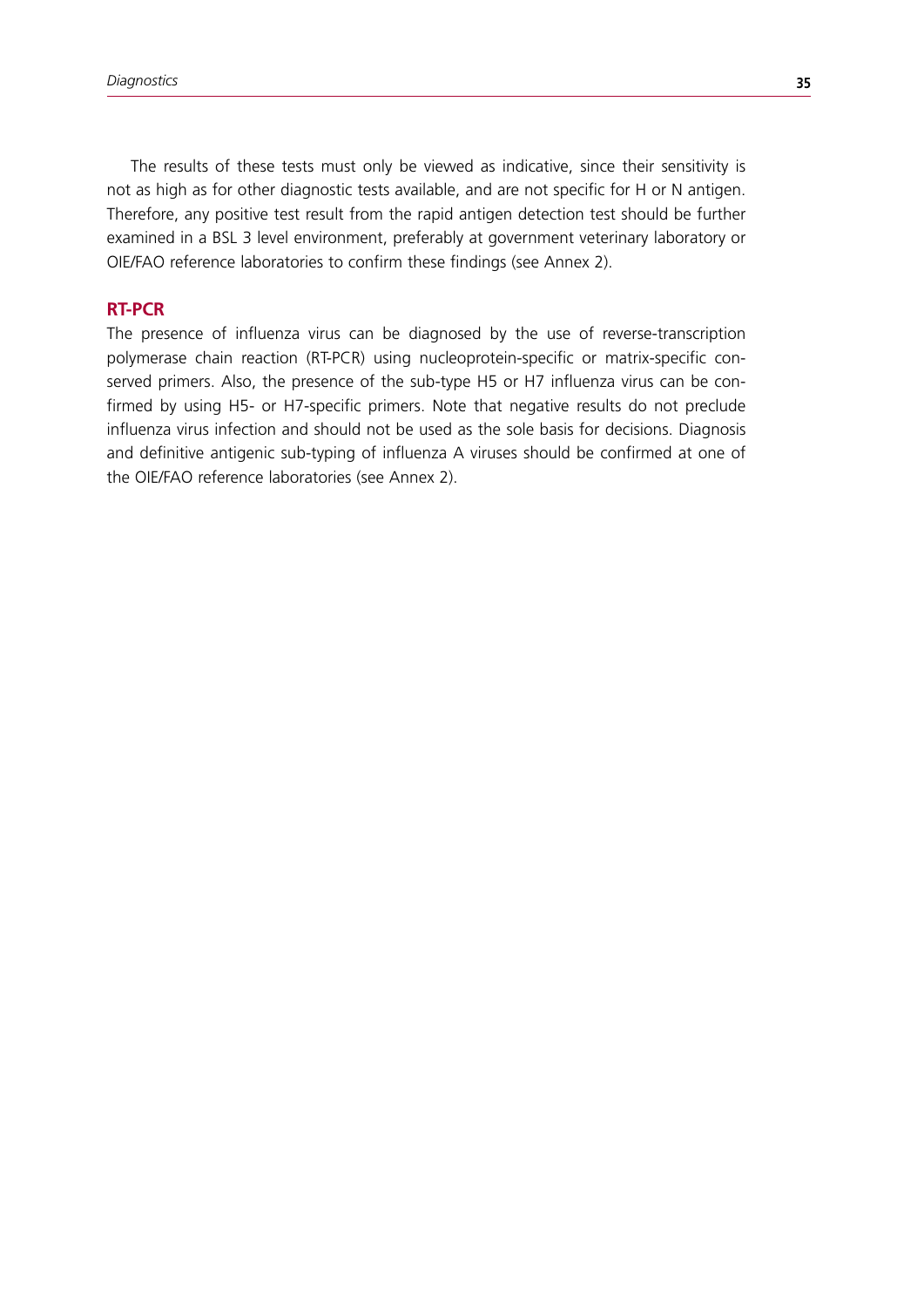The results of these tests must only be viewed as indicative, since their sensitivity is not as high as for other diagnostic tests available, and are not specific for H or N antigen. Therefore, any positive test result from the rapid antigen detection test should be further examined in a BSL 3 level environment, preferably at government veterinary laboratory or OIE/FAO reference laboratories to confirm these findings (see Annex 2).

### RT-PCR

The presence of influenza virus can be diagnosed by the use of reverse-transcription polymerase chain reaction (RT-PCR) using nucleoprotein-specific or matrix-specific conserved primers. Also, the presence of the sub-type H5 or H7 influenza virus can be confirmed by using H5- or H7-specific primers. Note that negative results do not preclude influenza virus infection and should not be used as the sole basis for decisions. Diagnosis and definitive antigenic sub-typing of influenza A viruses should be confirmed at one of the OIE/FAO reference laboratories (see Annex 2).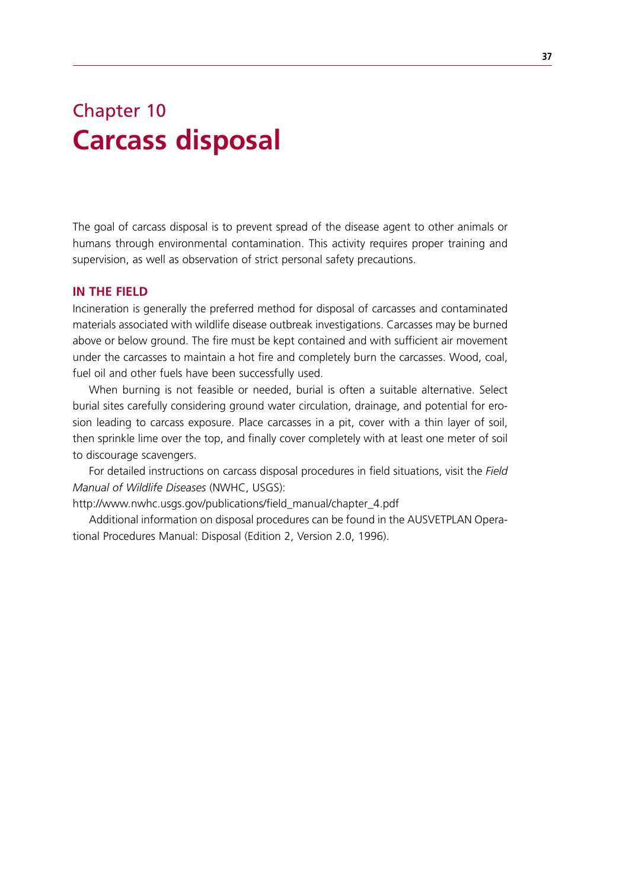# Chapter 10
# Carcass disposal

The goal of carcass disposal is to prevent spread of the disease agent to other animals or humans through environmental contamination. This activity requires proper training and supervision, as well as observation of strict personal safety precautions.

## IN THE FIELD

Incineration is generally the preferred method for disposal of carcasses and contaminated materials associated with wildlife disease outbreak investigations. Carcasses may be burned above or below ground. The fire must be kept contained and with sufficient air movement under the carcasses to maintain a hot fire and completely burn the carcasses. Wood, coal, fuel oil and other fuels have been successfully used.

When burning is not feasible or needed, burial is often a suitable alternative. Select burial sites carefully considering ground water circulation, drainage, and potential for erosion leading to carcass exposure. Place carcasses in a pit, cover with a thin layer of soil, then sprinkle lime over the top, and finally cover completely with at least one meter of soil to discourage scavengers.

For detailed instructions on carcass disposal procedures in field situations, visit the *Field Manual of Wildlife Diseases* (NWHC, USGS):

http://www.nwhc.usgs.gov/publications/field_manual/chapter_4.pdf

Additional information on disposal procedures can be found in the AUSVETPLAN Operational Procedures Manual: Disposal (Edition 2, Version 2.0, 1996).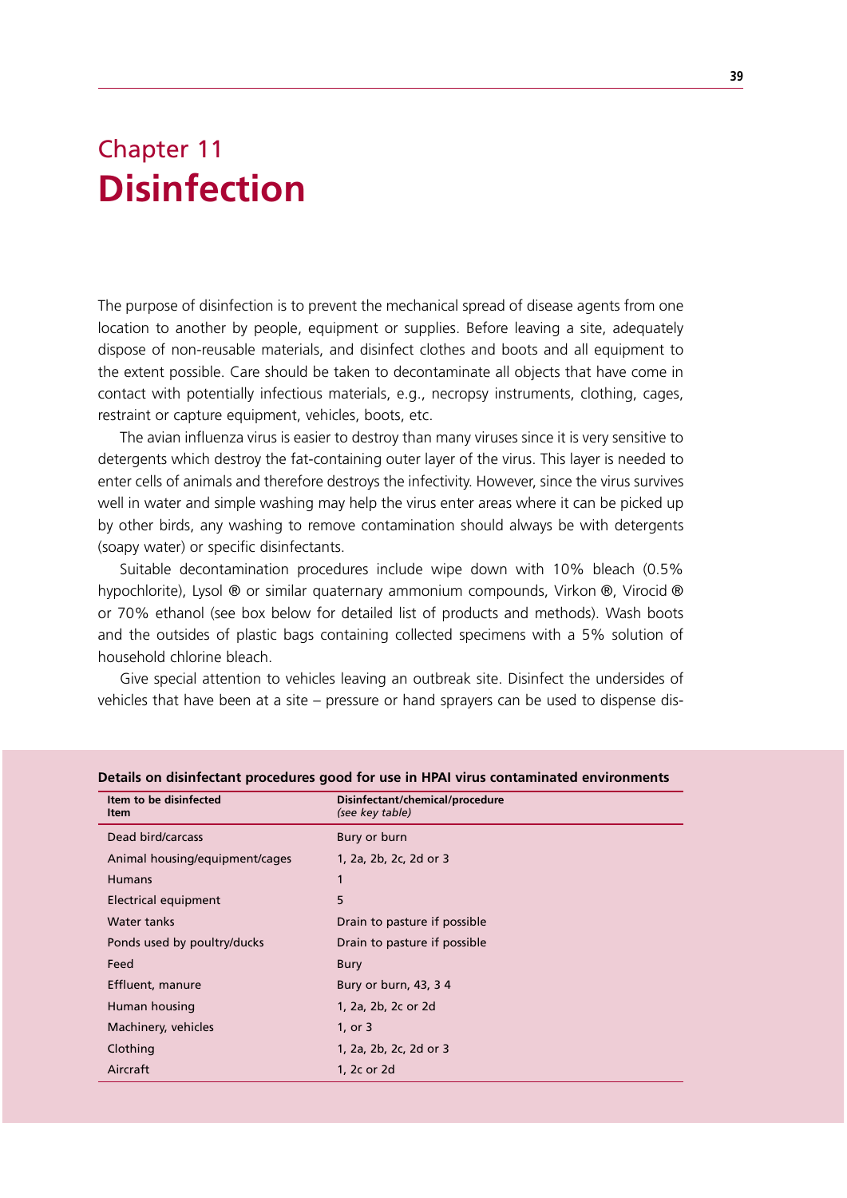# Chapter 11
# Disinfection

The purpose of disinfection is to prevent the mechanical spread of disease agents from one location to another by people, equipment or supplies. Before leaving a site, adequately dispose of non-reusable materials, and disinfect clothes and boots and all equipment to the extent possible. Care should be taken to decontaminate all objects that have come in contact with potentially infectious materials, e.g., necropsy instruments, clothing, cages, restraint or capture equipment, vehicles, boots, etc.

The avian influenza virus is easier to destroy than many viruses since it is very sensitive to detergents which destroy the fat-containing outer layer of the virus. This layer is needed to enter cells of animals and therefore destroys the infectivity. However, since the virus survives well in water and simple washing may help the virus enter areas where it can be picked up by other birds, any washing to remove contamination should always be with detergents (soapy water) or specific disinfectants.

Suitable decontamination procedures include wipe down with 10% bleach (0.5% hypochlorite), Lysol ® or similar quaternary ammonium compounds, Virkon ®, Virocid ® or 70% ethanol (see box below for detailed list of products and methods). Wash boots and the outsides of plastic bags containing collected specimens with a 5% solution of household chlorine bleach.

Give special attention to vehicles leaving an outbreak site. Disinfect the undersides of vehicles that have been at a site – pressure or hand sprayers can be used to dispense dis-

**Details on disinfectant procedures good for use in HPAI virus contaminated environments**

| Item to be disinfected<br>Item | Disinfectant/chemical/procedure<br>*(see key table)* |
|---|---|
| Dead bird/carcass | Bury or burn |
| Animal housing/equipment/cages | 1, 2a, 2b, 2c, 2d or 3 |
| Humans | 1 |
| Electrical equipment | 5 |
| Water tanks | Drain to pasture if possible |
| Ponds used by poultry/ducks | Drain to pasture if possible |
| Feed | Bury |
| Effluent, manure | Bury or burn, 43, 3 4 |
| Human housing | 1, 2a, 2b, 2c or 2d |
| Machinery, vehicles | 1, or 3 |
| Clothing | 1, 2a, 2b, 2c, 2d or 3 |
| Aircraft | 1, 2c or 2d |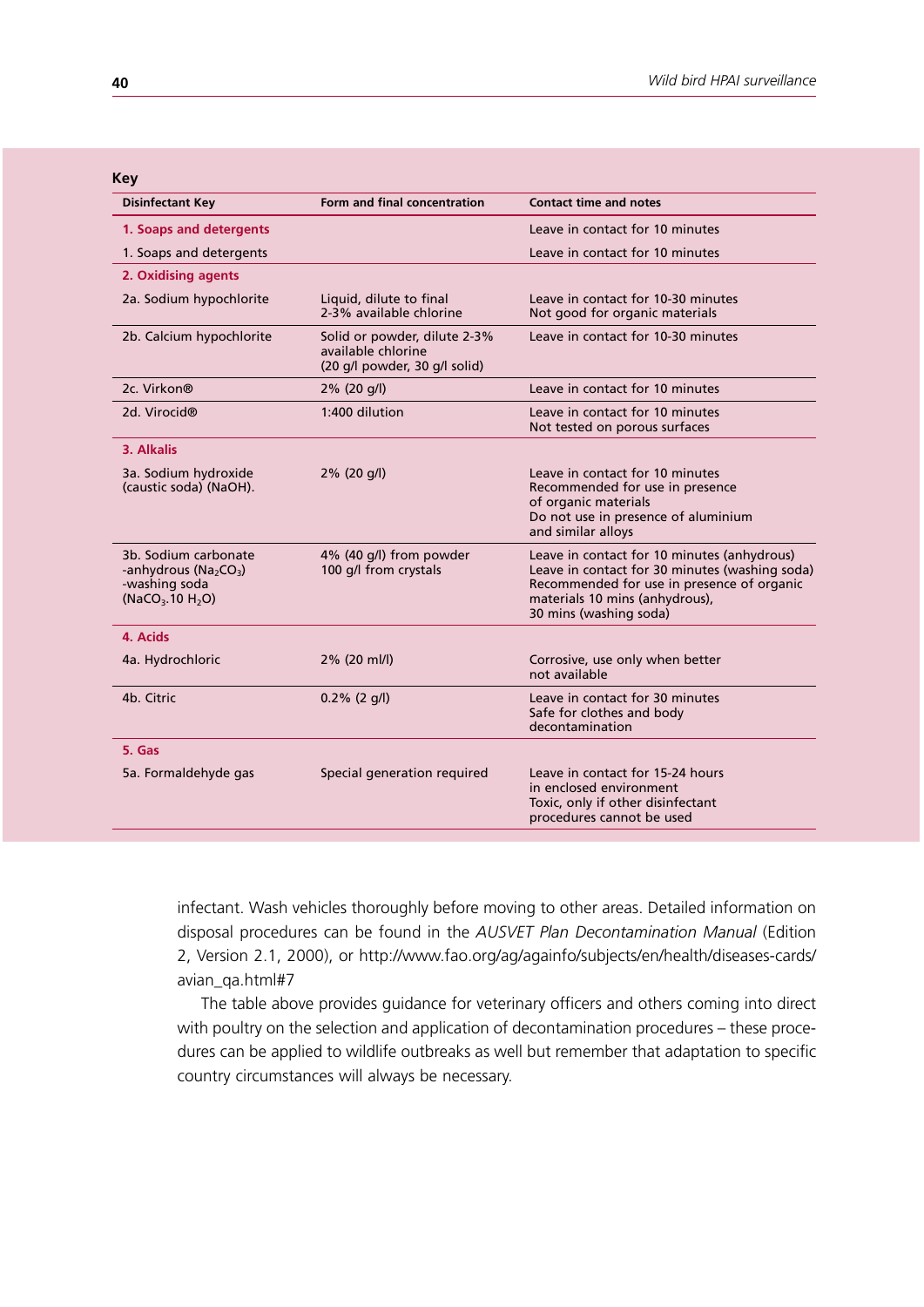**Key**

| Disinfectant Key | Form and final concentration | Contact time and notes |
|---|---|---|
| **1. Soaps and detergents** | | Leave in contact for 10 minutes |
| 1. Soaps and detergents | | Leave in contact for 10 minutes |
| **2. Oxidising agents** | | |
| 2a. Sodium hypochlorite | Liquid, dilute to final 2-3% available chlorine | Leave in contact for 10-30 minutes<br>Not good for organic materials |
| 2b. Calcium hypochlorite | Solid or powder, dilute 2-3% available chlorine (20 g/l powder, 30 g/l solid) | Leave in contact for 10-30 minutes |
| 2c. Virkon® | 2% (20 g/l) | Leave in contact for 10 minutes |
| 2d. Virocid® | 1:400 dilution | Leave in contact for 10 minutes<br>Not tested on porous surfaces |
| **3. Alkalis** | | |
| 3a. Sodium hydroxide (caustic soda) (NaOH). | 2% (20 g/l) | Leave in contact for 10 minutes<br>Recommended for use in presence of organic materials<br>Do not use in presence of aluminium and similar alloys |
| 3b. Sodium carbonate -anhydrous ($Na_2CO_3$) -washing soda ($NaCO_3.10\ H_2O$) | 4% (40 g/l) from powder<br>100 g/l from crystals | Leave in contact for 10 minutes (anhydrous)<br>Leave in contact for 30 minutes (washing soda)<br>Recommended for use in presence of organic materials 10 mins (anhydrous), 30 mins (washing soda) |
| **4. Acids** | | |
| 4a. Hydrochloric | 2% (20 ml/l) | Corrosive, use only when better not available |
| 4b. Citric | 0.2% (2 g/l) | Leave in contact for 30 minutes<br>Safe for clothes and body decontamination |
| **5. Gas** | | |
| 5a. Formaldehyde gas | Special generation required | Leave in contact for 15-24 hours in enclosed environment<br>Toxic, only if other disinfectant procedures cannot be used |

infectant. Wash vehicles thoroughly before moving to other areas. Detailed information on disposal procedures can be found in the *AUSVET Plan Decontamination Manual* (Edition 2, Version 2.1, 2000), or http://www.fao.org/ag/againfo/subjects/en/health/diseases-cards/avian_qa.html#7

The table above provides guidance for veterinary officers and others coming into direct with poultry on the selection and application of decontamination procedures – these procedures can be applied to wildlife outbreaks as well but remember that adaptation to specific country circumstances will always be necessary.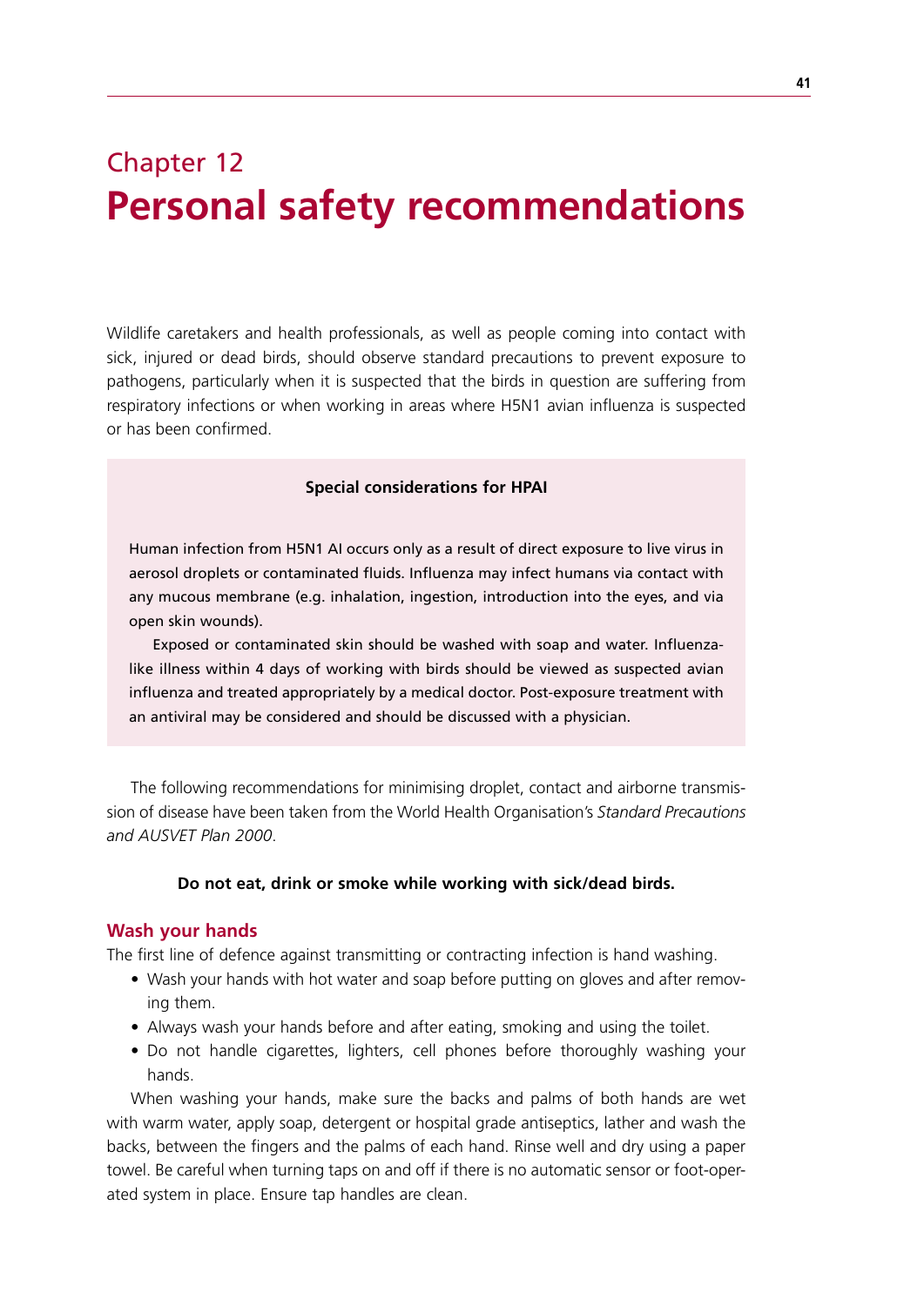# Chapter 12
# Personal safety recommendations

Wildlife caretakers and health professionals, as well as people coming into contact with sick, injured or dead birds, should observe standard precautions to prevent exposure to pathogens, particularly when it is suspected that the birds in question are suffering from respiratory infections or when working in areas where H5N1 avian influenza is suspected or has been confirmed.

> **Special considerations for HPAI**
>
> Human infection from H5N1 AI occurs only as a result of direct exposure to live virus in aerosol droplets or contaminated fluids. Influenza may infect humans via contact with any mucous membrane (e.g. inhalation, ingestion, introduction into the eyes, and via open skin wounds).
>
> Exposed or contaminated skin should be washed with soap and water. Influenza-like illness within 4 days of working with birds should be viewed as suspected avian influenza and treated appropriately by a medical doctor. Post-exposure treatment with an antiviral may be considered and should be discussed with a physician.

The following recommendations for minimising droplet, contact and airborne transmission of disease have been taken from the World Health Organisation's *Standard Precautions and AUSVET Plan 2000*.

**Do not eat, drink or smoke while working with sick/dead birds.**

## Wash your hands

The first line of defence against transmitting or contracting infection is hand washing.

- Wash your hands with hot water and soap before putting on gloves and after removing them.
- Always wash your hands before and after eating, smoking and using the toilet.
- Do not handle cigarettes, lighters, cell phones before thoroughly washing your hands.

When washing your hands, make sure the backs and palms of both hands are wet with warm water, apply soap, detergent or hospital grade antiseptics, lather and wash the backs, between the fingers and the palms of each hand. Rinse well and dry using a paper towel. Be careful when turning taps on and off if there is no automatic sensor or foot-operated system in place. Ensure tap handles are clean.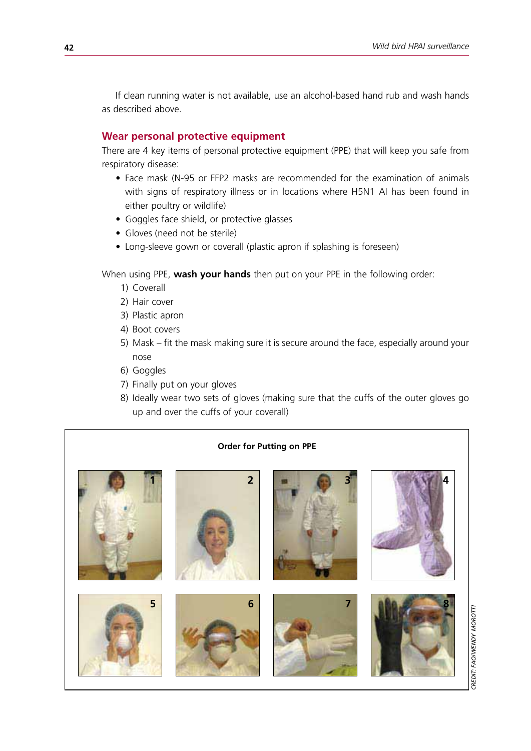If clean running water is not available, use an alcohol-based hand rub and wash hands as described above.

## Wear personal protective equipment

There are 4 key items of personal protective equipment (PPE) that will keep you safe from respiratory disease:

- Face mask (N-95 or FFP2 masks are recommended for the examination of animals with signs of respiratory illness or in locations where H5N1 AI has been found in either poultry or wildlife)
- Goggles face shield, or protective glasses
- Gloves (need not be sterile)
- Long-sleeve gown or coverall (plastic apron if splashing is foreseen)

When using PPE, **wash your hands** then put on your PPE in the following order:

1) Coverall
2) Hair cover
3) Plastic apron
4) Boot covers
5) Mask – fit the mask making sure it is secure around the face, especially around your nose
6) Goggles
7) Finally put on your gloves
8) Ideally wear two sets of gloves (making sure that the cuffs of the outer gloves go up and over the cuffs of your coverall)

**Order for Putting on PPE**

1 2 3 4 5 6 7 8

CREDIT: FAO/WENDY MOROTTI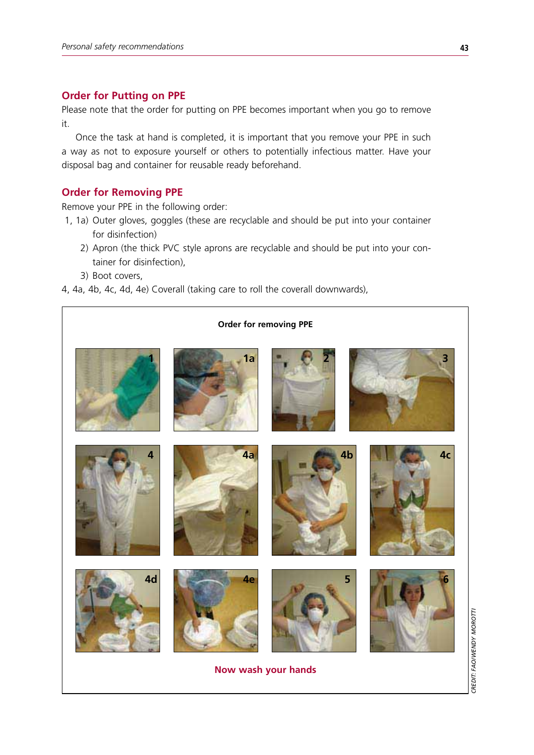## Order for Putting on PPE

Please note that the order for putting on PPE becomes important when you go to remove it.

Once the task at hand is completed, it is important that you remove your PPE in such a way as not to exposure yourself or others to potentially infectious matter. Have your disposal bag and container for reusable ready beforehand.

## Order for Removing PPE

Remove your PPE in the following order:

1, 1a) Outer gloves, goggles (these are recyclable and should be put into your container for disinfection)

2) Apron (the thick PVC style aprons are recyclable and should be put into your container for disinfection),

3) Boot covers,

4, 4a, 4b, 4c, 4d, 4e) Coverall (taking care to roll the coverall downwards),

**Order for removing PPE**

1 1a 2 3

4 4a 4b 4c

4d 4e 5 6

**Now wash your hands**

CREDIT: FAO/WENDY MOROTTI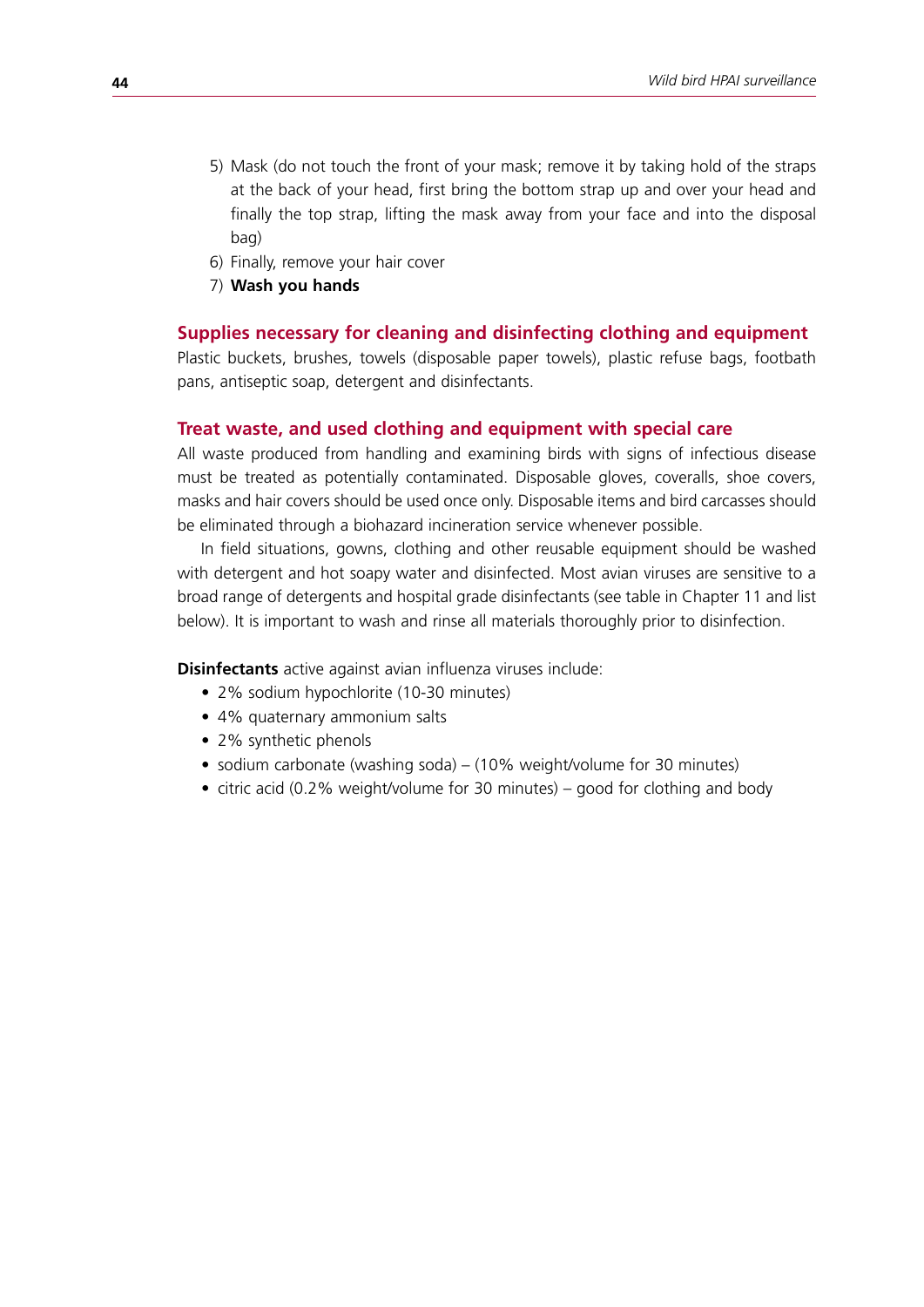5) Mask (do not touch the front of your mask; remove it by taking hold of the straps at the back of your head, first bring the bottom strap up and over your head and finally the top strap, lifting the mask away from your face and into the disposal bag)
6) Finally, remove your hair cover
7) **Wash you hands**

### Supplies necessary for cleaning and disinfecting clothing and equipment

Plastic buckets, brushes, towels (disposable paper towels), plastic refuse bags, footbath pans, antiseptic soap, detergent and disinfectants.

### Treat waste, and used clothing and equipment with special care

All waste produced from handling and examining birds with signs of infectious disease must be treated as potentially contaminated. Disposable gloves, coveralls, shoe covers, masks and hair covers should be used once only. Disposable items and bird carcasses should be eliminated through a biohazard incineration service whenever possible.

In field situations, gowns, clothing and other reusable equipment should be washed with detergent and hot soapy water and disinfected. Most avian viruses are sensitive to a broad range of detergents and hospital grade disinfectants (see table in Chapter 11 and list below). It is important to wash and rinse all materials thoroughly prior to disinfection.

**Disinfectants** active against avian influenza viruses include:

- 2% sodium hypochlorite (10-30 minutes)
- 4% quaternary ammonium salts
- 2% synthetic phenols
- sodium carbonate (washing soda) – (10% weight/volume for 30 minutes)
- citric acid (0.2% weight/volume for 30 minutes) – good for clothing and body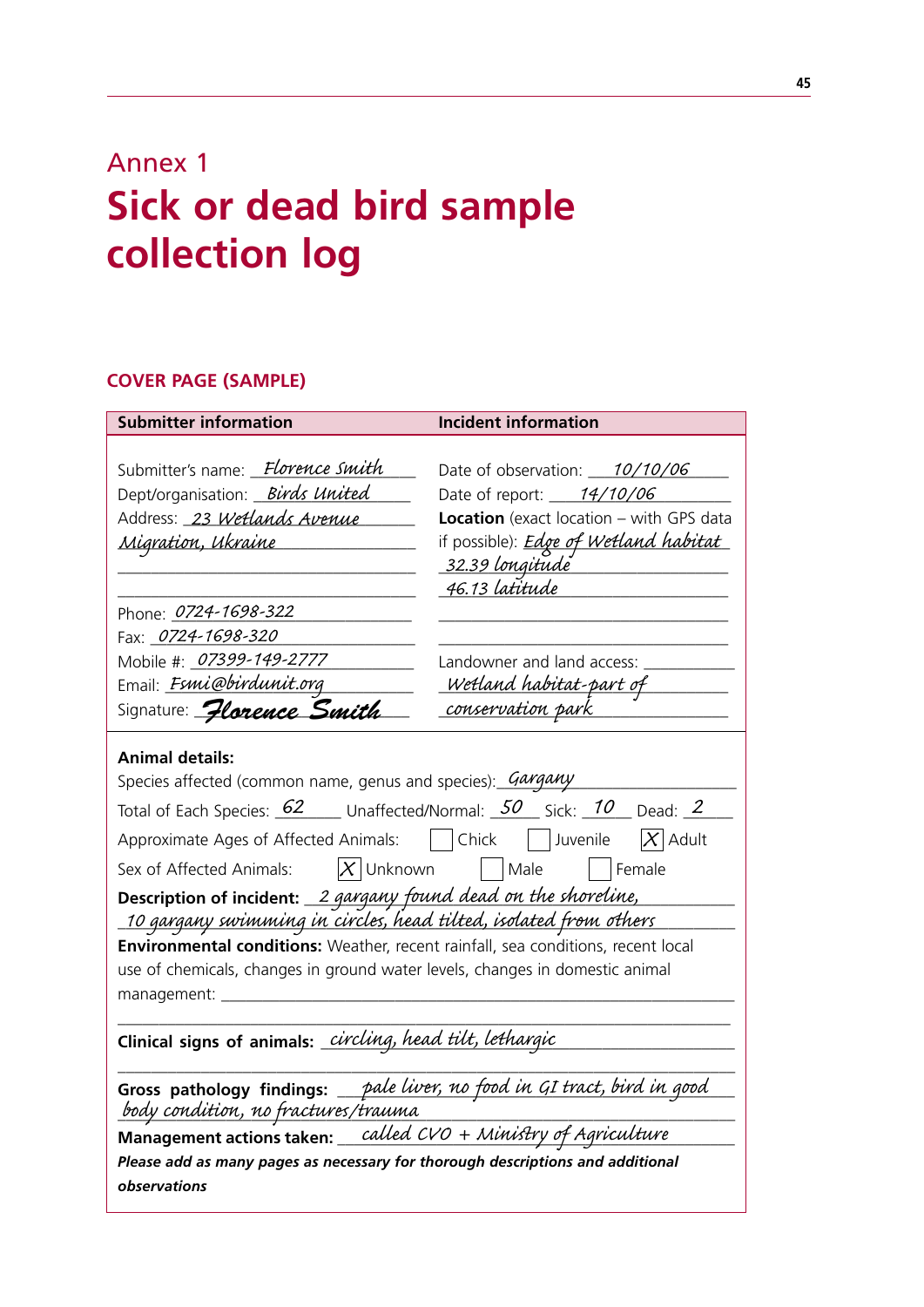# Annex 1

# Sick or dead bird sample collection log

## COVER PAGE (SAMPLE)

| Submitter information | Incident information |
|---|---|
| Submitter's name: *Florence Smith* | Date of observation: *10/10/06* |
| Dept/organisation: *Birds United* | Date of report: *14/10/06* |
| Address: *23 Wetlands Avenue Migration, Ukraine* | **Location** (exact location – with GPS data if possible): *Edge of Wetland habitat 32.39 longitude 46.13 latitude* |
| Phone: *0724-1698-322* | |
| Fax: *0724-1698-320* | |
| Mobile #: *07399-149-2777* | Landowner and land access: *Wetland habitat-part of conservation park* |
| Email: *Fsmi@birdunit.org* | |
| Signature: *Florence Smith* | |

**Animal details:**

Species affected (common name, genus and species): *Gargany*

Total of Each Species: *62* Unaffected/Normal: *50* Sick: *10* Dead: *2*

Approximate Ages of Affected Animals: ☐ Chick ☐ Juvenile ☒ Adult

Sex of Affected Animals: ☒ Unknown ☐ Male ☐ Female

**Description of incident:** *2 gargany found dead on the shoreline, 10 gargany swimming in circles, head tilted, isolated from others*

**Environmental conditions:** Weather, recent rainfall, sea conditions, recent local use of chemicals, changes in ground water levels, changes in domestic animal management: \_\_\_\_\_\_\_\_\_\_

**Clinical signs of animals:** *circling, head tilt, lethargic*

**Gross pathology findings:** *pale liver, no food in GI tract, bird in good body condition, no fractures/trauma*

**Management actions taken:** *called CVO + Ministry of Agriculture*

***Please add as many pages as necessary for thorough descriptions and additional observations***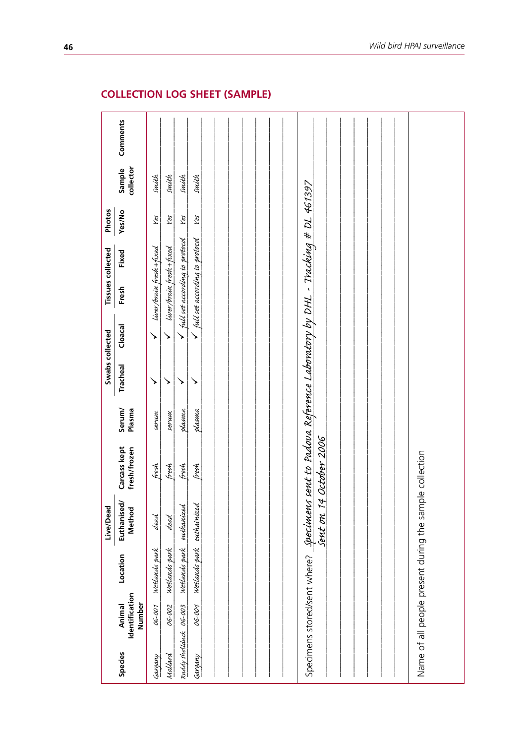## COLLECTION LOG SHEET (SAMPLE)

| Species | Animal Identification Number | Location | Live/Dead | Carcass kept fresh/frozen | Serum/ Plasma | Swabs collected | | Tissues collected | | Photos | Sample collector | Comments |
|---|---|---|---|---|---|---|---|---|---|---|---|---|
| | | | Euthanised/ Method | | | Tracheal | Cloacal | Fresh | Fixed | Yes/No | | |
| Garganey | 06-001 | Wetlands park | dead | fresh | serum | ✓ | ✓ | liver/brain fresh+fixed | | Yes | Smith | |
| Mallard | 06-002 | Wetlands park | dead | fresh | serum | ✓ | ✓ | liver/brain fresh+fixed | | Yes | Smith | |
| Ruddy Shelduck | 06-003 | Wetlands park | euthanized | fresh | plasma | ✓ | ✓ | full set according to protocol | | Yes | Smith | |
| Garganey | 06-004 | Wetlands park | euthanized | fresh | plasma | ✓ | ✓ | full set according to protocol | | Yes | Smith | |
| | | | | | | | | | | | | |
| | | | | | | | | | | | | |
| | | | | | | | | | | | | |
| | | | | | | | | | | | | |
| | | | | | | | | | | | | |
| | | | | | | | | | | | | |

Specimens stored/sent where? Specimens sent to Padova Reference Laboratory by DHL - Tracking # DL 461397
Sent on 14 October 2006

Name of all people present during the sample collection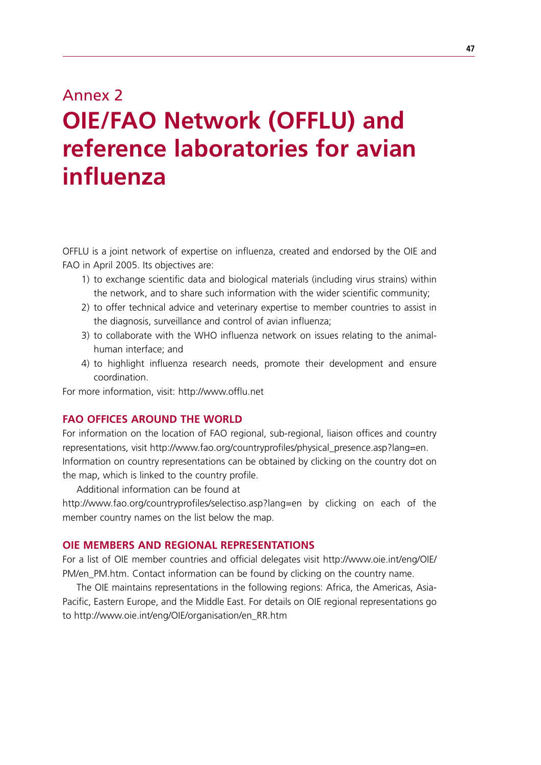Annex 2

# OIE/FAO Network (OFFLU) and reference laboratories for avian influenza

OFFLU is a joint network of expertise on influenza, created and endorsed by the OIE and FAO in April 2005. Its objectives are:

1) to exchange scientific data and biological materials (including virus strains) within the network, and to share such information with the wider scientific community;
2) to offer technical advice and veterinary expertise to member countries to assist in the diagnosis, surveillance and control of avian influenza;
3) to collaborate with the WHO influenza network on issues relating to the animal-human interface; and
4) to highlight influenza research needs, promote their development and ensure coordination.

For more information, visit: http://www.offlu.net

## FAO OFFICES AROUND THE WORLD

For information on the location of FAO regional, sub-regional, liaison offices and country representations, visit http://www.fao.org/countryprofiles/physical_presence.asp?lang=en. Information on country representations can be obtained by clicking on the country dot on the map, which is linked to the country profile.

Additional information can be found at http://www.fao.org/countryprofiles/selectiso.asp?lang=en by clicking on each of the member country names on the list below the map.

## OIE MEMBERS AND REGIONAL REPRESENTATIONS

For a list of OIE member countries and official delegates visit http://www.oie.int/eng/OIE/PM/en_PM.htm. Contact information can be found by clicking on the country name.

The OIE maintains representations in the following regions: Africa, the Americas, Asia-Pacific, Eastern Europe, and the Middle East. For details on OIE regional representations go to http://www.oie.int/eng/OIE/organisation/en_RR.htm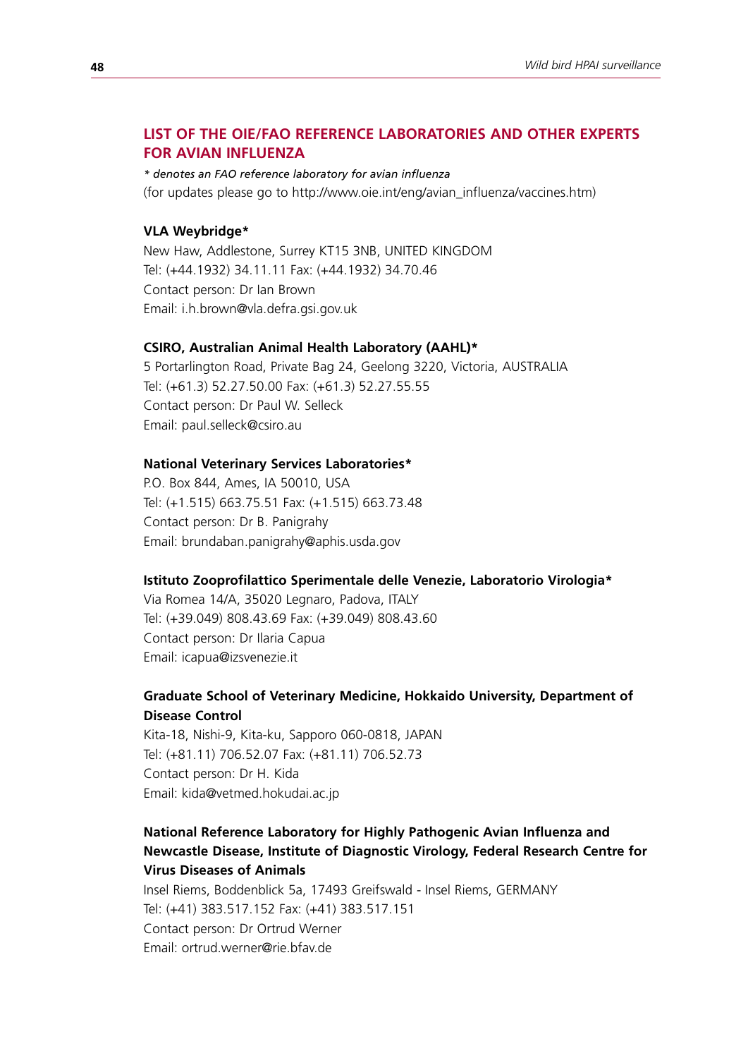## LIST OF THE OIE/FAO REFERENCE LABORATORIES AND OTHER EXPERTS FOR AVIAN INFLUENZA

*\* denotes an FAO reference laboratory for avian influenza*

(for updates please go to http://www.oie.int/eng/avian_influenza/vaccines.htm)

**VLA Weybridge\***

New Haw, Addlestone, Surrey KT15 3NB, UNITED KINGDOM
Tel: (+44.1932) 34.11.11 Fax: (+44.1932) 34.70.46
Contact person: Dr Ian Brown
Email: i.h.brown@vla.defra.gsi.gov.uk

**CSIRO, Australian Animal Health Laboratory (AAHL)\***

5 Portarlington Road, Private Bag 24, Geelong 3220, Victoria, AUSTRALIA
Tel: (+61.3) 52.27.50.00 Fax: (+61.3) 52.27.55.55
Contact person: Dr Paul W. Selleck
Email: paul.selleck@csiro.au

**National Veterinary Services Laboratories\***

P.O. Box 844, Ames, IA 50010, USA
Tel: (+1.515) 663.75.51 Fax: (+1.515) 663.73.48
Contact person: Dr B. Panigrahy
Email: brundaban.panigrahy@aphis.usda.gov

**Istituto Zooprofilattico Sperimentale delle Venezie, Laboratorio Virologia\***

Via Romea 14/A, 35020 Legnaro, Padova, ITALY
Tel: (+39.049) 808.43.69 Fax: (+39.049) 808.43.60
Contact person: Dr Ilaria Capua
Email: icapua@izsvenezie.it

**Graduate School of Veterinary Medicine, Hokkaido University, Department of Disease Control**

Kita-18, Nishi-9, Kita-ku, Sapporo 060-0818, JAPAN
Tel: (+81.11) 706.52.07 Fax: (+81.11) 706.52.73
Contact person: Dr H. Kida
Email: kida@vetmed.hokudai.ac.jp

**National Reference Laboratory for Highly Pathogenic Avian Influenza and Newcastle Disease, Institute of Diagnostic Virology, Federal Research Centre for Virus Diseases of Animals**

Insel Riems, Boddenblick 5a, 17493 Greifswald - Insel Riems, GERMANY
Tel: (+41) 383.517.152 Fax: (+41) 383.517.151
Contact person: Dr Ortrud Werner
Email: ortrud.werner@rie.bfav.de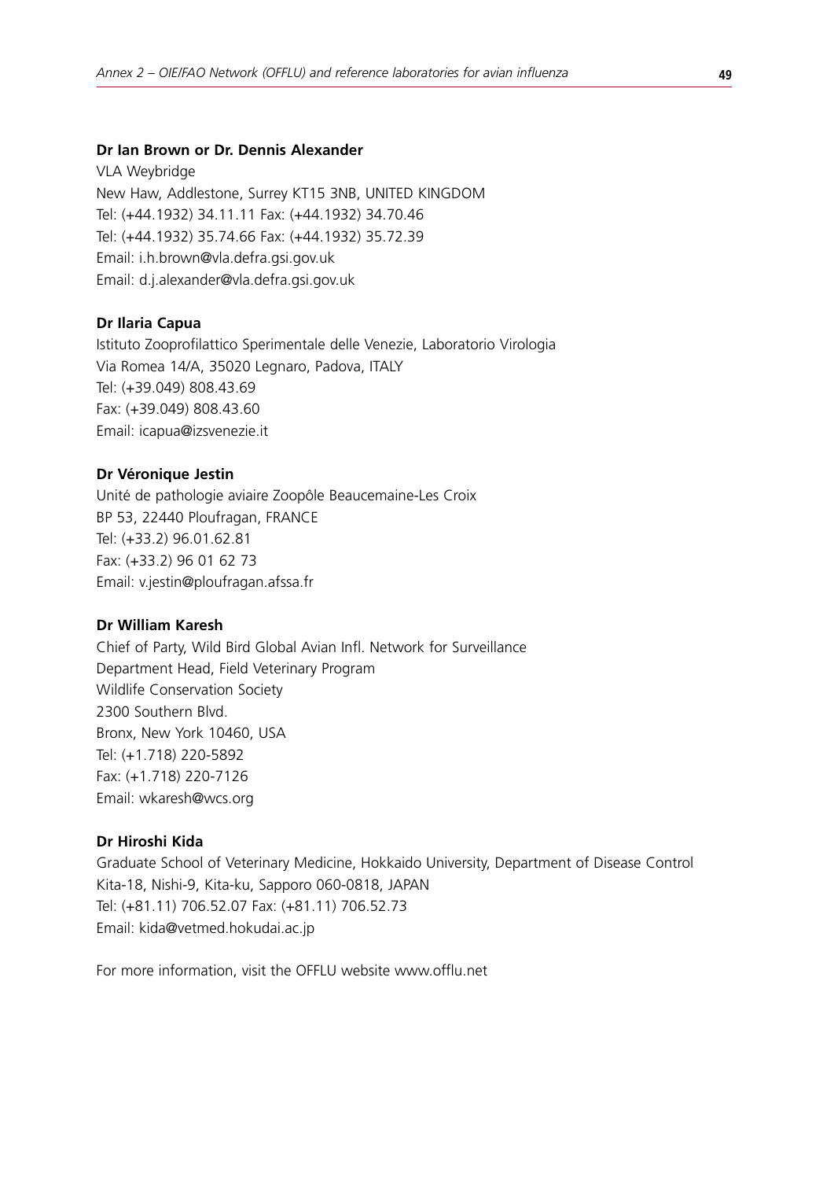**Dr Ian Brown or Dr. Dennis Alexander**

VLA Weybridge
New Haw, Addlestone, Surrey KT15 3NB, UNITED KINGDOM
Tel: (+44.1932) 34.11.11 Fax: (+44.1932) 34.70.46
Tel: (+44.1932) 35.74.66 Fax: (+44.1932) 35.72.39
Email: i.h.brown@vla.defra.gsi.gov.uk
Email: d.j.alexander@vla.defra.gsi.gov.uk

**Dr Ilaria Capua**

Istituto Zooprofilattico Sperimentale delle Venezie, Laboratorio Virologia
Via Romea 14/A, 35020 Legnaro, Padova, ITALY
Tel: (+39.049) 808.43.69
Fax: (+39.049) 808.43.60
Email: icapua@izsvenezie.it

**Dr Véronique Jestin**

Unité de pathologie aviaire Zoopôle Beaucemaine-Les Croix
BP 53, 22440 Ploufragan, FRANCE
Tel: (+33.2) 96.01.62.81
Fax: (+33.2) 96 01 62 73
Email: v.jestin@ploufragan.afssa.fr

**Dr William Karesh**

Chief of Party, Wild Bird Global Avian Infl. Network for Surveillance
Department Head, Field Veterinary Program
Wildlife Conservation Society
2300 Southern Blvd.
Bronx, New York 10460, USA
Tel: (+1.718) 220-5892
Fax: (+1.718) 220-7126
Email: wkaresh@wcs.org

**Dr Hiroshi Kida**

Graduate School of Veterinary Medicine, Hokkaido University, Department of Disease Control
Kita-18, Nishi-9, Kita-ku, Sapporo 060-0818, JAPAN
Tel: (+81.11) 706.52.07 Fax: (+81.11) 706.52.73
Email: kida@vetmed.hokudai.ac.jp

For more information, visit the OFFLU website www.offlu.net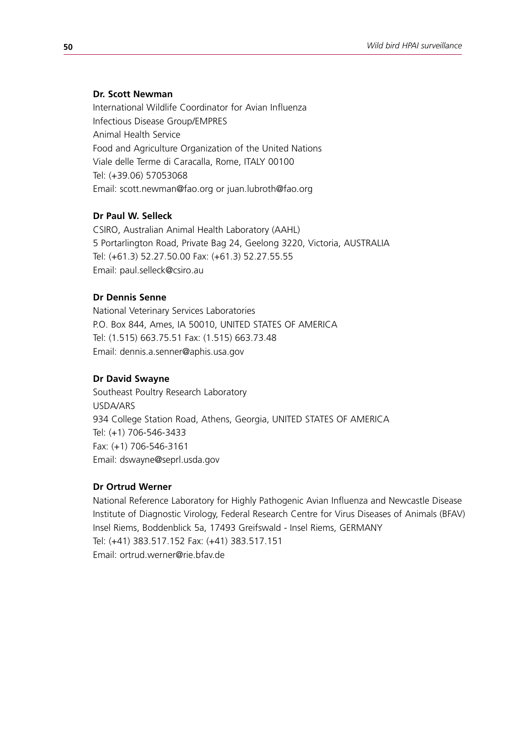**Dr. Scott Newman**

International Wildlife Coordinator for Avian Influenza
Infectious Disease Group/EMPRES
Animal Health Service
Food and Agriculture Organization of the United Nations
Viale delle Terme di Caracalla, Rome, ITALY 00100
Tel: (+39.06) 57053068
Email: scott.newman@fao.org or juan.lubroth@fao.org

**Dr Paul W. Selleck**

CSIRO, Australian Animal Health Laboratory (AAHL)
5 Portarlington Road, Private Bag 24, Geelong 3220, Victoria, AUSTRALIA
Tel: (+61.3) 52.27.50.00 Fax: (+61.3) 52.27.55.55
Email: paul.selleck@csiro.au

**Dr Dennis Senne**

National Veterinary Services Laboratories
P.O. Box 844, Ames, IA 50010, UNITED STATES OF AMERICA
Tel: (1.515) 663.75.51 Fax: (1.515) 663.73.48
Email: dennis.a.senner@aphis.usa.gov

**Dr David Swayne**

Southeast Poultry Research Laboratory
USDA/ARS
934 College Station Road, Athens, Georgia, UNITED STATES OF AMERICA
Tel: (+1) 706-546-3433
Fax: (+1) 706-546-3161
Email: dswayne@seprl.usda.gov

**Dr Ortrud Werner**

National Reference Laboratory for Highly Pathogenic Avian Influenza and Newcastle Disease
Institute of Diagnostic Virology, Federal Research Centre for Virus Diseases of Animals (BFAV)
Insel Riems, Boddenblick 5a, 17493 Greifswald - Insel Riems, GERMANY
Tel: (+41) 383.517.152 Fax: (+41) 383.517.151
Email: ortrud.werner@rie.bfav.de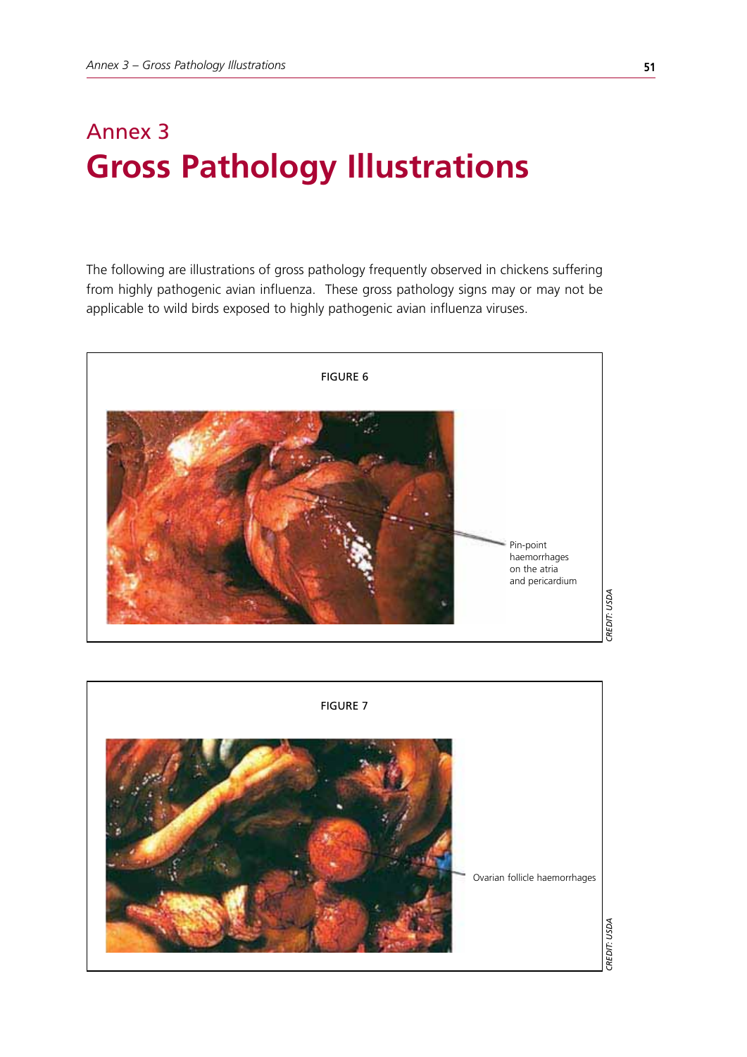# Annex 3
# Gross Pathology Illustrations

The following are illustrations of gross pathology frequently observed in chickens suffering from highly pathogenic avian influenza. These gross pathology signs may or may not be applicable to wild birds exposed to highly pathogenic avian influenza viruses.

FIGURE 6

Pin-point haemorrhages on the atria and pericardium

CREDIT: USDA

FIGURE 7

Ovarian follicle haemorrhages

CREDIT: USDA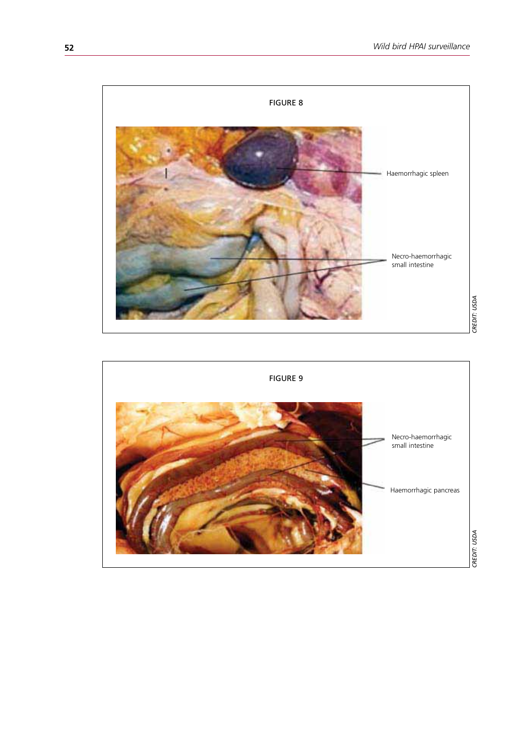FIGURE 8

Haemorrhagic spleen

Necro-haemorrhagic small intestine

CREDIT: USDA

FIGURE 9

Necro-haemorrhagic small intestine

Haemorrhagic pancreas

CREDIT: USDA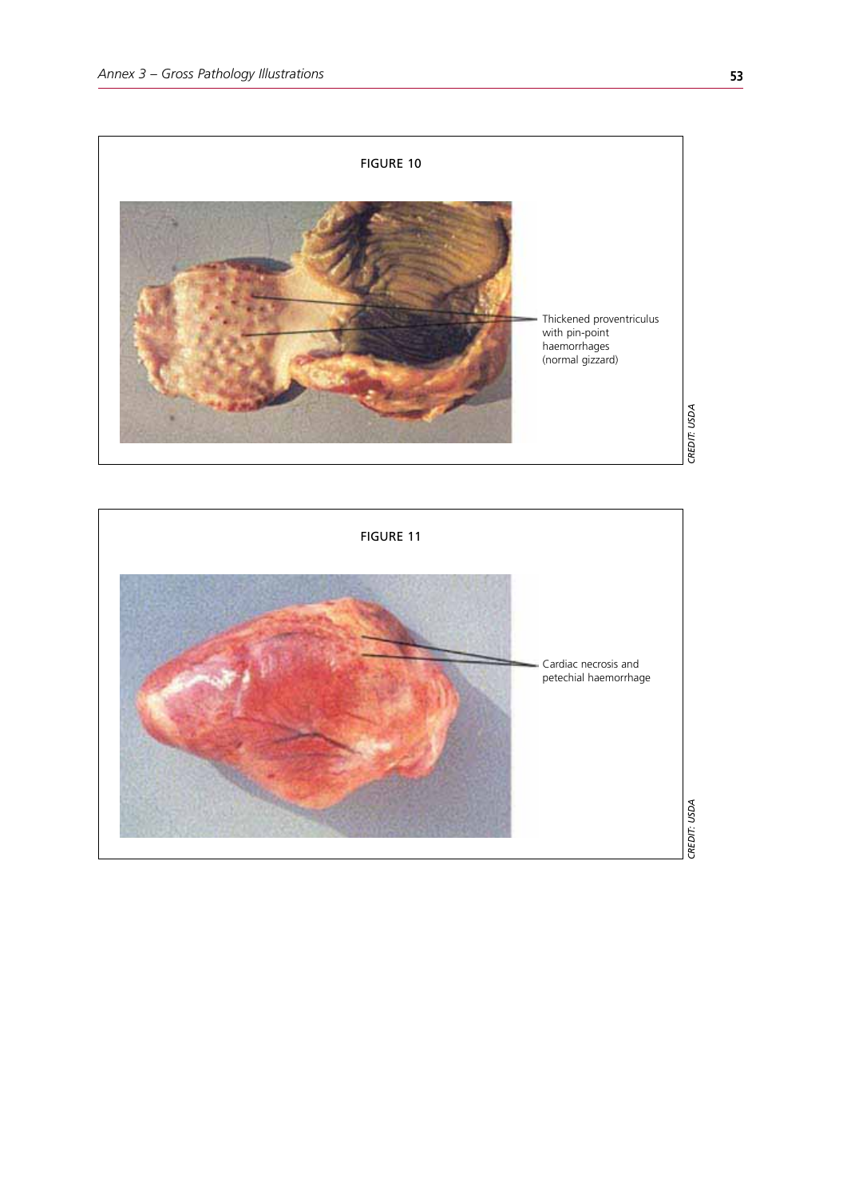FIGURE 10

Thickened proventriculus with pin-point haemorrhages (normal gizzard)

CREDIT: USDA

FIGURE 11

Cardiac necrosis and petechial haemorrhage

CREDIT: USDA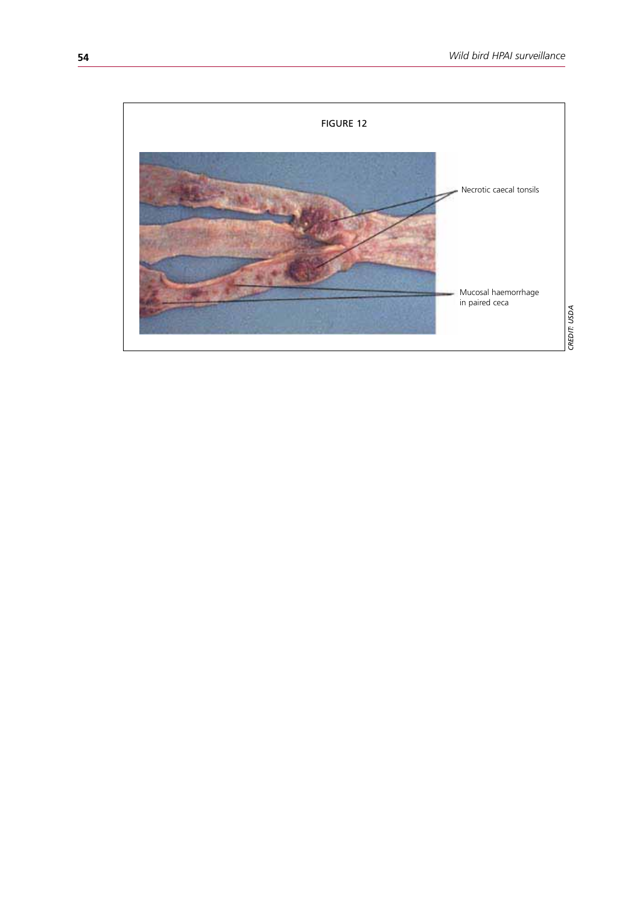FIGURE 12

Necrotic caecal tonsils

Mucosal haemorrhage in paired ceca

CREDIT: USDA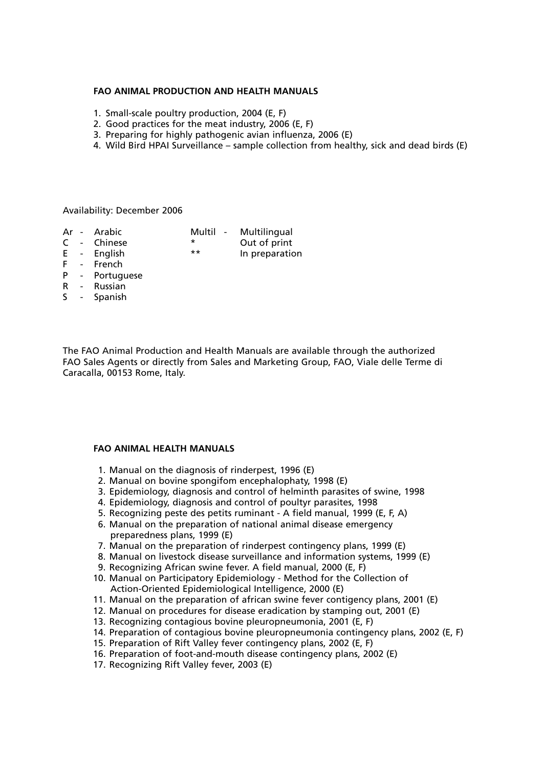**FAO ANIMAL PRODUCTION AND HEALTH MANUALS**

1. Small-scale poultry production, 2004 (E, F)
2. Good practices for the meat industry, 2006 (E, F)
3. Preparing for highly pathogenic avian influenza, 2006 (E)
4. Wild Bird HPAI Surveillance – sample collection from healthy, sick and dead birds (E)

Availability: December 2006

| | | | |
|---|---|---|---|
| Ar - Arabic | | Multil - | Multilingual |
| C - Chinese | | * | Out of print |
| E - English | | ** | In preparation |
| F - French | | | |
| P - Portuguese | | | |
| R - Russian | | | |
| S - Spanish | | | |

The FAO Animal Production and Health Manuals are available through the authorized FAO Sales Agents or directly from Sales and Marketing Group, FAO, Viale delle Terme di Caracalla, 00153 Rome, Italy.

**FAO ANIMAL HEALTH MANUALS**

1. Manual on the diagnosis of rinderpest, 1996 (E)
2. Manual on bovine spongifom encephalophaty, 1998 (E)
3. Epidemiology, diagnosis and control of helminth parasites of swine, 1998
4. Epidemiology, diagnosis and control of poultyr parasites, 1998
5. Recognizing peste des petits ruminant - A field manual, 1999 (E, F, A)
6. Manual on the preparation of national animal disease emergency preparedness plans, 1999 (E)
7. Manual on the preparation of rinderpest contingency plans, 1999 (E)
8. Manual on livestock disease surveillance and information systems, 1999 (E)
9. Recognizing African swine fever. A field manual, 2000 (E, F)
10. Manual on Participatory Epidemiology - Method for the Collection of Action-Oriented Epidemiological Intelligence, 2000 (E)
11. Manual on the preparation of african swine fever contigency plans, 2001 (E)
12. Manual on procedures for disease eradication by stamping out, 2001 (E)
13. Recognizing contagious bovine pleuropneumonia, 2001 (E, F)
14. Preparation of contagious bovine pleuropneumonia contingency plans, 2002 (E, F)
15. Preparation of Rift Valley fever contingency plans, 2002 (E, F)
16. Preparation of foot-and-mouth disease contingency plans, 2002 (E)
17. Recognizing Rift Valley fever, 2003 (E)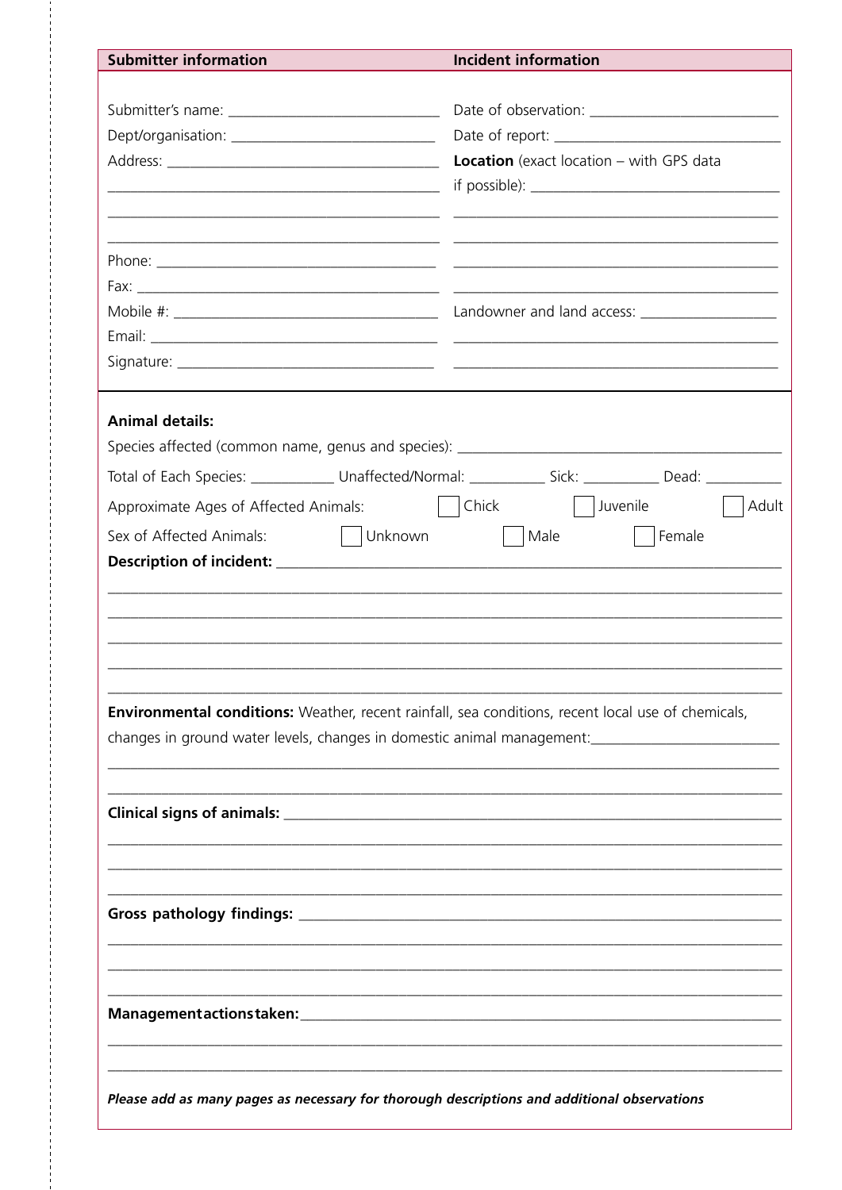| Submitter information | Incident information |
|---|---|
| Submitter's name: ____________________ | Date of observation: ____________________ |
| Dept/organisation: ____________________ | Date of report: ____________________ |
| Address: ____________________ | **Location** (exact location – with GPS data if possible): ____________________ |
| Phone: ____________________ | |
| Fax: ____________________ | |
| Mobile #: ____________________ | Landowner and land access: ____________________ |
| Email: ____________________ | |
| Signature: ____________________ | |

**Animal details:**

Species affected (common name, genus and species): ____________________

Total of Each Species: __________ Unaffected/Normal: __________ Sick: __________ Dead: __________

Approximate Ages of Affected Animals: ☐ Chick ☐ Juvenile ☐ Adult

Sex of Affected Animals: ☐ Unknown ☐ Male ☐ Female

**Description of incident:** ____________________

**Environmental conditions:** Weather, recent rainfall, sea conditions, recent local use of chemicals, changes in ground water levels, changes in domestic animal management: ____________________

**Clinical signs of animals:** ____________________

**Gross pathology findings:** ____________________

**Management actions taken:** ____________________

***Please add as many pages as necessary for thorough descriptions and additional observations***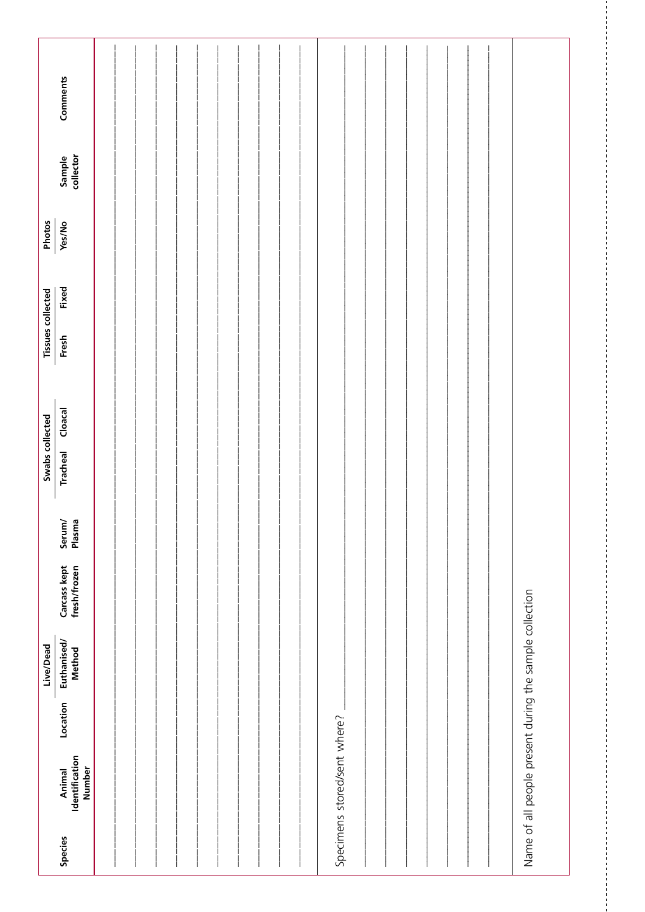| Species | Animal Identification Number | Location | Live/Dead | | Serum/ Plasma | Swabs collected | | Tissues collected | | Photos | Sample collector | Comments |
|---|---|---|---|---|---|---|---|---|---|---|---|---|
| | | | Euthanised/ Method | Carcass kept fresh/frozen | | Tracheal | Cloacal | Fresh | Fixed | Yes/No | | |
| | | | | | | | | | | | | |
| | | | | | | | | | | | | |
| | | | | | | | | | | | | |
| | | | | | | | | | | | | |
| | | | | | | | | | | | | |
| | | | | | | | | | | | | |
| | | | | | | | | | | | | |
| | | | | | | | | | | | | |
| | | | | | | | | | | | | |
| | | | | | | | | | | | | |

Specimens stored/sent where? ______________________________________________

______________________________________________

______________________________________________

______________________________________________

______________________________________________

______________________________________________

______________________________________________

______________________________________________

Name of all people present during the sample collection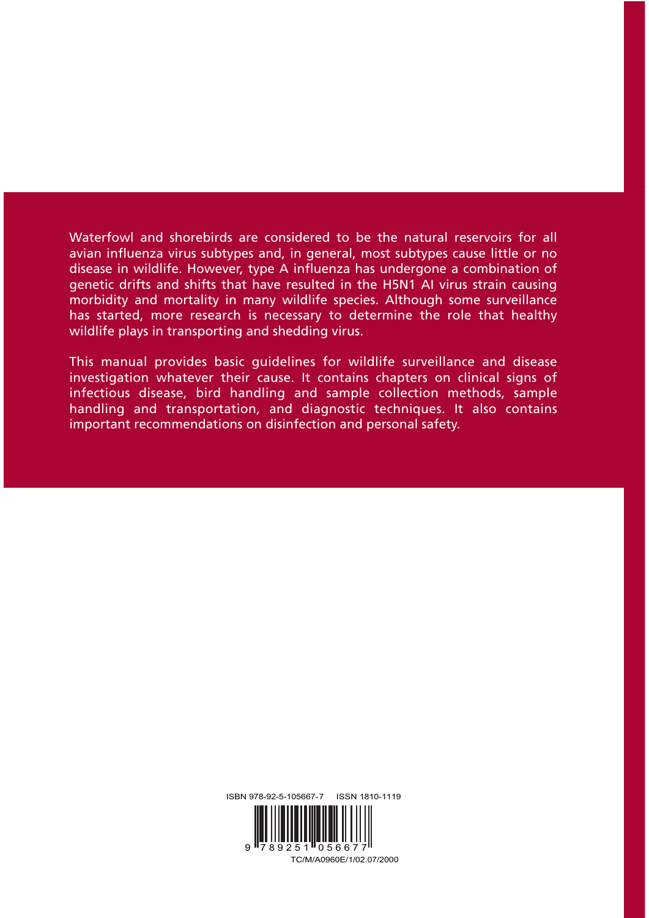Waterfowl and shorebirds are considered to be the natural reservoirs for all avian influenza virus subtypes and, in general, most subtypes cause little or no disease in wildlife. However, type A influenza has undergone a combination of genetic drifts and shifts that have resulted in the H5N1 AI virus strain causing morbidity and mortality in many wildlife species. Although some surveillance has started, more research is necessary to determine the role that healthy wildlife plays in transporting and shedding virus.

This manual provides basic guidelines for wildlife surveillance and disease investigation whatever their cause. It contains chapters on clinical signs of infectious disease, bird handling and sample collection methods, sample handling and transportation, and diagnostic techniques. It also contains important recommendations on disinfection and personal safety.

ISBN 978-92-5-105667-7 ISSN 1810-1119

9 789251 056677

TC/M/A0960E/1/02.07/2000